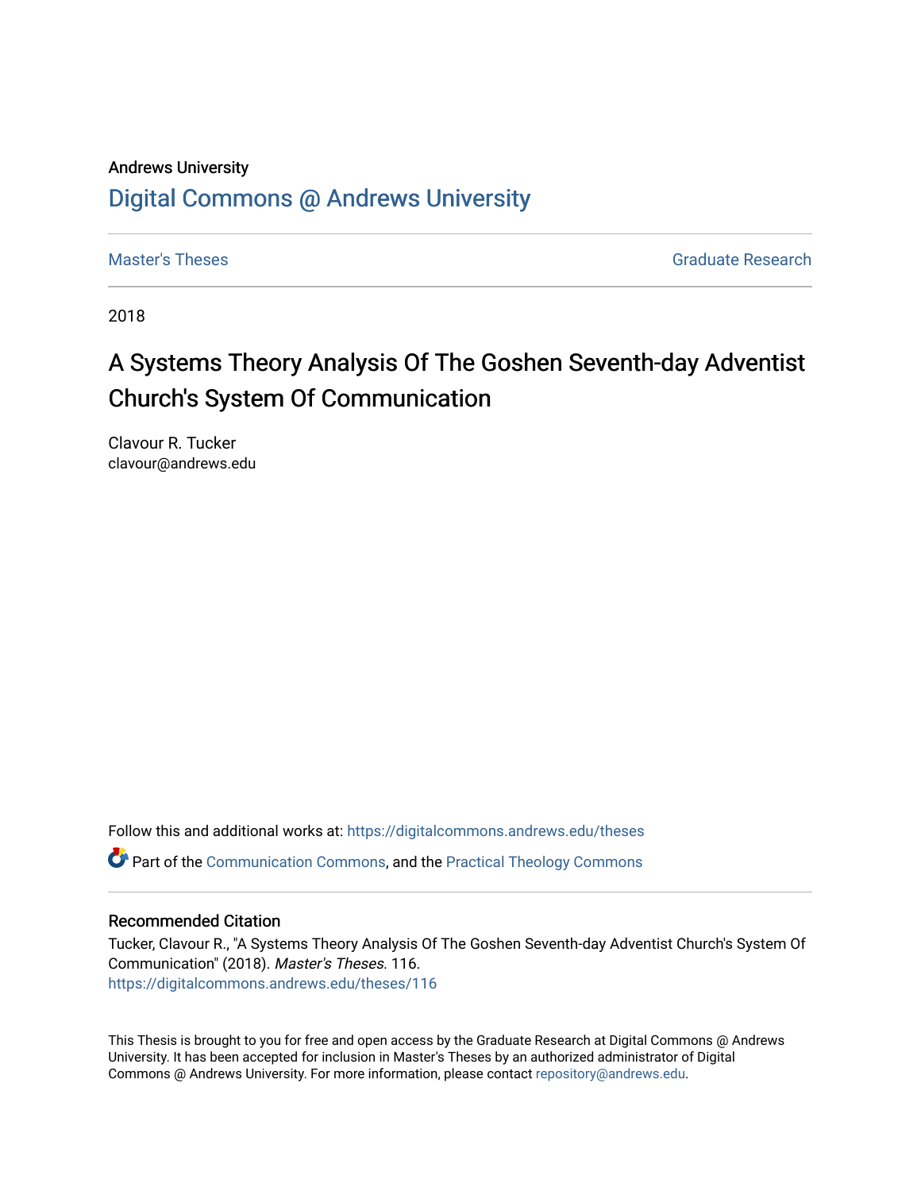Andrews University

# Digital Commons @ Andrews University

Master's Theses

Graduate Research

2018

# A Systems Theory Analysis Of The Goshen Seventh-day Adventist Church's System Of Communication

Clavour R. Tucker
clavour@andrews.edu

Follow this and additional works at: https://digitalcommons.andrews.edu/theses

Part of the Communication Commons, and the Practical Theology Commons

## Recommended Citation

Tucker, Clavour R., "A Systems Theory Analysis Of The Goshen Seventh-day Adventist Church's System Of Communication" (2018). *Master's Theses*. 116.
https://digitalcommons.andrews.edu/theses/116

This Thesis is brought to you for free and open access by the Graduate Research at Digital Commons @ Andrews University. It has been accepted for inclusion in Master's Theses by an authorized administrator of Digital Commons @ Andrews University. For more information, please contact repository@andrews.edu.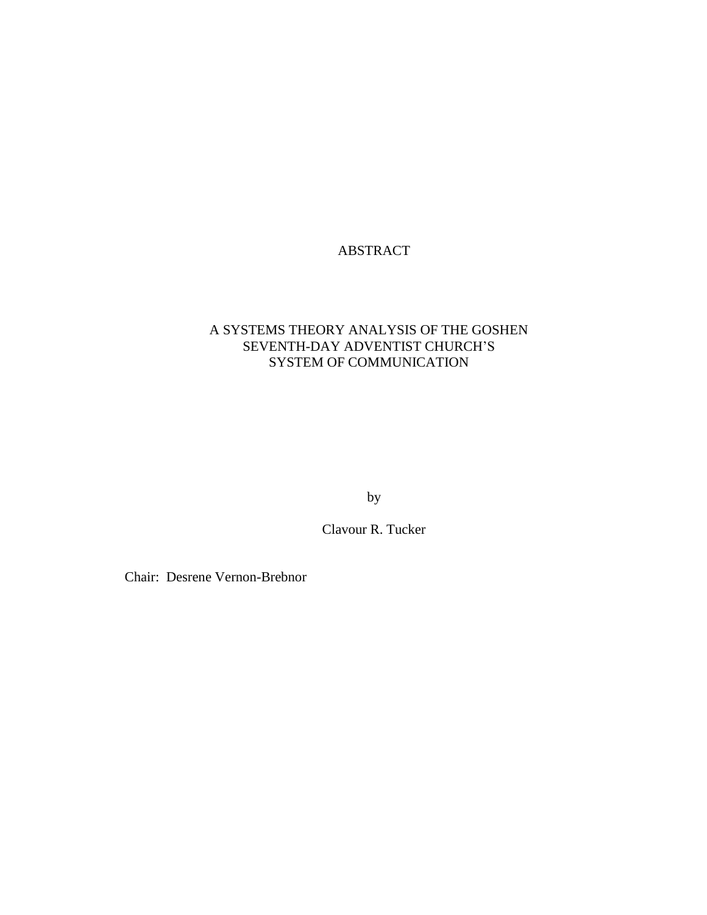# ABSTRACT

## A SYSTEMS THEORY ANALYSIS OF THE GOSHEN SEVENTH-DAY ADVENTIST CHURCH'S SYSTEM OF COMMUNICATION

by

Clavour R. Tucker

Chair: Desrene Vernon-Brebnor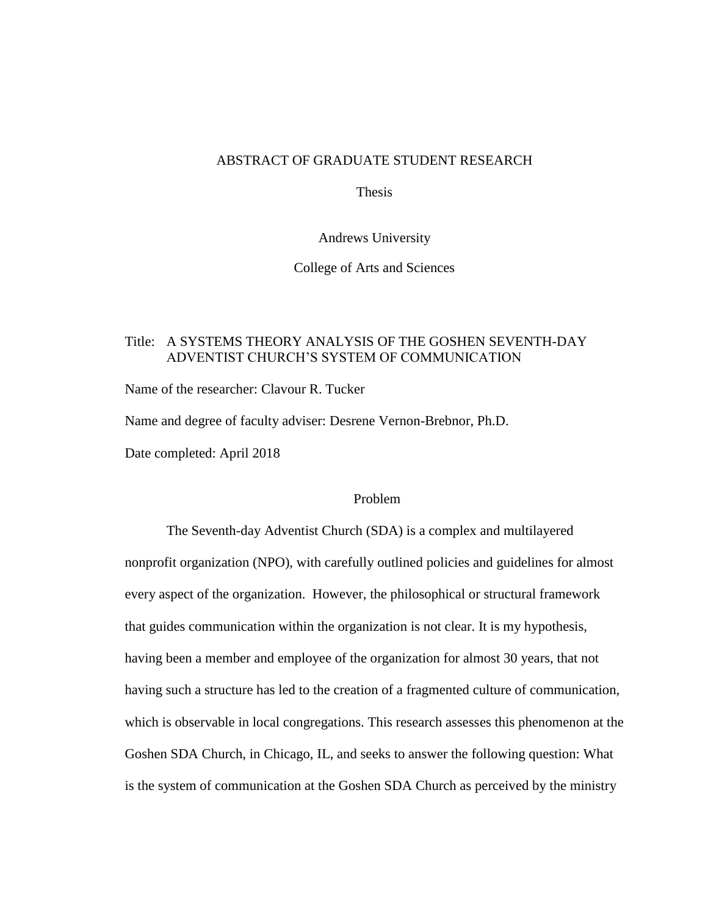ABSTRACT OF GRADUATE STUDENT RESEARCH

Thesis

Andrews University

College of Arts and Sciences

Title: A SYSTEMS THEORY ANALYSIS OF THE GOSHEN SEVENTH-DAY ADVENTIST CHURCH'S SYSTEM OF COMMUNICATION

Name of the researcher: Clavour R. Tucker

Name and degree of faculty adviser: Desrene Vernon-Brebnor, Ph.D.

Date completed: April 2018

## Problem

The Seventh-day Adventist Church (SDA) is a complex and multilayered nonprofit organization (NPO), with carefully outlined policies and guidelines for almost every aspect of the organization. However, the philosophical or structural framework that guides communication within the organization is not clear. It is my hypothesis, having been a member and employee of the organization for almost 30 years, that not having such a structure has led to the creation of a fragmented culture of communication, which is observable in local congregations. This research assesses this phenomenon at the Goshen SDA Church, in Chicago, IL, and seeks to answer the following question: What is the system of communication at the Goshen SDA Church as perceived by the ministry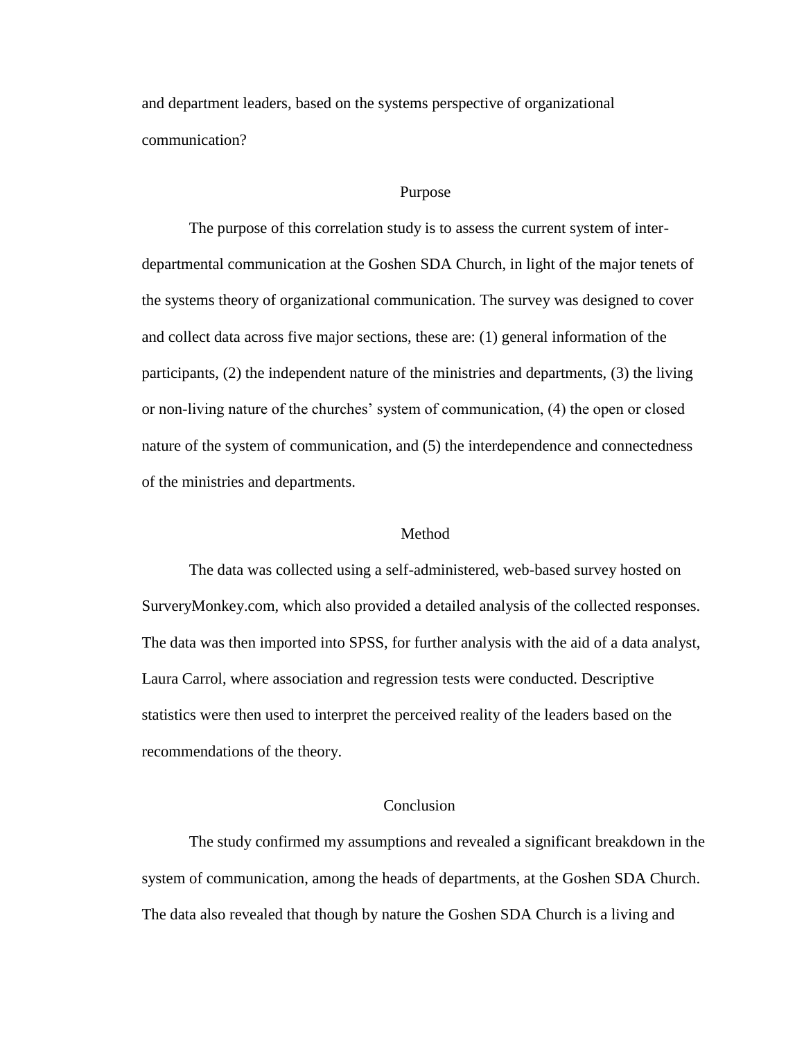and department leaders, based on the systems perspective of organizational communication?

## Purpose

The purpose of this correlation study is to assess the current system of inter-departmental communication at the Goshen SDA Church, in light of the major tenets of the systems theory of organizational communication. The survey was designed to cover and collect data across five major sections, these are: (1) general information of the participants, (2) the independent nature of the ministries and departments, (3) the living or non-living nature of the churches' system of communication, (4) the open or closed nature of the system of communication, and (5) the interdependence and connectedness of the ministries and departments.

## Method

The data was collected using a self-administered, web-based survey hosted on SurveryMonkey.com, which also provided a detailed analysis of the collected responses. The data was then imported into SPSS, for further analysis with the aid of a data analyst, Laura Carrol, where association and regression tests were conducted. Descriptive statistics were then used to interpret the perceived reality of the leaders based on the recommendations of the theory.

## Conclusion

The study confirmed my assumptions and revealed a significant breakdown in the system of communication, among the heads of departments, at the Goshen SDA Church. The data also revealed that though by nature the Goshen SDA Church is a living and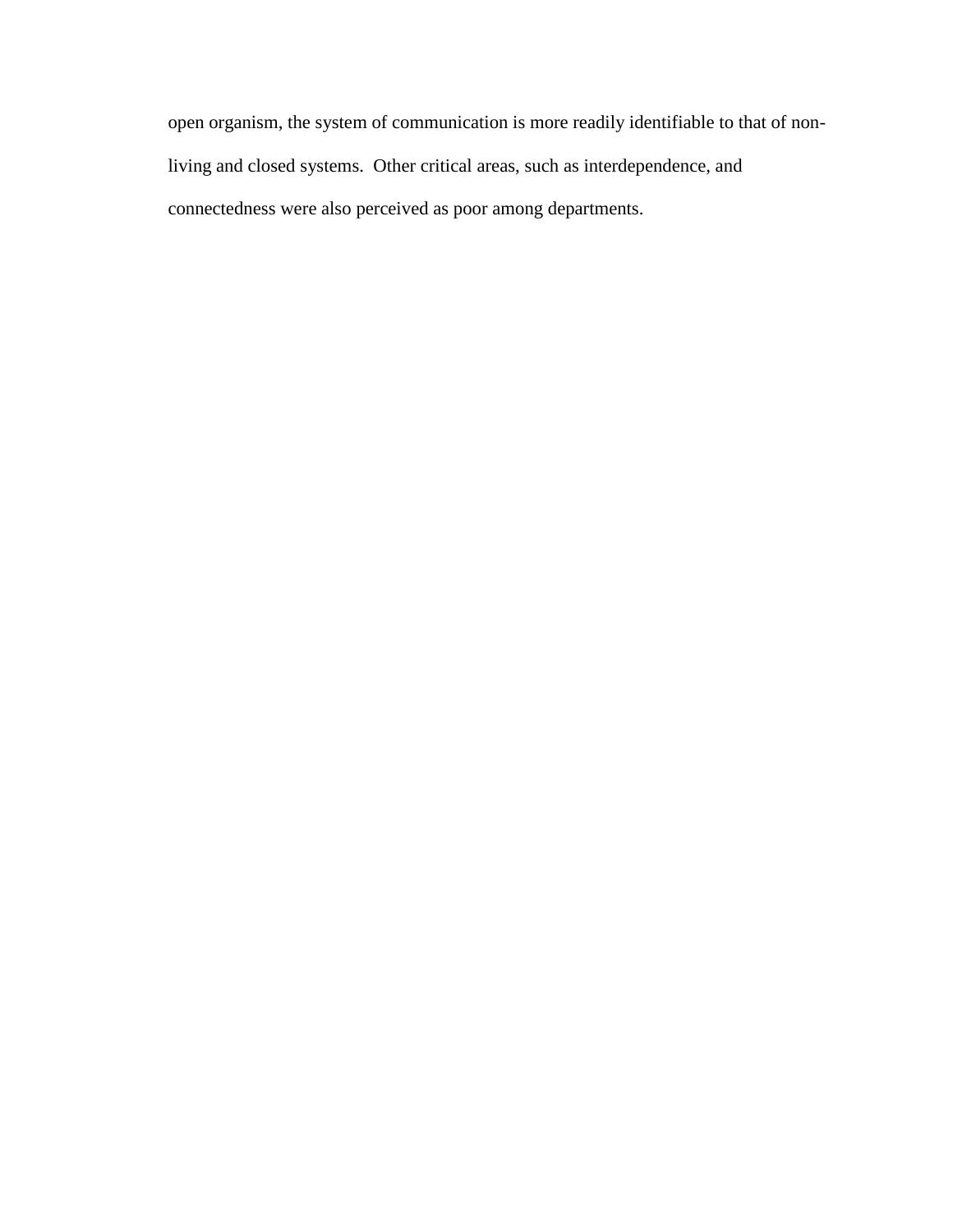open organism, the system of communication is more readily identifiable to that of non-living and closed systems. Other critical areas, such as interdependence, and connectedness were also perceived as poor among departments.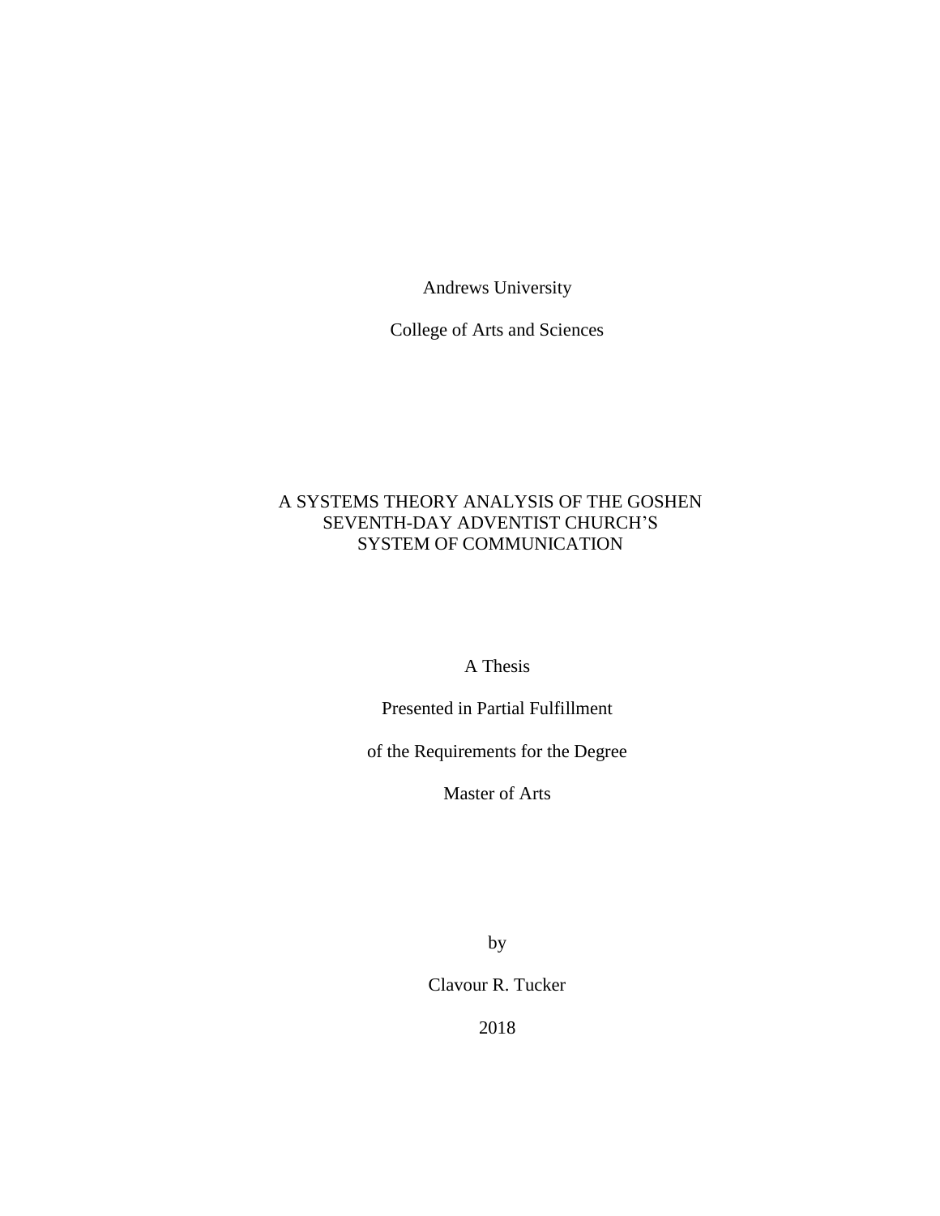Andrews University

College of Arts and Sciences

# A SYSTEMS THEORY ANALYSIS OF THE GOSHEN SEVENTH-DAY ADVENTIST CHURCH'S SYSTEM OF COMMUNICATION

A Thesis

Presented in Partial Fulfillment

of the Requirements for the Degree

Master of Arts

by

Clavour R. Tucker

2018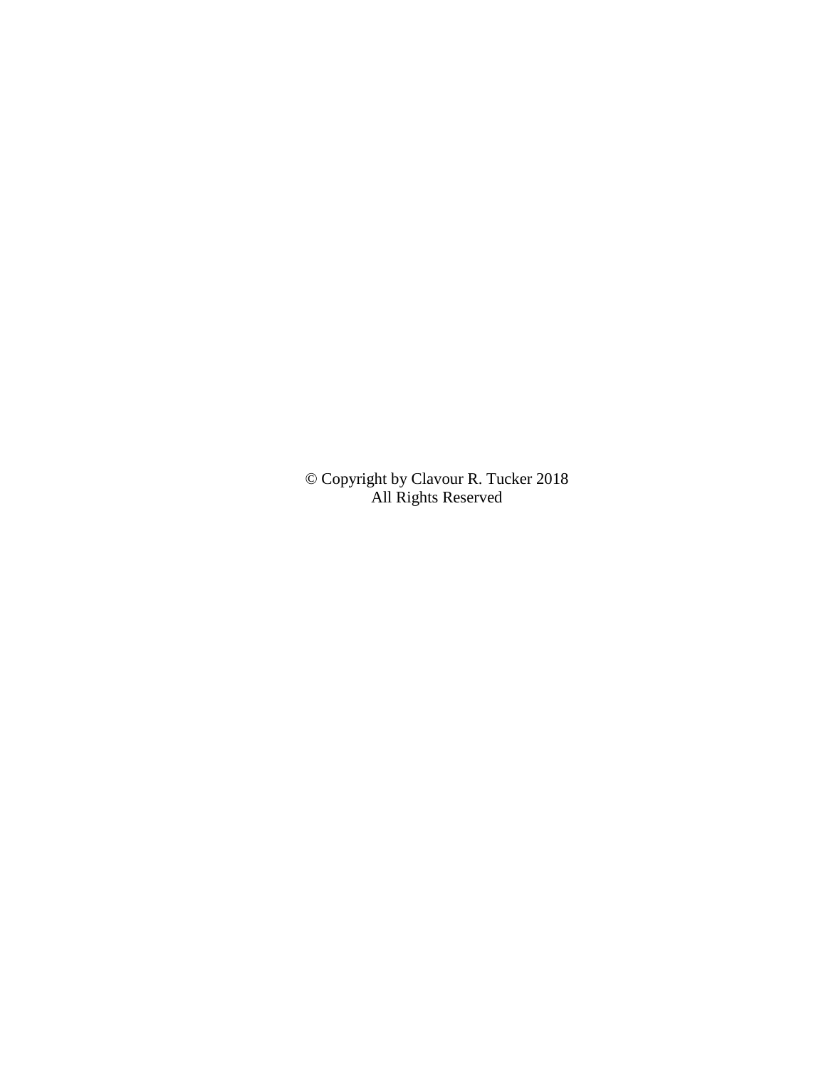© Copyright by Clavour R. Tucker 2018
All Rights Reserved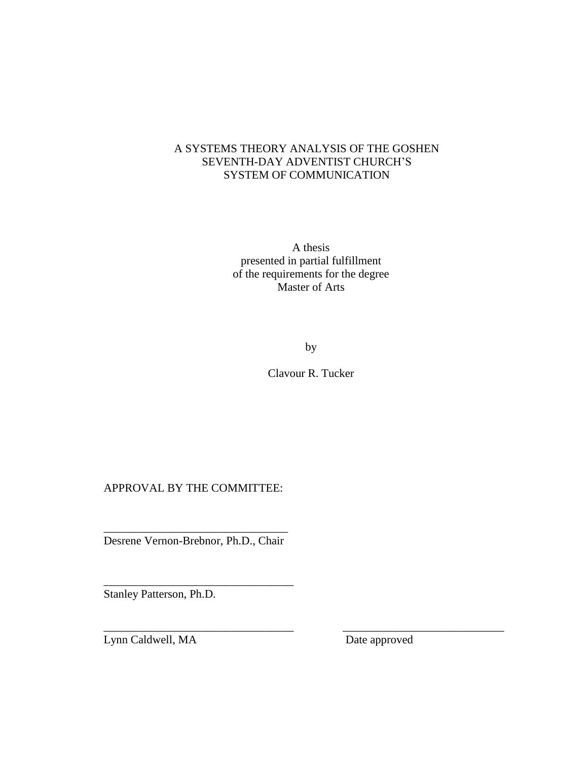A SYSTEMS THEORY ANALYSIS OF THE GOSHEN
SEVENTH-DAY ADVENTIST CHURCH'S
SYSTEM OF COMMUNICATION

A thesis
presented in partial fulfillment
of the requirements for the degree
Master of Arts

by

Clavour R. Tucker

APPROVAL BY THE COMMITTEE:

\_\_\_\_\_\_\_\_\_\_\_\_\_\_\_\_\_\_\_\_\_\_\_\_\_\_\_\_\_\_\_\_
Desrene Vernon-Brebnor, Ph.D., Chair

\_\_\_\_\_\_\_\_\_\_\_\_\_\_\_\_\_\_\_\_\_\_\_\_\_\_\_\_\_\_\_\_
Stanley Patterson, Ph.D.

\_\_\_\_\_\_\_\_\_\_\_\_\_\_\_\_\_\_\_\_\_\_\_\_\_\_\_\_\_\_\_\_ \_\_\_\_\_\_\_\_\_\_\_\_\_\_\_\_\_\_\_\_\_\_\_\_\_\_\_\_
Lynn Caldwell, MA Date approved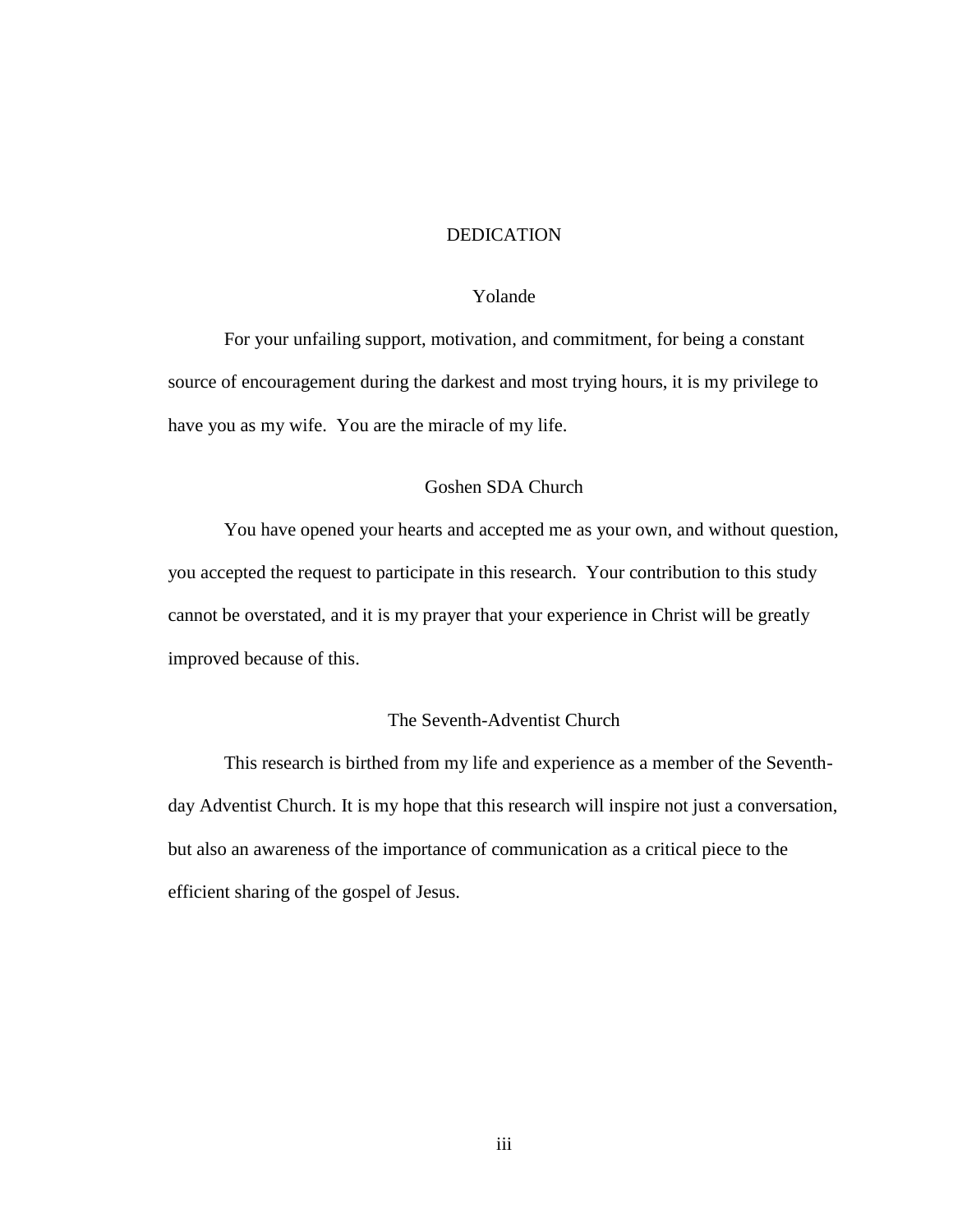# DEDICATION

## Yolande

For your unfailing support, motivation, and commitment, for being a constant source of encouragement during the darkest and most trying hours, it is my privilege to have you as my wife. You are the miracle of my life.

## Goshen SDA Church

You have opened your hearts and accepted me as your own, and without question, you accepted the request to participate in this research. Your contribution to this study cannot be overstated, and it is my prayer that your experience in Christ will be greatly improved because of this.

## The Seventh-Adventist Church

This research is birthed from my life and experience as a member of the Seventh-day Adventist Church. It is my hope that this research will inspire not just a conversation, but also an awareness of the importance of communication as a critical piece to the efficient sharing of the gospel of Jesus.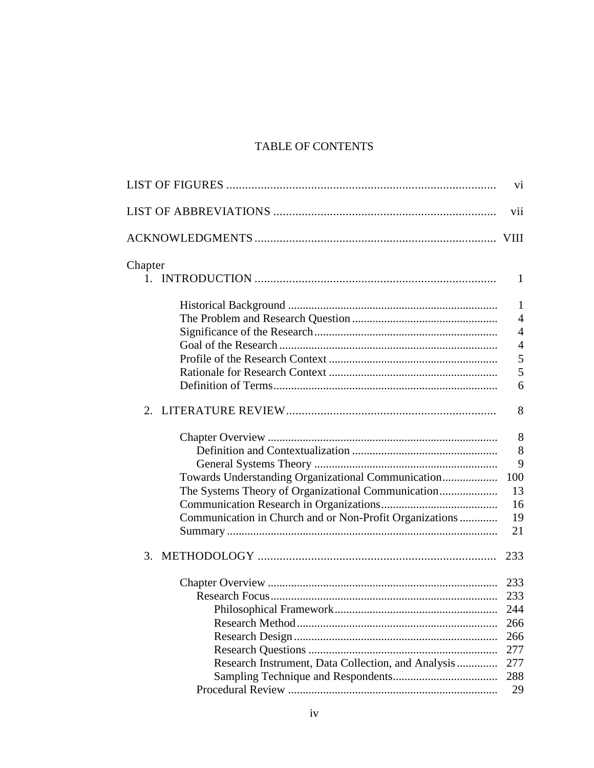# TABLE OF CONTENTS

LIST OF FIGURES ..................................................................................... vi

LIST OF ABBREVIATIONS ...................................................................... vii

ACKNOWLEDGMENTS ............................................................................ VIII

Chapter

1. INTRODUCTION ............................................................................ 1

    Historical Background ....................................................................... 1
    The Problem and Research Question ................................................. 4
    Significance of the Research .............................................................. 4
    Goal of the Research .......................................................................... 4
    Profile of the Research Context ......................................................... 5
    Rationale for Research Context ......................................................... 5
    Definition of Terms ............................................................................ 6

2. LITERATURE REVIEW ................................................................... 8

    Chapter Overview .............................................................................. 8
        Definition and Contextualization .................................................. 8
        General Systems Theory .............................................................. 9
    Towards Understanding Organizational Communication ................... 100
    The Systems Theory of Organizational Communication .................... 13
    Communication Research in Organizations ........................................ 16
    Communication in Church and or Non-Profit Organizations ............. 19
    Summary ............................................................................................ 21

3. METHODOLOGY ............................................................................ 233

    Chapter Overview .............................................................................. 233
        Research Focus ............................................................................. 233
            Philosophical Framework ....................................................... 244
            Research Method .................................................................... 266
            Research Design ..................................................................... 266
            Research Questions ................................................................ 277
            Research Instrument, Data Collection, and Analysis .............. 277
            Sampling Technique and Respondents .................................... 288
        Procedural Review ....................................................................... 29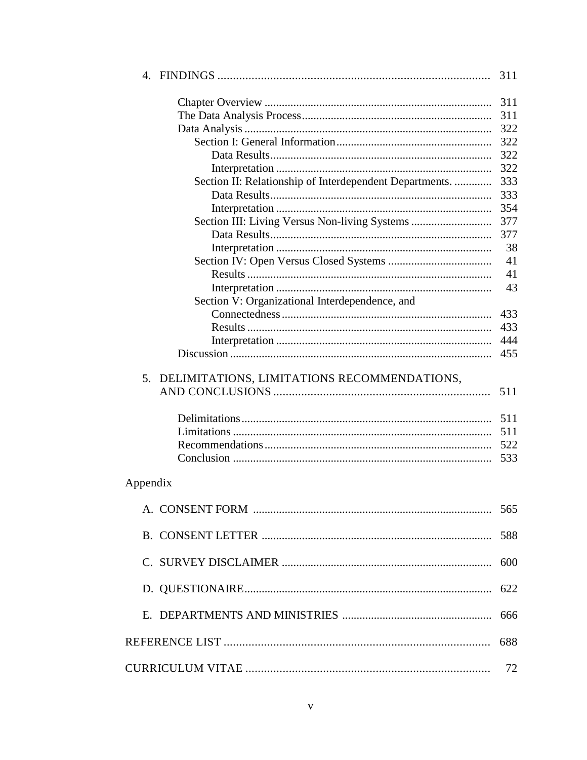4. FINDINGS ............................................................................................ 311

   Chapter Overview ............................................................................ 311
   The Data Analysis Process................................................................ 311
   Data Analysis .................................................................................... 322
      Section I: General Information...................................................... 322
         Data Results............................................................................ 322
         Interpretation .......................................................................... 322
      Section II: Relationship of Interdependent Departments. ............. 333
         Data Results............................................................................ 333
         Interpretation .......................................................................... 354
      Section III: Living Versus Non-living Systems ............................ 377
         Data Results............................................................................ 377
         Interpretation .......................................................................... 38
      Section IV: Open Versus Closed Systems .................................... 41
         Results .................................................................................... 41
         Interpretation .......................................................................... 43
      Section V: Organizational Interdependence, and
         Connectedness........................................................................ 433
         Results .................................................................................... 433
         Interpretation .......................................................................... 444
   Discussion ......................................................................................... 455

5. DELIMITATIONS, LIMITATIONS RECOMMENDATIONS, AND CONCLUSIONS ........................................................................ 511

   Delimitations..................................................................................... 511
   Limitations ........................................................................................ 511
   Recommendations............................................................................. 522
   Conclusion ........................................................................................ 533

Appendix

A. CONSENT FORM .................................................................................. 565

B. CONSENT LETTER ............................................................................... 588

C. SURVEY DISCLAIMER ......................................................................... 600

D. QUESTIONAIRE..................................................................................... 622

E. DEPARTMENTS AND MINISTRIES ..................................................... 666

REFERENCE LIST ........................................................................................ 688

CURRICULUM VITAE ................................................................................. 72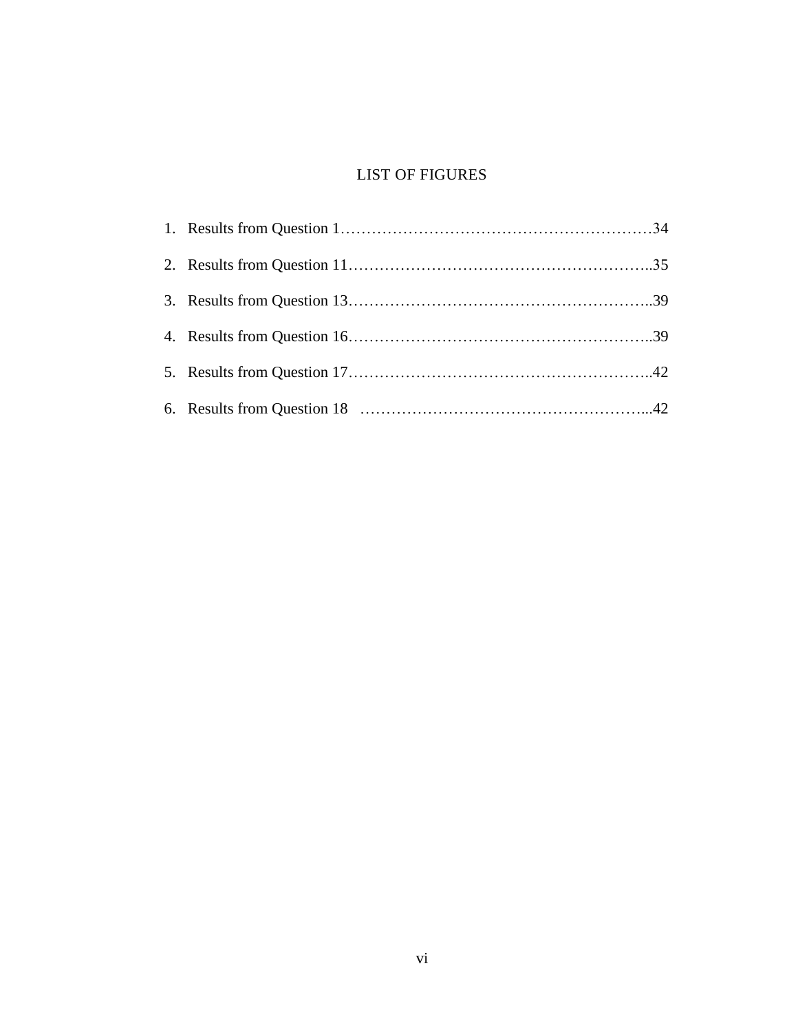# LIST OF FIGURES

1. Results from Question 1……………………………………………………34
2. Results from Question 11…………………………………………………..35
3. Results from Question 13…………………………………………………..39
4. Results from Question 16…………………………………………………..39
5. Results from Question 17…………………………………………………..42
6. Results from Question 18 ………………………………………………...42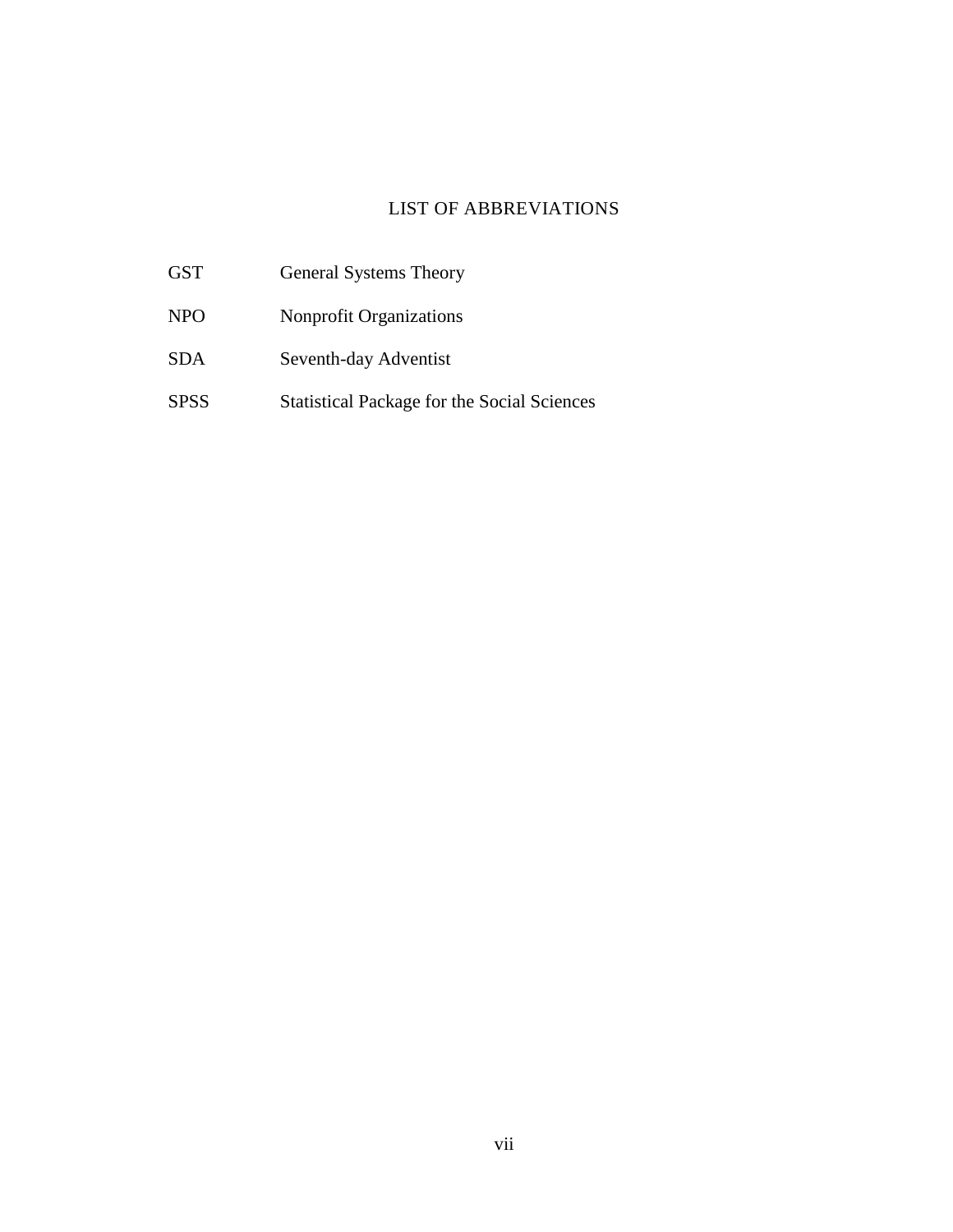# LIST OF ABBREVIATIONS

| | |
|---|---|
| GST | General Systems Theory |
| NPO | Nonprofit Organizations |
| SDA | Seventh-day Adventist |
| SPSS | Statistical Package for the Social Sciences |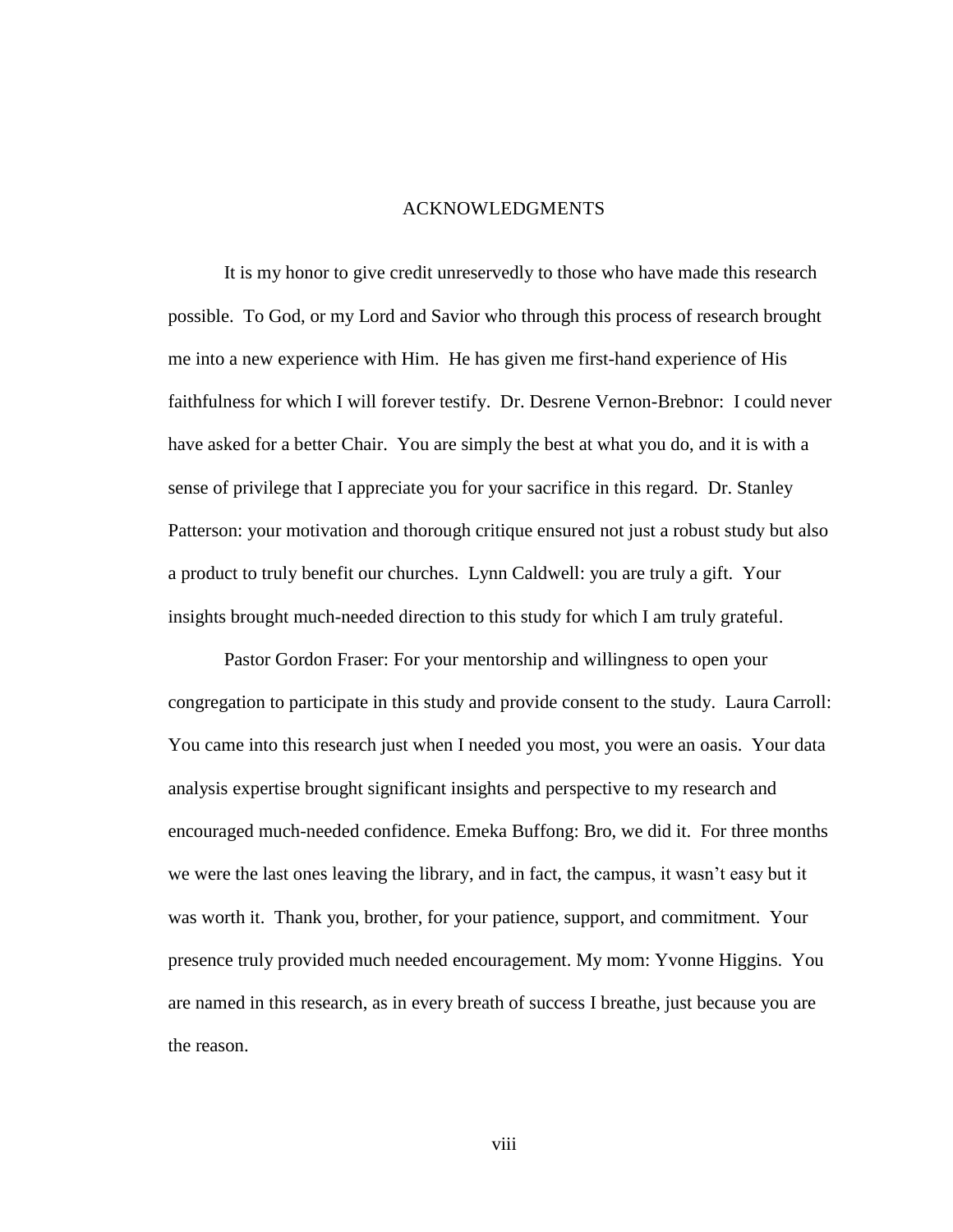# ACKNOWLEDGMENTS

It is my honor to give credit unreservedly to those who have made this research possible. To God, or my Lord and Savior who through this process of research brought me into a new experience with Him. He has given me first-hand experience of His faithfulness for which I will forever testify. Dr. Desrene Vernon-Brebnor: I could never have asked for a better Chair. You are simply the best at what you do, and it is with a sense of privilege that I appreciate you for your sacrifice in this regard. Dr. Stanley Patterson: your motivation and thorough critique ensured not just a robust study but also a product to truly benefit our churches. Lynn Caldwell: you are truly a gift. Your insights brought much-needed direction to this study for which I am truly grateful.

Pastor Gordon Fraser: For your mentorship and willingness to open your congregation to participate in this study and provide consent to the study. Laura Carroll: You came into this research just when I needed you most, you were an oasis. Your data analysis expertise brought significant insights and perspective to my research and encouraged much-needed confidence. Emeka Buffong: Bro, we did it. For three months we were the last ones leaving the library, and in fact, the campus, it wasn't easy but it was worth it. Thank you, brother, for your patience, support, and commitment. Your presence truly provided much needed encouragement. My mom: Yvonne Higgins. You are named in this research, as in every breath of success I breathe, just because you are the reason.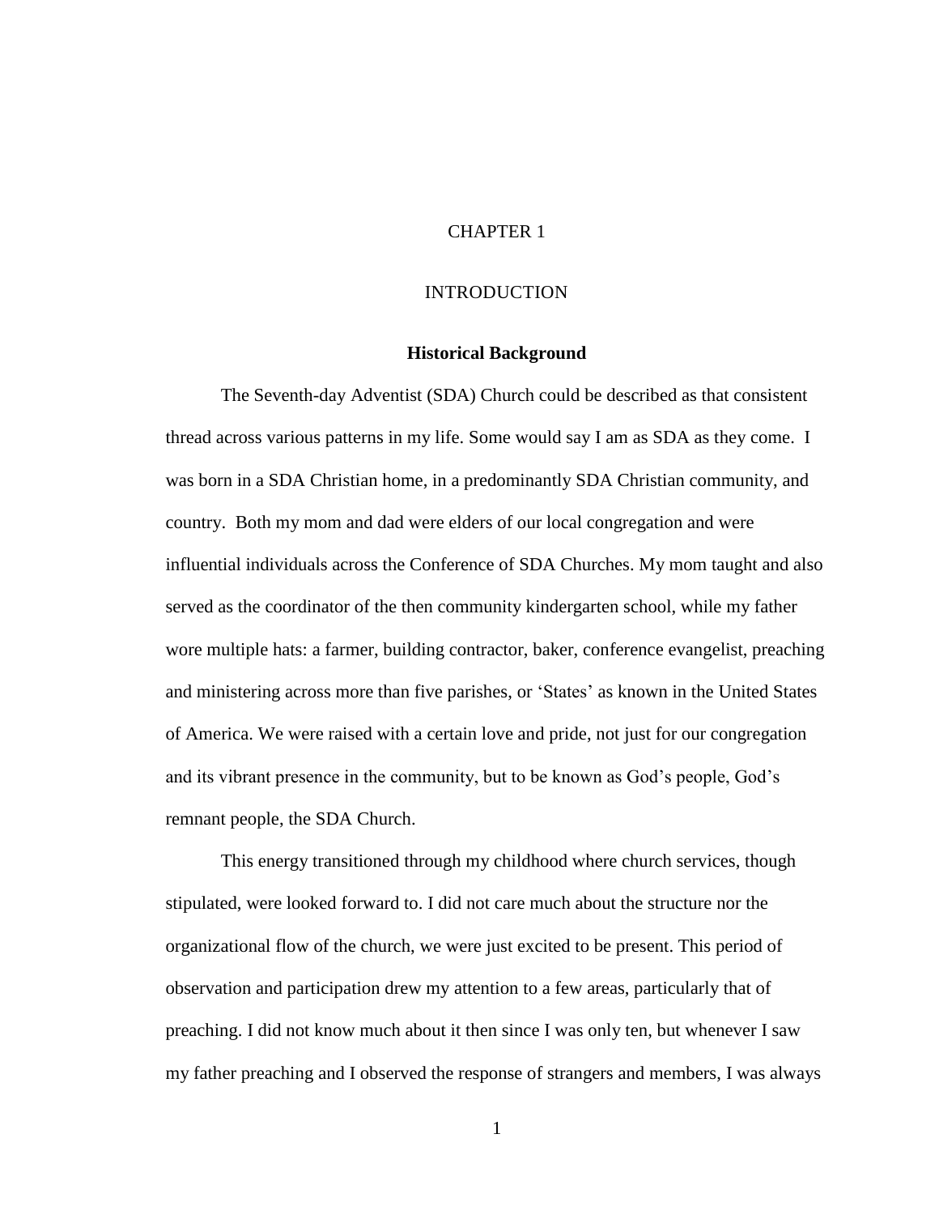# CHAPTER 1

# INTRODUCTION

## Historical Background

The Seventh-day Adventist (SDA) Church could be described as that consistent thread across various patterns in my life. Some would say I am as SDA as they come. I was born in a SDA Christian home, in a predominantly SDA Christian community, and country. Both my mom and dad were elders of our local congregation and were influential individuals across the Conference of SDA Churches. My mom taught and also served as the coordinator of the then community kindergarten school, while my father wore multiple hats: a farmer, building contractor, baker, conference evangelist, preaching and ministering across more than five parishes, or 'States' as known in the United States of America. We were raised with a certain love and pride, not just for our congregation and its vibrant presence in the community, but to be known as God's people, God's remnant people, the SDA Church.

This energy transitioned through my childhood where church services, though stipulated, were looked forward to. I did not care much about the structure nor the organizational flow of the church, we were just excited to be present. This period of observation and participation drew my attention to a few areas, particularly that of preaching. I did not know much about it then since I was only ten, but whenever I saw my father preaching and I observed the response of strangers and members, I was always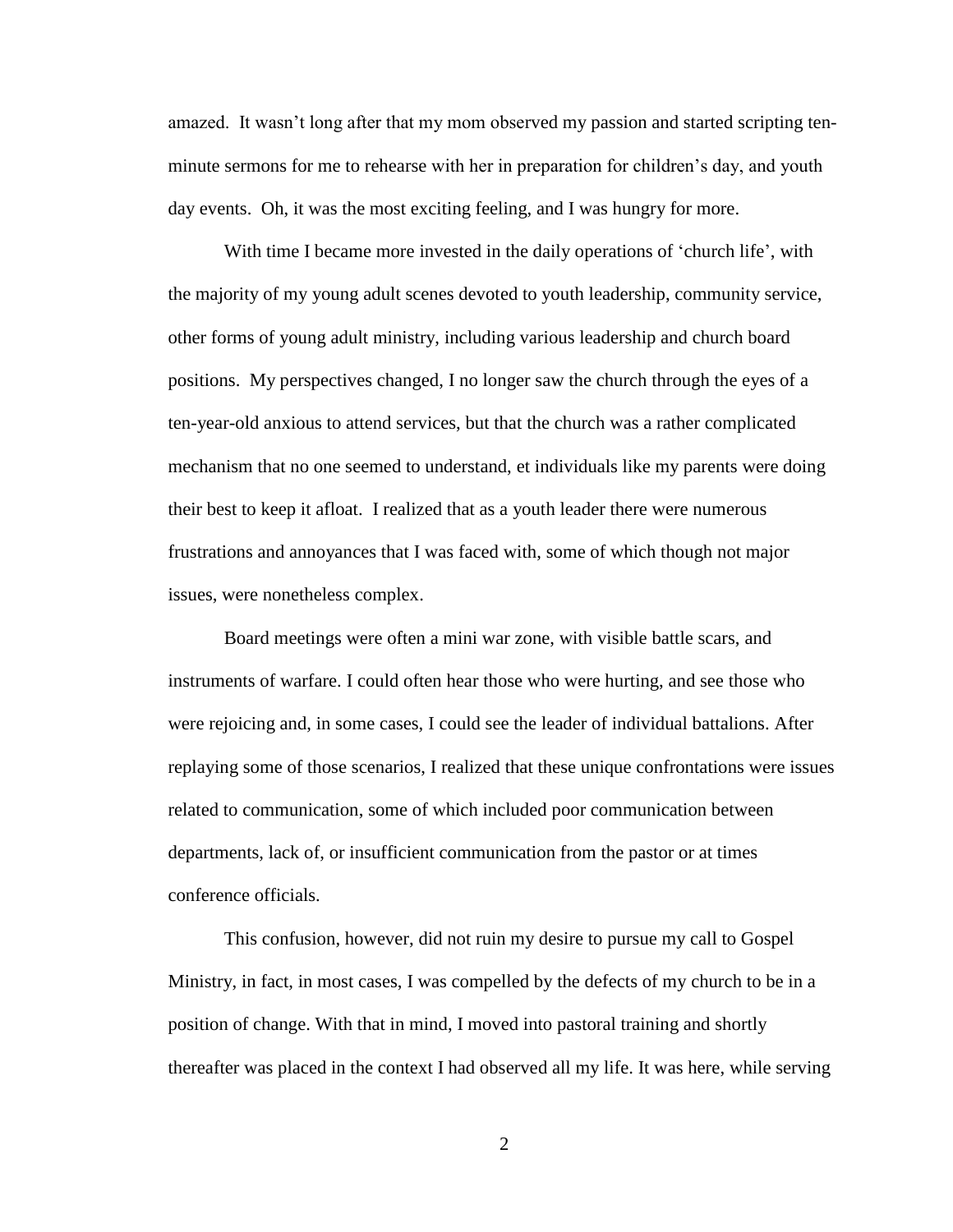amazed. It wasn't long after that my mom observed my passion and started scripting ten-minute sermons for me to rehearse with her in preparation for children's day, and youth day events. Oh, it was the most exciting feeling, and I was hungry for more.

With time I became more invested in the daily operations of 'church life', with the majority of my young adult scenes devoted to youth leadership, community service, other forms of young adult ministry, including various leadership and church board positions. My perspectives changed, I no longer saw the church through the eyes of a ten-year-old anxious to attend services, but that the church was a rather complicated mechanism that no one seemed to understand, et individuals like my parents were doing their best to keep it afloat. I realized that as a youth leader there were numerous frustrations and annoyances that I was faced with, some of which though not major issues, were nonetheless complex.

Board meetings were often a mini war zone, with visible battle scars, and instruments of warfare. I could often hear those who were hurting, and see those who were rejoicing and, in some cases, I could see the leader of individual battalions. After replaying some of those scenarios, I realized that these unique confrontations were issues related to communication, some of which included poor communication between departments, lack of, or insufficient communication from the pastor or at times conference officials.

This confusion, however, did not ruin my desire to pursue my call to Gospel Ministry, in fact, in most cases, I was compelled by the defects of my church to be in a position of change. With that in mind, I moved into pastoral training and shortly thereafter was placed in the context I had observed all my life. It was here, while serving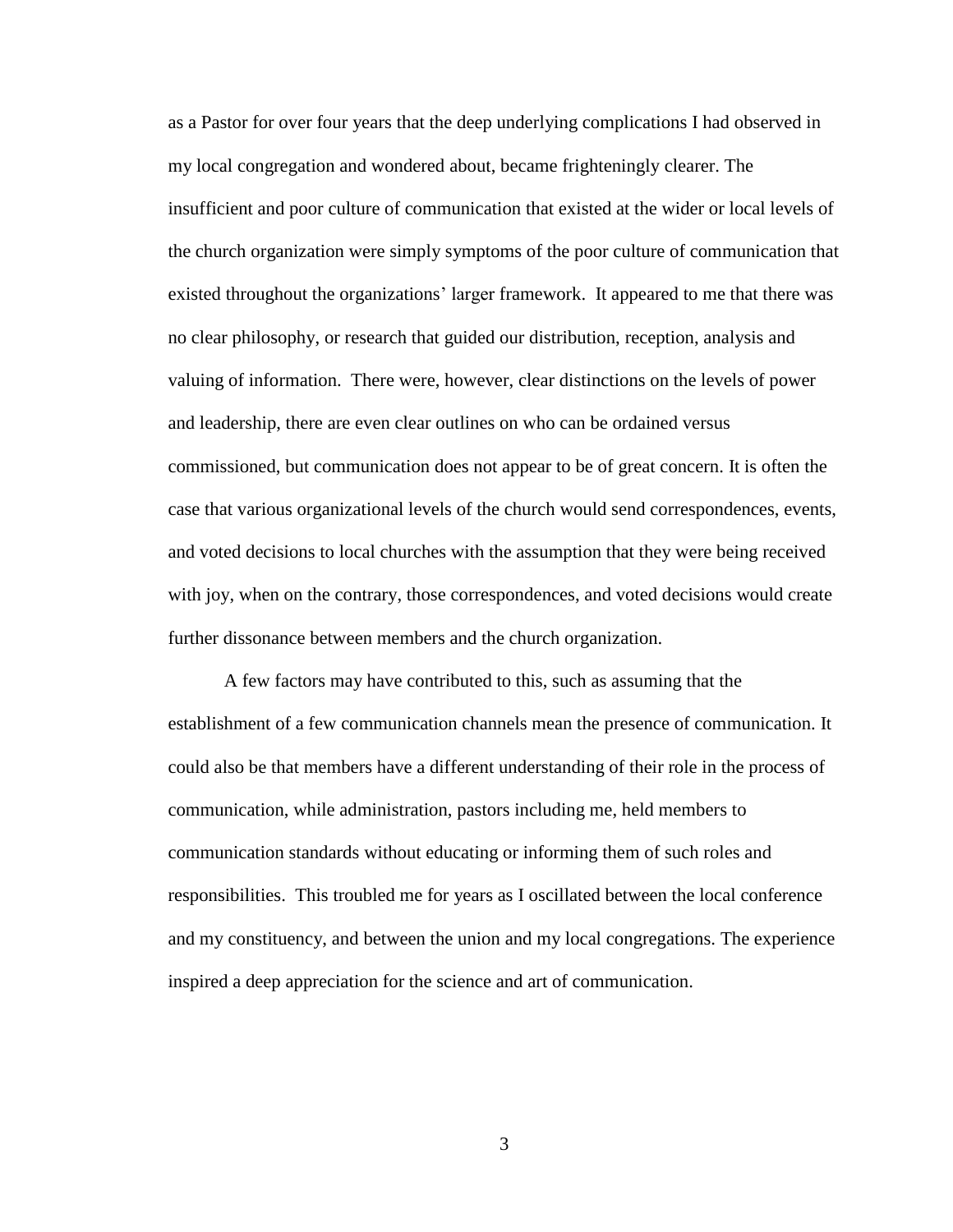as a Pastor for over four years that the deep underlying complications I had observed in my local congregation and wondered about, became frighteningly clearer. The insufficient and poor culture of communication that existed at the wider or local levels of the church organization were simply symptoms of the poor culture of communication that existed throughout the organizations' larger framework. It appeared to me that there was no clear philosophy, or research that guided our distribution, reception, analysis and valuing of information. There were, however, clear distinctions on the levels of power and leadership, there are even clear outlines on who can be ordained versus commissioned, but communication does not appear to be of great concern. It is often the case that various organizational levels of the church would send correspondences, events, and voted decisions to local churches with the assumption that they were being received with joy, when on the contrary, those correspondences, and voted decisions would create further dissonance between members and the church organization.

A few factors may have contributed to this, such as assuming that the establishment of a few communication channels mean the presence of communication. It could also be that members have a different understanding of their role in the process of communication, while administration, pastors including me, held members to communication standards without educating or informing them of such roles and responsibilities. This troubled me for years as I oscillated between the local conference and my constituency, and between the union and my local congregations. The experience inspired a deep appreciation for the science and art of communication.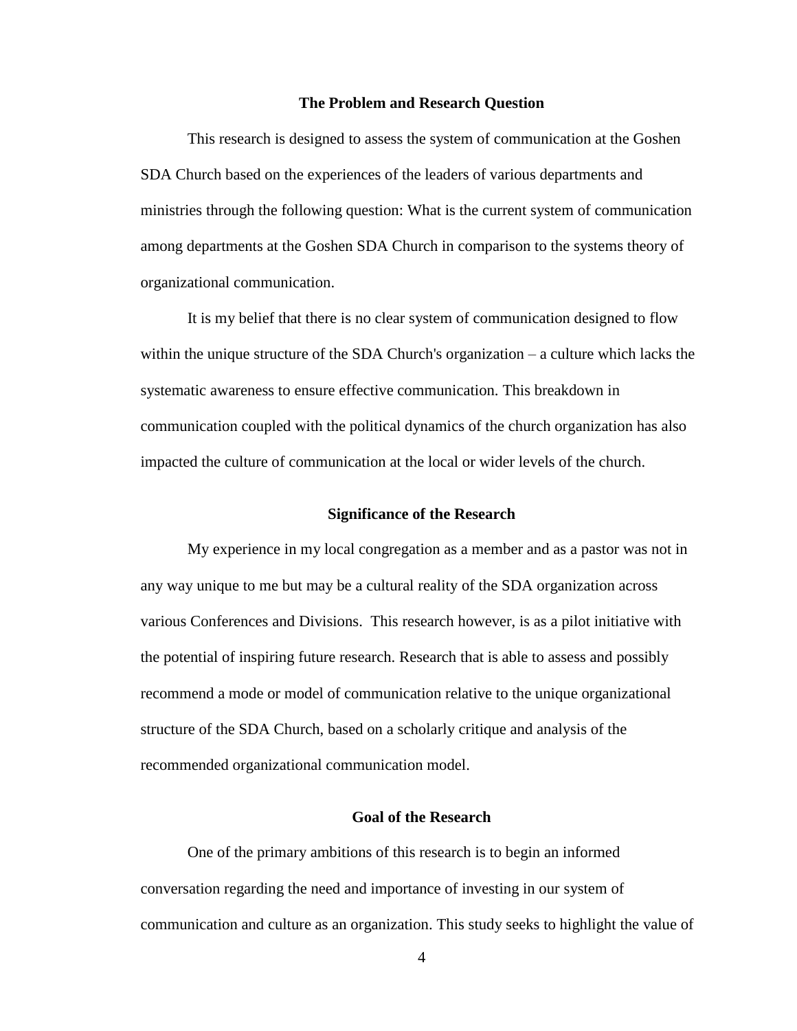## The Problem and Research Question

This research is designed to assess the system of communication at the Goshen SDA Church based on the experiences of the leaders of various departments and ministries through the following question: What is the current system of communication among departments at the Goshen SDA Church in comparison to the systems theory of organizational communication.

It is my belief that there is no clear system of communication designed to flow within the unique structure of the SDA Church's organization – a culture which lacks the systematic awareness to ensure effective communication. This breakdown in communication coupled with the political dynamics of the church organization has also impacted the culture of communication at the local or wider levels of the church.

## Significance of the Research

My experience in my local congregation as a member and as a pastor was not in any way unique to me but may be a cultural reality of the SDA organization across various Conferences and Divisions. This research however, is as a pilot initiative with the potential of inspiring future research. Research that is able to assess and possibly recommend a mode or model of communication relative to the unique organizational structure of the SDA Church, based on a scholarly critique and analysis of the recommended organizational communication model.

## Goal of the Research

One of the primary ambitions of this research is to begin an informed conversation regarding the need and importance of investing in our system of communication and culture as an organization. This study seeks to highlight the value of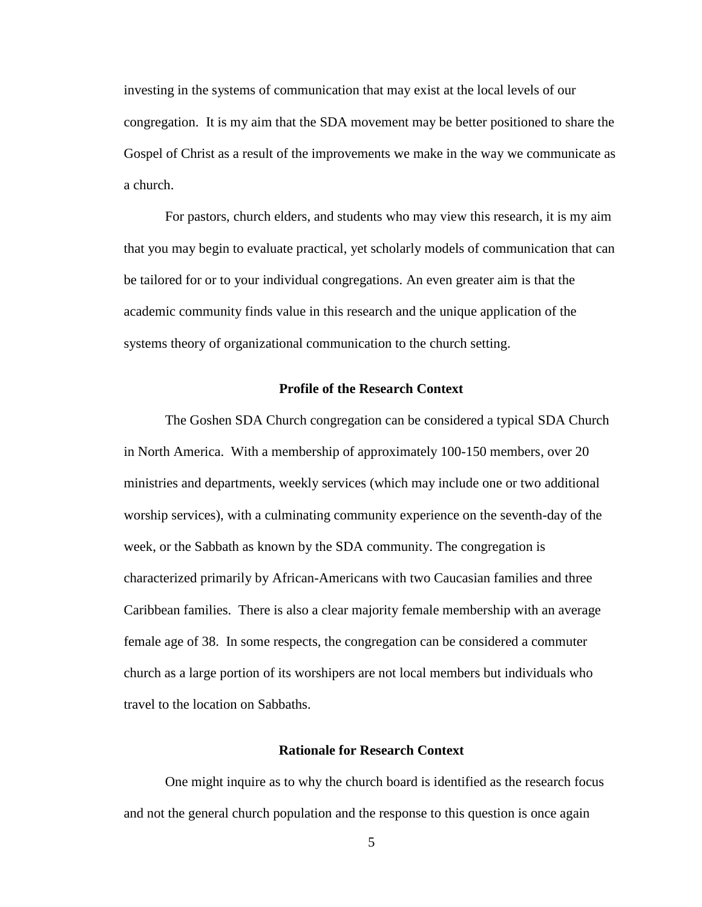investing in the systems of communication that may exist at the local levels of our congregation. It is my aim that the SDA movement may be better positioned to share the Gospel of Christ as a result of the improvements we make in the way we communicate as a church.

For pastors, church elders, and students who may view this research, it is my aim that you may begin to evaluate practical, yet scholarly models of communication that can be tailored for or to your individual congregations. An even greater aim is that the academic community finds value in this research and the unique application of the systems theory of organizational communication to the church setting.

## Profile of the Research Context

The Goshen SDA Church congregation can be considered a typical SDA Church in North America. With a membership of approximately 100-150 members, over 20 ministries and departments, weekly services (which may include one or two additional worship services), with a culminating community experience on the seventh-day of the week, or the Sabbath as known by the SDA community. The congregation is characterized primarily by African-Americans with two Caucasian families and three Caribbean families. There is also a clear majority female membership with an average female age of 38. In some respects, the congregation can be considered a commuter church as a large portion of its worshipers are not local members but individuals who travel to the location on Sabbaths.

## Rationale for Research Context

One might inquire as to why the church board is identified as the research focus and not the general church population and the response to this question is once again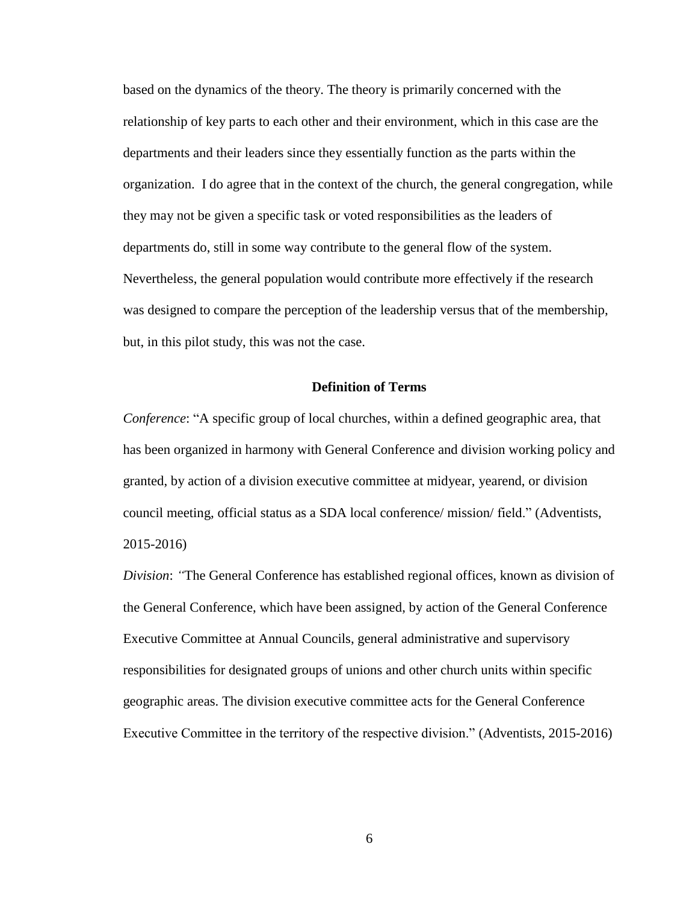based on the dynamics of the theory. The theory is primarily concerned with the relationship of key parts to each other and their environment, which in this case are the departments and their leaders since they essentially function as the parts within the organization. I do agree that in the context of the church, the general congregation, while they may not be given a specific task or voted responsibilities as the leaders of departments do, still in some way contribute to the general flow of the system. Nevertheless, the general population would contribute more effectively if the research was designed to compare the perception of the leadership versus that of the membership, but, in this pilot study, this was not the case.

## Definition of Terms

*Conference*: "A specific group of local churches, within a defined geographic area, that has been organized in harmony with General Conference and division working policy and granted, by action of a division executive committee at midyear, yearend, or division council meeting, official status as a SDA local conference/ mission/ field." (Adventists, 2015-2016)

*Division*: "The General Conference has established regional offices, known as division of the General Conference, which have been assigned, by action of the General Conference Executive Committee at Annual Councils, general administrative and supervisory responsibilities for designated groups of unions and other church units within specific geographic areas. The division executive committee acts for the General Conference Executive Committee in the territory of the respective division." (Adventists, 2015-2016)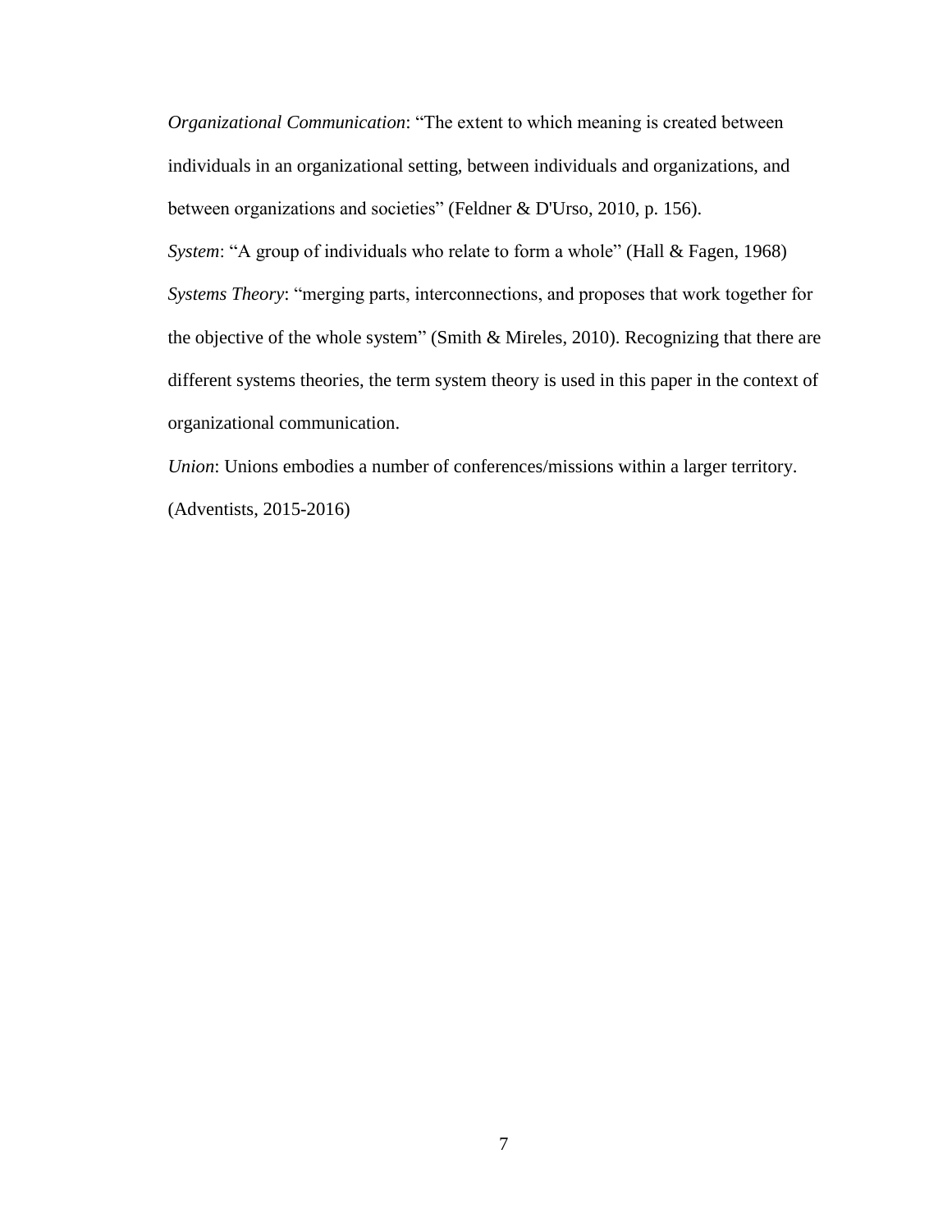*Organizational Communication*: "The extent to which meaning is created between individuals in an organizational setting, between individuals and organizations, and between organizations and societies" (Feldner & D'Urso, 2010, p. 156).

*System*: "A group of individuals who relate to form a whole" (Hall & Fagen, 1968)

*Systems Theory*: "merging parts, interconnections, and proposes that work together for the objective of the whole system" (Smith & Mireles, 2010). Recognizing that there are different systems theories, the term system theory is used in this paper in the context of organizational communication.

*Union*: Unions embodies a number of conferences/missions within a larger territory. (Adventists, 2015-2016)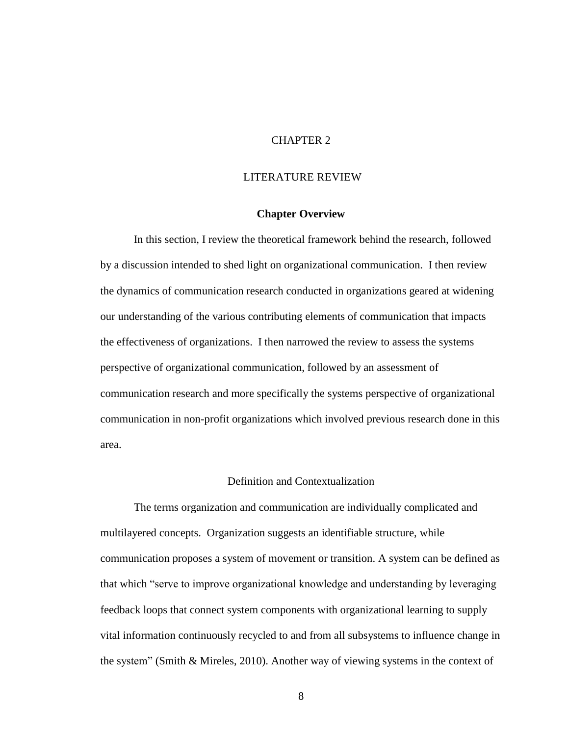# CHAPTER 2

# LITERATURE REVIEW

## Chapter Overview

In this section, I review the theoretical framework behind the research, followed by a discussion intended to shed light on organizational communication. I then review the dynamics of communication research conducted in organizations geared at widening our understanding of the various contributing elements of communication that impacts the effectiveness of organizations. I then narrowed the review to assess the systems perspective of organizational communication, followed by an assessment of communication research and more specifically the systems perspective of organizational communication in non-profit organizations which involved previous research done in this area.

## Definition and Contextualization

The terms organization and communication are individually complicated and multilayered concepts. Organization suggests an identifiable structure, while communication proposes a system of movement or transition. A system can be defined as that which "serve to improve organizational knowledge and understanding by leveraging feedback loops that connect system components with organizational learning to supply vital information continuously recycled to and from all subsystems to influence change in the system" (Smith & Mireles, 2010). Another way of viewing systems in the context of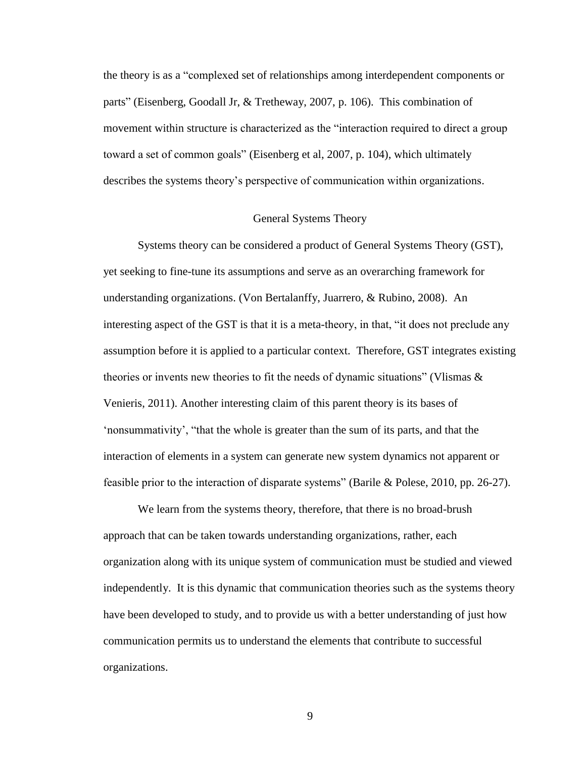the theory is as a "complexed set of relationships among interdependent components or parts" (Eisenberg, Goodall Jr, & Tretheway, 2007, p. 106). This combination of movement within structure is characterized as the "interaction required to direct a group toward a set of common goals" (Eisenberg et al, 2007, p. 104), which ultimately describes the systems theory's perspective of communication within organizations.

## General Systems Theory

Systems theory can be considered a product of General Systems Theory (GST), yet seeking to fine-tune its assumptions and serve as an overarching framework for understanding organizations. (Von Bertalanffy, Juarrero, & Rubino, 2008). An interesting aspect of the GST is that it is a meta-theory, in that, "it does not preclude any assumption before it is applied to a particular context. Therefore, GST integrates existing theories or invents new theories to fit the needs of dynamic situations" (Vlismas & Venieris, 2011). Another interesting claim of this parent theory is its bases of 'nonsummativity', "that the whole is greater than the sum of its parts, and that the interaction of elements in a system can generate new system dynamics not apparent or feasible prior to the interaction of disparate systems" (Barile & Polese, 2010, pp. 26-27).

We learn from the systems theory, therefore, that there is no broad-brush approach that can be taken towards understanding organizations, rather, each organization along with its unique system of communication must be studied and viewed independently. It is this dynamic that communication theories such as the systems theory have been developed to study, and to provide us with a better understanding of just how communication permits us to understand the elements that contribute to successful organizations.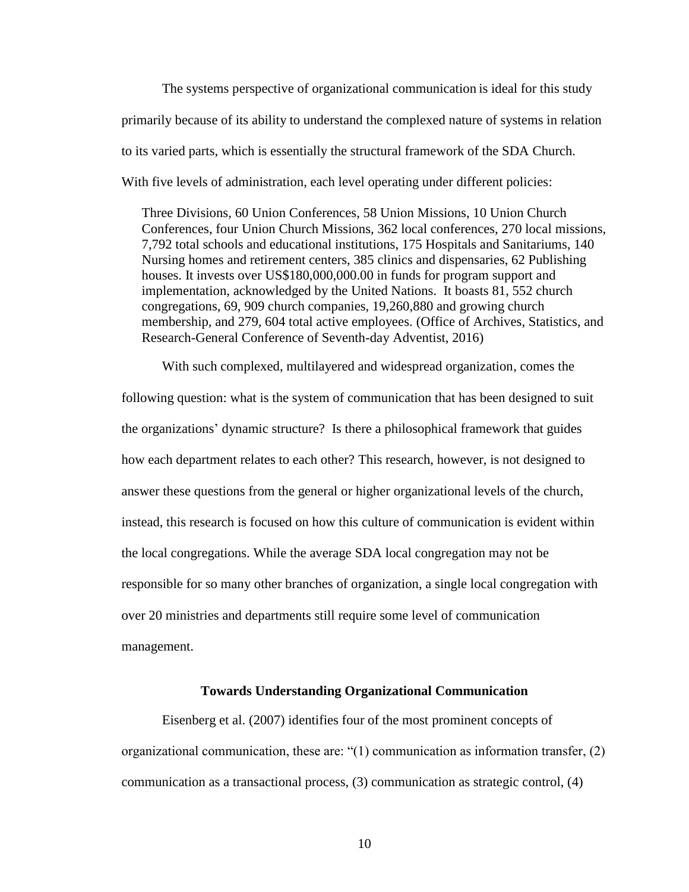The systems perspective of organizational communication is ideal for this study primarily because of its ability to understand the complexed nature of systems in relation to its varied parts, which is essentially the structural framework of the SDA Church. With five levels of administration, each level operating under different policies:

> Three Divisions, 60 Union Conferences, 58 Union Missions, 10 Union Church Conferences, four Union Church Missions, 362 local conferences, 270 local missions, 7,792 total schools and educational institutions, 175 Hospitals and Sanitariums, 140 Nursing homes and retirement centers, 385 clinics and dispensaries, 62 Publishing houses. It invests over US$180,000,000.00 in funds for program support and implementation, acknowledged by the United Nations. It boasts 81, 552 church congregations, 69, 909 church companies, 19,260,880 and growing church membership, and 279, 604 total active employees. (Office of Archives, Statistics, and Research-General Conference of Seventh-day Adventist, 2016)

With such complexed, multilayered and widespread organization, comes the following question: what is the system of communication that has been designed to suit the organizations' dynamic structure? Is there a philosophical framework that guides how each department relates to each other? This research, however, is not designed to answer these questions from the general or higher organizational levels of the church, instead, this research is focused on how this culture of communication is evident within the local congregations. While the average SDA local congregation may not be responsible for so many other branches of organization, a single local congregation with over 20 ministries and departments still require some level of communication management.

## Towards Understanding Organizational Communication

Eisenberg et al. (2007) identifies four of the most prominent concepts of organizational communication, these are: "(1) communication as information transfer, (2) communication as a transactional process, (3) communication as strategic control, (4)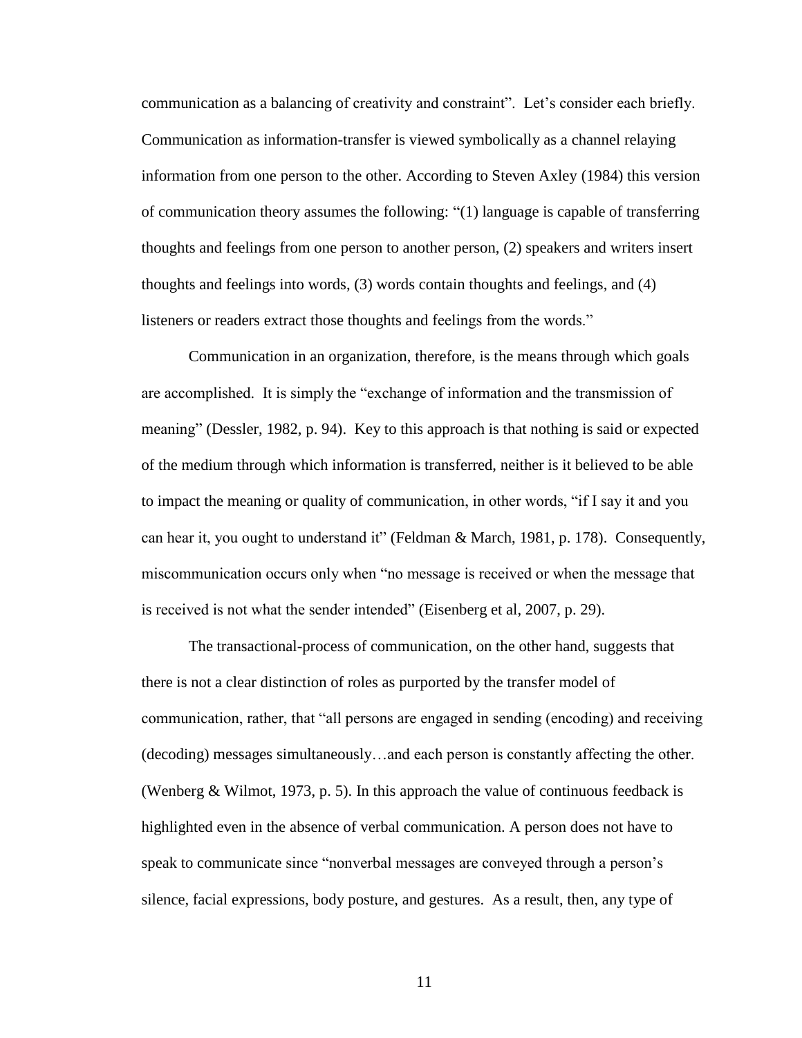communication as a balancing of creativity and constraint". Let's consider each briefly. Communication as information-transfer is viewed symbolically as a channel relaying information from one person to the other. According to Steven Axley (1984) this version of communication theory assumes the following: "(1) language is capable of transferring thoughts and feelings from one person to another person, (2) speakers and writers insert thoughts and feelings into words, (3) words contain thoughts and feelings, and (4) listeners or readers extract those thoughts and feelings from the words."

Communication in an organization, therefore, is the means through which goals are accomplished. It is simply the "exchange of information and the transmission of meaning" (Dessler, 1982, p. 94). Key to this approach is that nothing is said or expected of the medium through which information is transferred, neither is it believed to be able to impact the meaning or quality of communication, in other words, "if I say it and you can hear it, you ought to understand it" (Feldman & March, 1981, p. 178). Consequently, miscommunication occurs only when "no message is received or when the message that is received is not what the sender intended" (Eisenberg et al, 2007, p. 29).

The transactional-process of communication, on the other hand, suggests that there is not a clear distinction of roles as purported by the transfer model of communication, rather, that "all persons are engaged in sending (encoding) and receiving (decoding) messages simultaneously…and each person is constantly affecting the other. (Wenberg & Wilmot, 1973, p. 5). In this approach the value of continuous feedback is highlighted even in the absence of verbal communication. A person does not have to speak to communicate since "nonverbal messages are conveyed through a person's silence, facial expressions, body posture, and gestures. As a result, then, any type of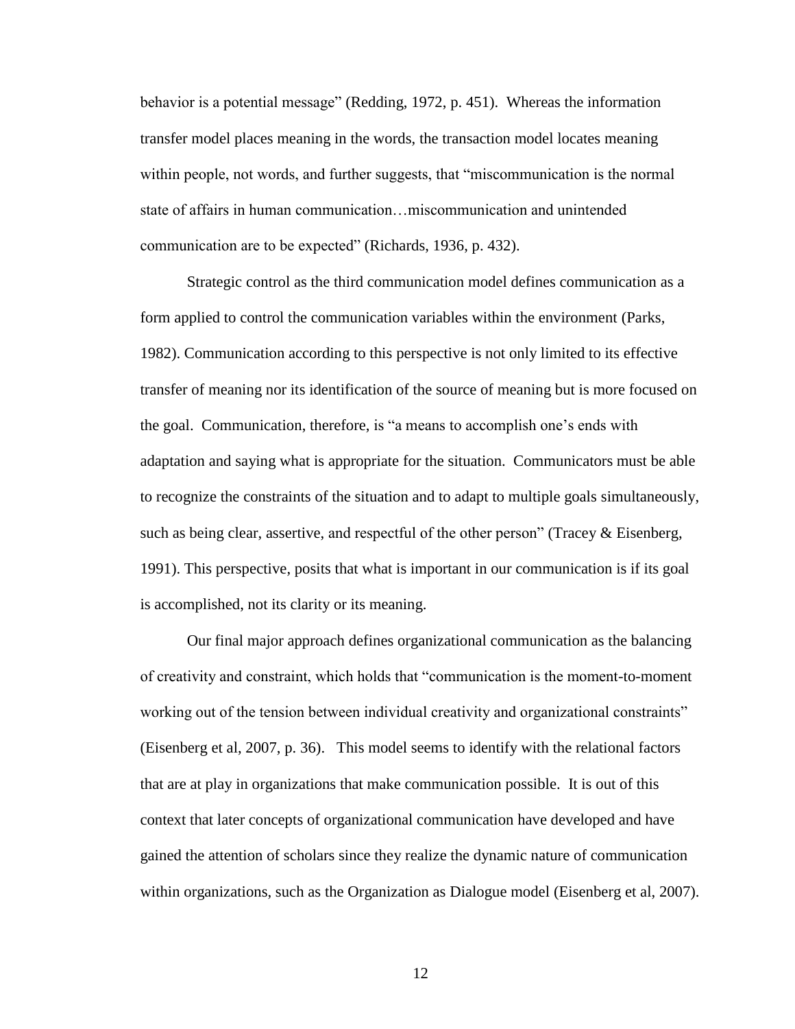behavior is a potential message" (Redding, 1972, p. 451). Whereas the information transfer model places meaning in the words, the transaction model locates meaning within people, not words, and further suggests, that "miscommunication is the normal state of affairs in human communication…miscommunication and unintended communication are to be expected" (Richards, 1936, p. 432).

Strategic control as the third communication model defines communication as a form applied to control the communication variables within the environment (Parks, 1982). Communication according to this perspective is not only limited to its effective transfer of meaning nor its identification of the source of meaning but is more focused on the goal. Communication, therefore, is "a means to accomplish one's ends with adaptation and saying what is appropriate for the situation. Communicators must be able to recognize the constraints of the situation and to adapt to multiple goals simultaneously, such as being clear, assertive, and respectful of the other person" (Tracey & Eisenberg, 1991). This perspective, posits that what is important in our communication is if its goal is accomplished, not its clarity or its meaning.

Our final major approach defines organizational communication as the balancing of creativity and constraint, which holds that "communication is the moment-to-moment working out of the tension between individual creativity and organizational constraints" (Eisenberg et al, 2007, p. 36). This model seems to identify with the relational factors that are at play in organizations that make communication possible. It is out of this context that later concepts of organizational communication have developed and have gained the attention of scholars since they realize the dynamic nature of communication within organizations, such as the Organization as Dialogue model (Eisenberg et al, 2007).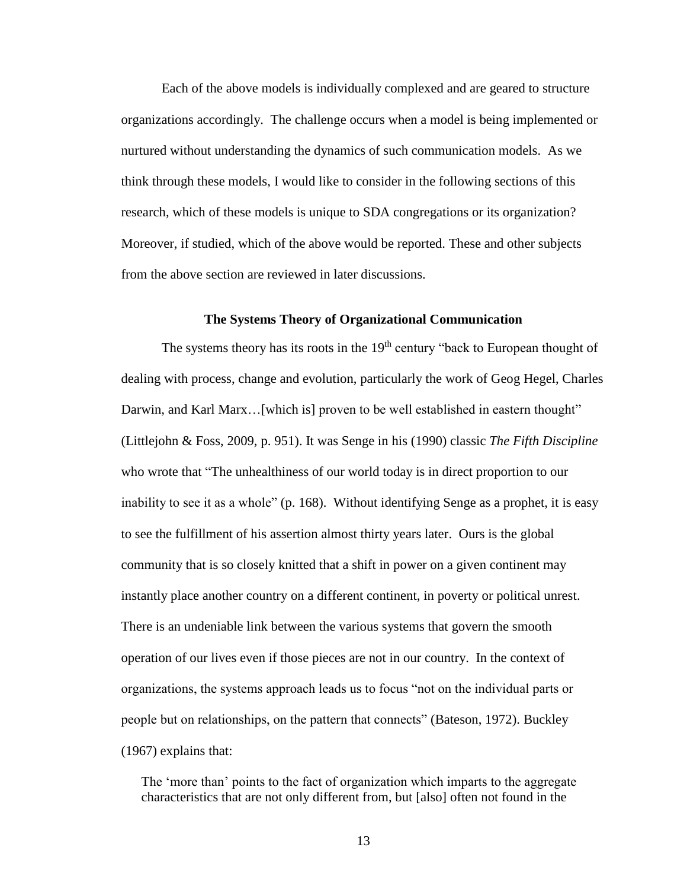Each of the above models is individually complexed and are geared to structure organizations accordingly. The challenge occurs when a model is being implemented or nurtured without understanding the dynamics of such communication models. As we think through these models, I would like to consider in the following sections of this research, which of these models is unique to SDA congregations or its organization? Moreover, if studied, which of the above would be reported. These and other subjects from the above section are reviewed in later discussions.

## The Systems Theory of Organizational Communication

The systems theory has its roots in the 19th century "back to European thought of dealing with process, change and evolution, particularly the work of Geog Hegel, Charles Darwin, and Karl Marx…[which is] proven to be well established in eastern thought" (Littlejohn & Foss, 2009, p. 951). It was Senge in his (1990) classic *The Fifth Discipline* who wrote that "The unhealthiness of our world today is in direct proportion to our inability to see it as a whole" (p. 168). Without identifying Senge as a prophet, it is easy to see the fulfillment of his assertion almost thirty years later. Ours is the global community that is so closely knitted that a shift in power on a given continent may instantly place another country on a different continent, in poverty or political unrest. There is an undeniable link between the various systems that govern the smooth operation of our lives even if those pieces are not in our country. In the context of organizations, the systems approach leads us to focus "not on the individual parts or people but on relationships, on the pattern that connects" (Bateson, 1972). Buckley (1967) explains that:

> The 'more than' points to the fact of organization which imparts to the aggregate characteristics that are not only different from, but [also] often not found in the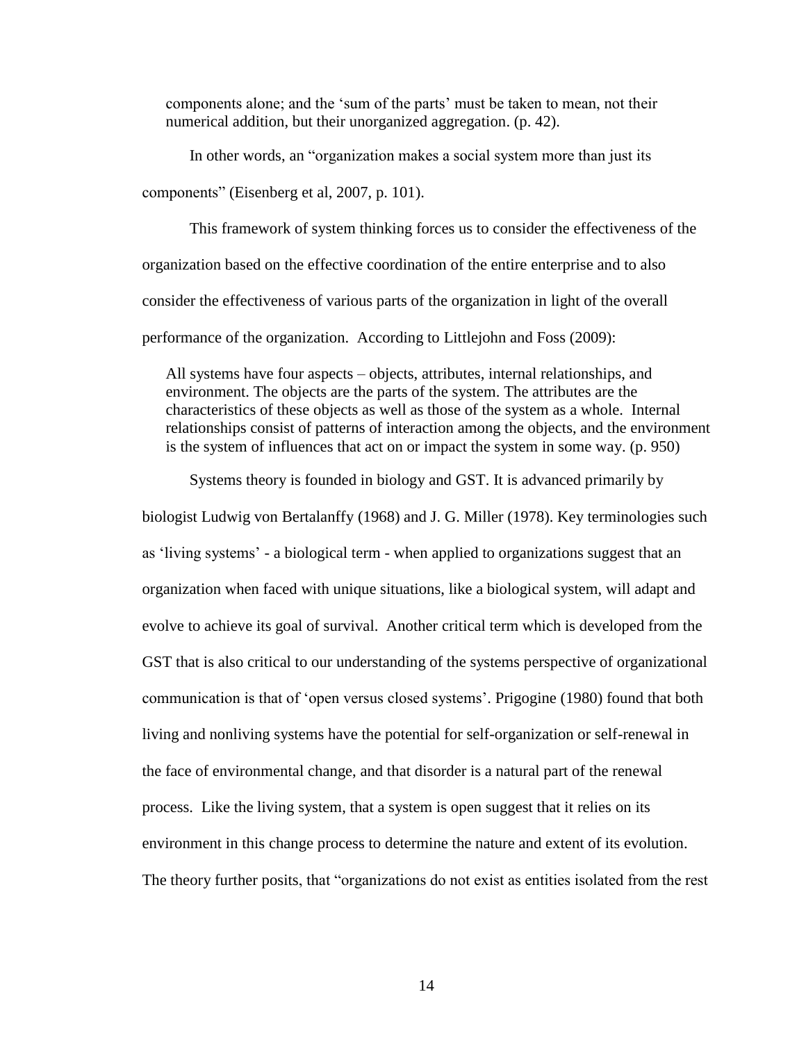> components alone; and the 'sum of the parts' must be taken to mean, not their numerical addition, but their unorganized aggregation. (p. 42).

In other words, an "organization makes a social system more than just its components" (Eisenberg et al, 2007, p. 101).

This framework of system thinking forces us to consider the effectiveness of the organization based on the effective coordination of the entire enterprise and to also consider the effectiveness of various parts of the organization in light of the overall performance of the organization. According to Littlejohn and Foss (2009):

> All systems have four aspects – objects, attributes, internal relationships, and environment. The objects are the parts of the system. The attributes are the characteristics of these objects as well as those of the system as a whole. Internal relationships consist of patterns of interaction among the objects, and the environment is the system of influences that act on or impact the system in some way. (p. 950)

Systems theory is founded in biology and GST. It is advanced primarily by biologist Ludwig von Bertalanffy (1968) and J. G. Miller (1978). Key terminologies such as 'living systems' - a biological term - when applied to organizations suggest that an organization when faced with unique situations, like a biological system, will adapt and evolve to achieve its goal of survival. Another critical term which is developed from the GST that is also critical to our understanding of the systems perspective of organizational communication is that of 'open versus closed systems'. Prigogine (1980) found that both living and nonliving systems have the potential for self-organization or self-renewal in the face of environmental change, and that disorder is a natural part of the renewal process. Like the living system, that a system is open suggest that it relies on its environment in this change process to determine the nature and extent of its evolution. The theory further posits, that "organizations do not exist as entities isolated from the rest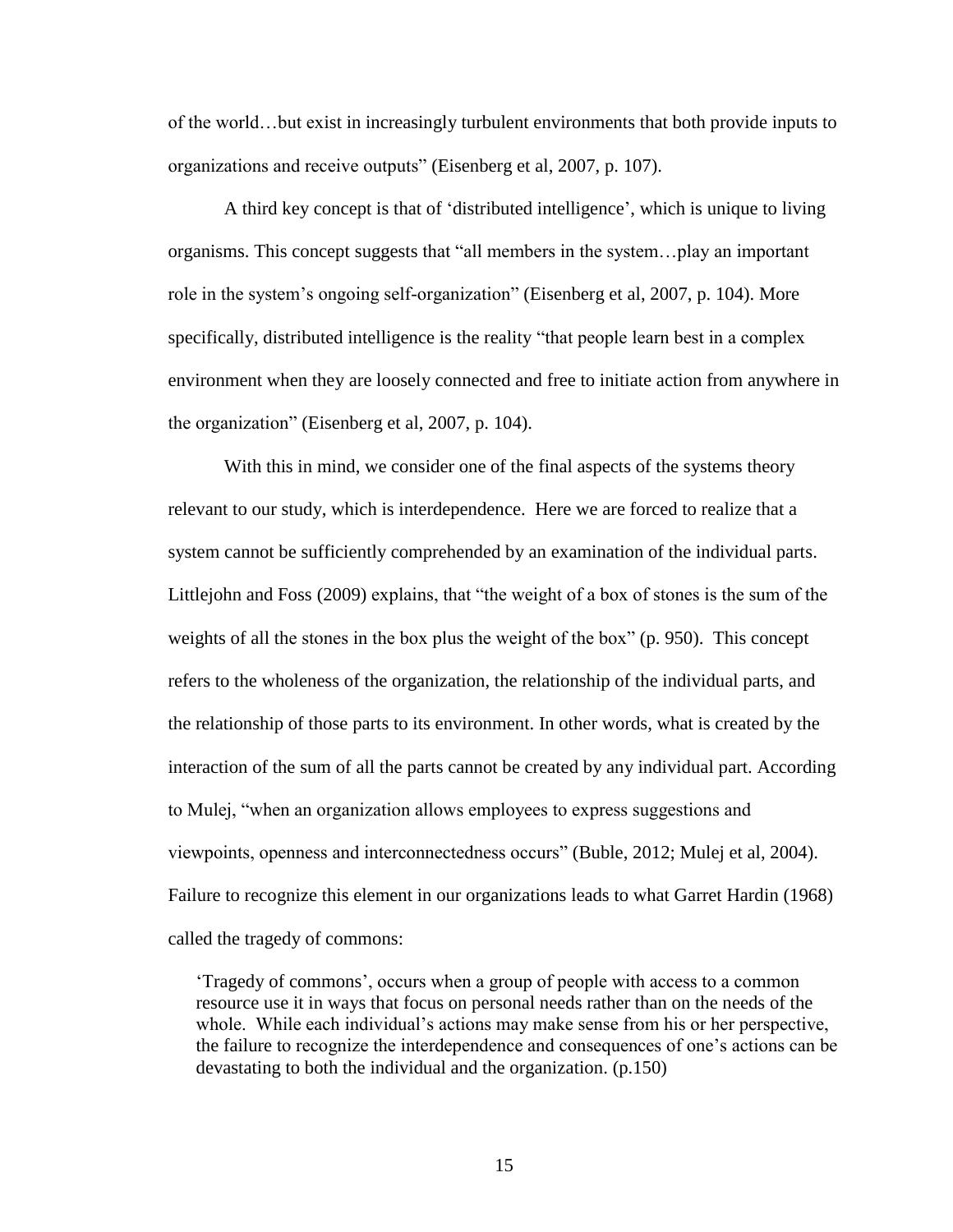of the world…but exist in increasingly turbulent environments that both provide inputs to organizations and receive outputs" (Eisenberg et al, 2007, p. 107).

A third key concept is that of 'distributed intelligence', which is unique to living organisms. This concept suggests that "all members in the system…play an important role in the system's ongoing self-organization" (Eisenberg et al, 2007, p. 104). More specifically, distributed intelligence is the reality "that people learn best in a complex environment when they are loosely connected and free to initiate action from anywhere in the organization" (Eisenberg et al, 2007, p. 104).

With this in mind, we consider one of the final aspects of the systems theory relevant to our study, which is interdependence. Here we are forced to realize that a system cannot be sufficiently comprehended by an examination of the individual parts. Littlejohn and Foss (2009) explains, that "the weight of a box of stones is the sum of the weights of all the stones in the box plus the weight of the box" (p. 950). This concept refers to the wholeness of the organization, the relationship of the individual parts, and the relationship of those parts to its environment. In other words, what is created by the interaction of the sum of all the parts cannot be created by any individual part. According to Mulej, "when an organization allows employees to express suggestions and viewpoints, openness and interconnectedness occurs" (Buble, 2012; Mulej et al, 2004). Failure to recognize this element in our organizations leads to what Garret Hardin (1968) called the tragedy of commons:

> 'Tragedy of commons', occurs when a group of people with access to a common resource use it in ways that focus on personal needs rather than on the needs of the whole. While each individual's actions may make sense from his or her perspective, the failure to recognize the interdependence and consequences of one's actions can be devastating to both the individual and the organization. (p.150)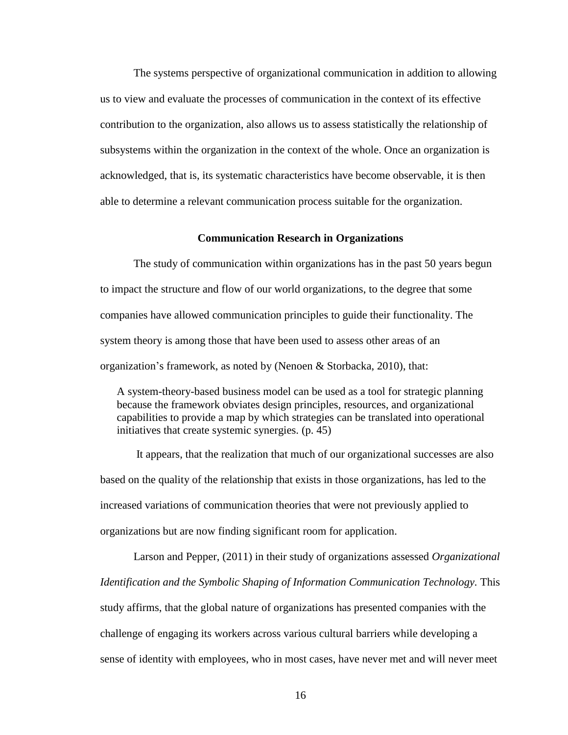The systems perspective of organizational communication in addition to allowing us to view and evaluate the processes of communication in the context of its effective contribution to the organization, also allows us to assess statistically the relationship of subsystems within the organization in the context of the whole. Once an organization is acknowledged, that is, its systematic characteristics have become observable, it is then able to determine a relevant communication process suitable for the organization.

## Communication Research in Organizations

The study of communication within organizations has in the past 50 years begun to impact the structure and flow of our world organizations, to the degree that some companies have allowed communication principles to guide their functionality. The system theory is among those that have been used to assess other areas of an organization's framework, as noted by (Nenoen & Storbacka, 2010), that:

> A system-theory-based business model can be used as a tool for strategic planning because the framework obviates design principles, resources, and organizational capabilities to provide a map by which strategies can be translated into operational initiatives that create systemic synergies. (p. 45)

It appears, that the realization that much of our organizational successes are also based on the quality of the relationship that exists in those organizations, has led to the increased variations of communication theories that were not previously applied to organizations but are now finding significant room for application.

Larson and Pepper, (2011) in their study of organizations assessed *Organizational Identification and the Symbolic Shaping of Information Communication Technology.* This study affirms, that the global nature of organizations has presented companies with the challenge of engaging its workers across various cultural barriers while developing a sense of identity with employees, who in most cases, have never met and will never meet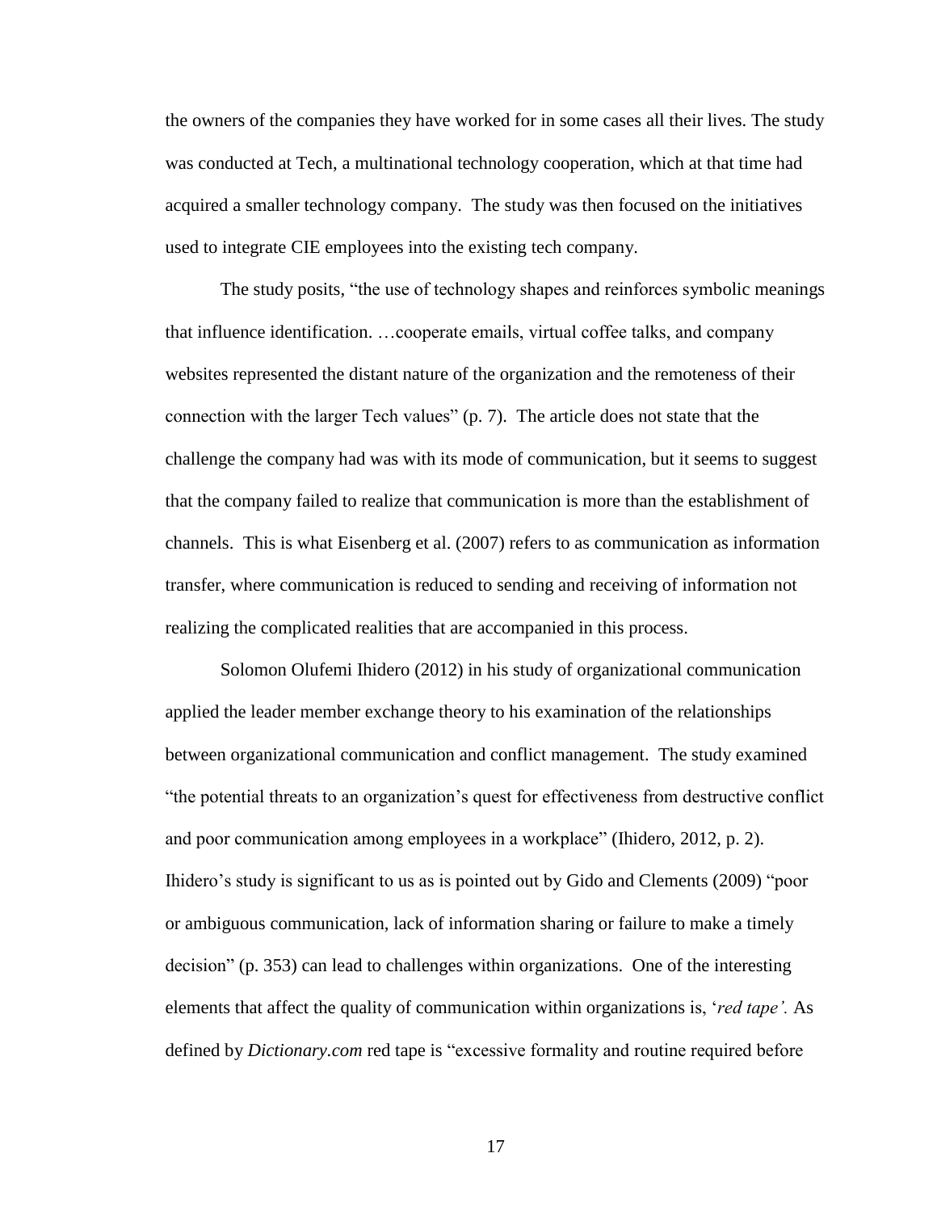the owners of the companies they have worked for in some cases all their lives. The study was conducted at Tech, a multinational technology cooperation, which at that time had acquired a smaller technology company. The study was then focused on the initiatives used to integrate CIE employees into the existing tech company.

The study posits, "the use of technology shapes and reinforces symbolic meanings that influence identification. …cooperate emails, virtual coffee talks, and company websites represented the distant nature of the organization and the remoteness of their connection with the larger Tech values" (p. 7). The article does not state that the challenge the company had was with its mode of communication, but it seems to suggest that the company failed to realize that communication is more than the establishment of channels. This is what Eisenberg et al. (2007) refers to as communication as information transfer, where communication is reduced to sending and receiving of information not realizing the complicated realities that are accompanied in this process.

Solomon Olufemi Ihidero (2012) in his study of organizational communication applied the leader member exchange theory to his examination of the relationships between organizational communication and conflict management. The study examined "the potential threats to an organization's quest for effectiveness from destructive conflict and poor communication among employees in a workplace" (Ihidero, 2012, p. 2). Ihidero's study is significant to us as is pointed out by Gido and Clements (2009) "poor or ambiguous communication, lack of information sharing or failure to make a timely decision" (p. 353) can lead to challenges within organizations. One of the interesting elements that affect the quality of communication within organizations is, '*red tape'.* As defined by *Dictionary.com* red tape is "excessive formality and routine required before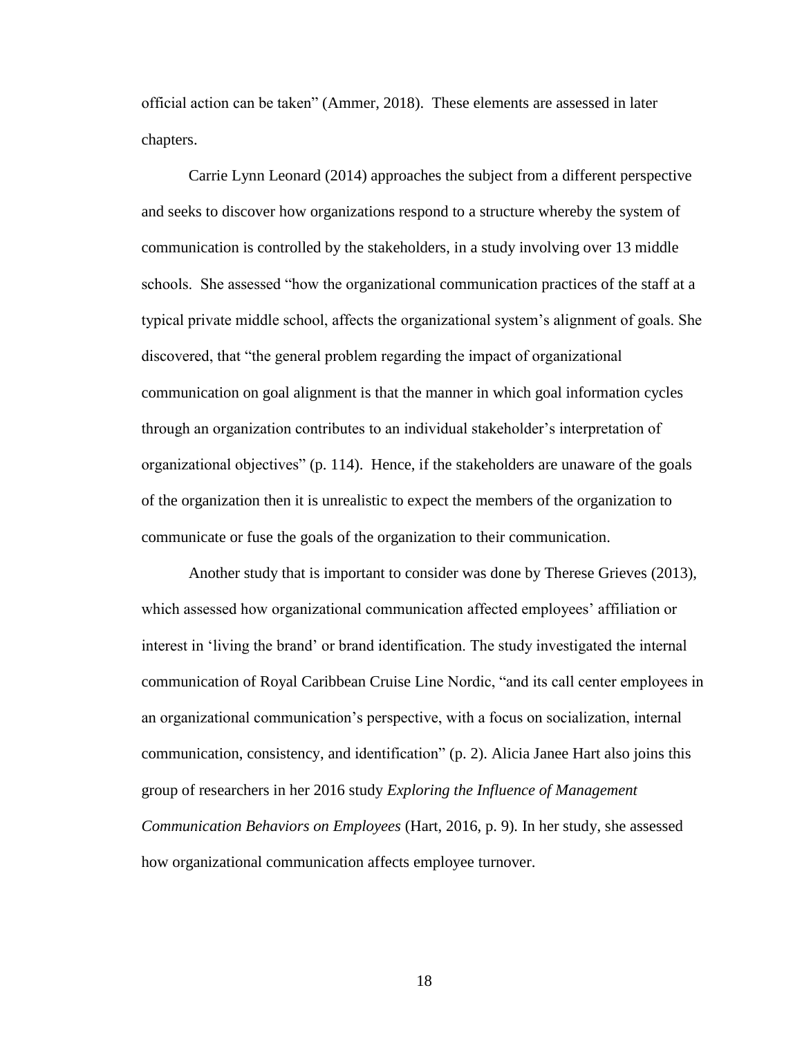official action can be taken" (Ammer, 2018). These elements are assessed in later chapters.

Carrie Lynn Leonard (2014) approaches the subject from a different perspective and seeks to discover how organizations respond to a structure whereby the system of communication is controlled by the stakeholders, in a study involving over 13 middle schools. She assessed "how the organizational communication practices of the staff at a typical private middle school, affects the organizational system's alignment of goals. She discovered, that "the general problem regarding the impact of organizational communication on goal alignment is that the manner in which goal information cycles through an organization contributes to an individual stakeholder's interpretation of organizational objectives" (p. 114). Hence, if the stakeholders are unaware of the goals of the organization then it is unrealistic to expect the members of the organization to communicate or fuse the goals of the organization to their communication.

Another study that is important to consider was done by Therese Grieves (2013), which assessed how organizational communication affected employees' affiliation or interest in 'living the brand' or brand identification. The study investigated the internal communication of Royal Caribbean Cruise Line Nordic, "and its call center employees in an organizational communication's perspective, with a focus on socialization, internal communication, consistency, and identification" (p. 2). Alicia Janee Hart also joins this group of researchers in her 2016 study *Exploring the Influence of Management Communication Behaviors on Employees* (Hart, 2016, p. 9). In her study, she assessed how organizational communication affects employee turnover.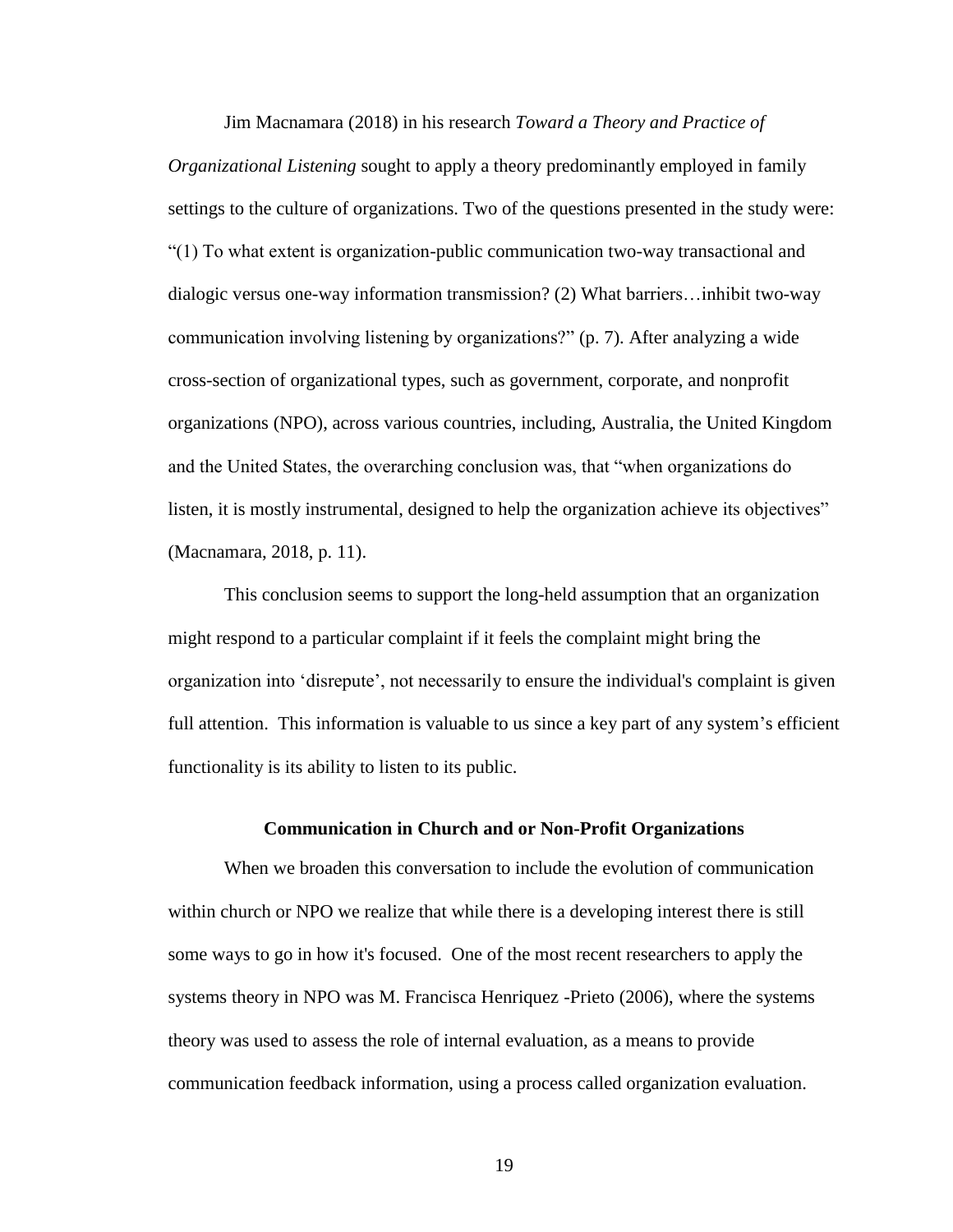Jim Macnamara (2018) in his research *Toward a Theory and Practice of Organizational Listening* sought to apply a theory predominantly employed in family settings to the culture of organizations. Two of the questions presented in the study were: "(1) To what extent is organization-public communication two-way transactional and dialogic versus one-way information transmission? (2) What barriers…inhibit two-way communication involving listening by organizations?" (p. 7). After analyzing a wide cross-section of organizational types, such as government, corporate, and nonprofit organizations (NPO), across various countries, including, Australia, the United Kingdom and the United States, the overarching conclusion was, that "when organizations do listen, it is mostly instrumental, designed to help the organization achieve its objectives" (Macnamara, 2018, p. 11).

This conclusion seems to support the long-held assumption that an organization might respond to a particular complaint if it feels the complaint might bring the organization into 'disrepute', not necessarily to ensure the individual's complaint is given full attention. This information is valuable to us since a key part of any system's efficient functionality is its ability to listen to its public.

## Communication in Church and or Non-Profit Organizations

When we broaden this conversation to include the evolution of communication within church or NPO we realize that while there is a developing interest there is still some ways to go in how it's focused. One of the most recent researchers to apply the systems theory in NPO was M. Francisca Henriquez -Prieto (2006), where the systems theory was used to assess the role of internal evaluation, as a means to provide communication feedback information, using a process called organization evaluation.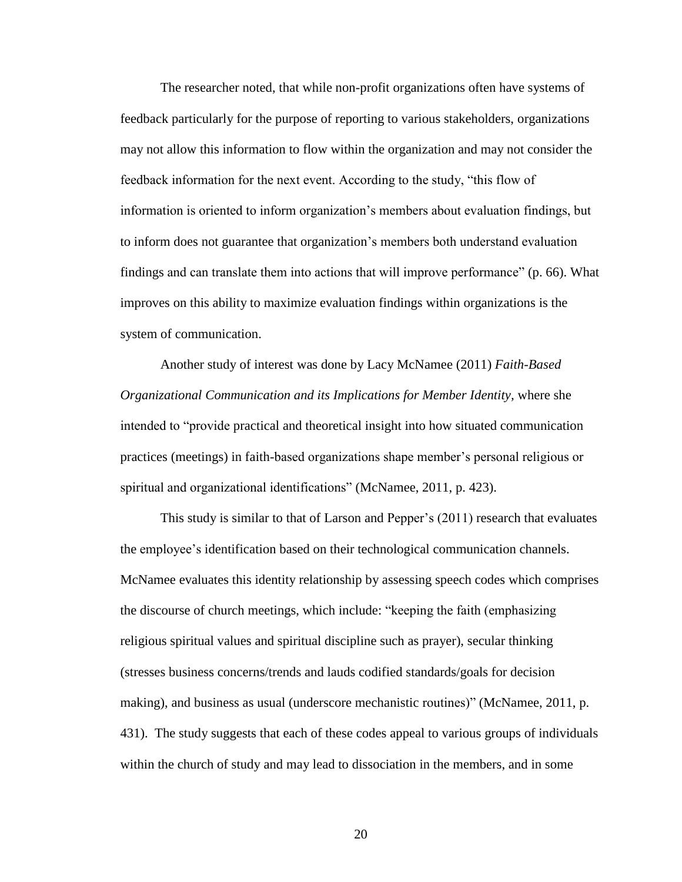The researcher noted, that while non-profit organizations often have systems of feedback particularly for the purpose of reporting to various stakeholders, organizations may not allow this information to flow within the organization and may not consider the feedback information for the next event. According to the study, "this flow of information is oriented to inform organization's members about evaluation findings, but to inform does not guarantee that organization's members both understand evaluation findings and can translate them into actions that will improve performance" (p. 66). What improves on this ability to maximize evaluation findings within organizations is the system of communication.

Another study of interest was done by Lacy McNamee (2011) *Faith-Based Organizational Communication and its Implications for Member Identity,* where she intended to "provide practical and theoretical insight into how situated communication practices (meetings) in faith-based organizations shape member's personal religious or spiritual and organizational identifications" (McNamee, 2011, p. 423).

This study is similar to that of Larson and Pepper's (2011) research that evaluates the employee's identification based on their technological communication channels. McNamee evaluates this identity relationship by assessing speech codes which comprises the discourse of church meetings, which include: "keeping the faith (emphasizing religious spiritual values and spiritual discipline such as prayer), secular thinking (stresses business concerns/trends and lauds codified standards/goals for decision making), and business as usual (underscore mechanistic routines)" (McNamee, 2011, p. 431). The study suggests that each of these codes appeal to various groups of individuals within the church of study and may lead to dissociation in the members, and in some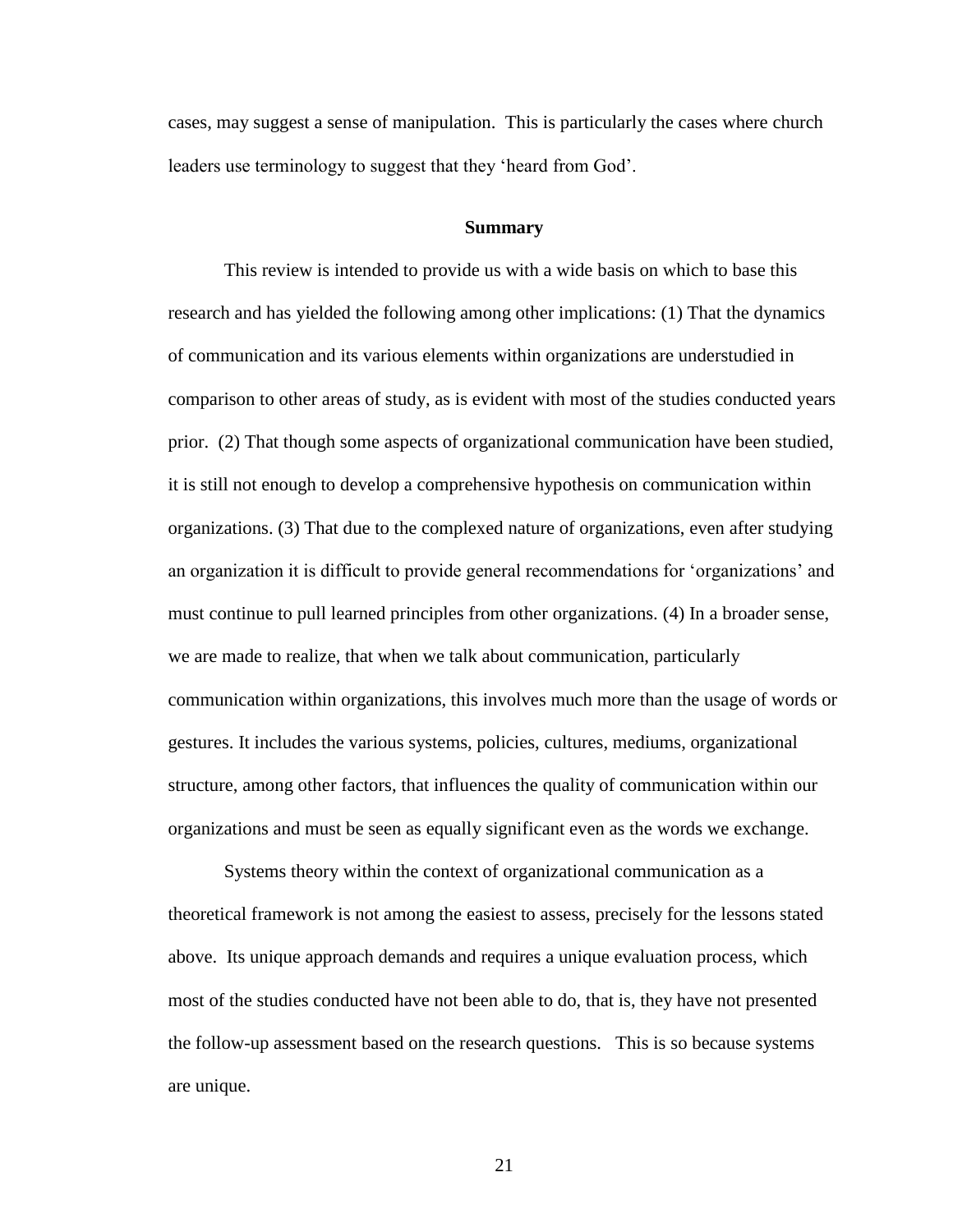cases, may suggest a sense of manipulation. This is particularly the cases where church leaders use terminology to suggest that they 'heard from God'.

## Summary

This review is intended to provide us with a wide basis on which to base this research and has yielded the following among other implications: (1) That the dynamics of communication and its various elements within organizations are understudied in comparison to other areas of study, as is evident with most of the studies conducted years prior. (2) That though some aspects of organizational communication have been studied, it is still not enough to develop a comprehensive hypothesis on communication within organizations. (3) That due to the complexed nature of organizations, even after studying an organization it is difficult to provide general recommendations for 'organizations' and must continue to pull learned principles from other organizations. (4) In a broader sense, we are made to realize, that when we talk about communication, particularly communication within organizations, this involves much more than the usage of words or gestures. It includes the various systems, policies, cultures, mediums, organizational structure, among other factors, that influences the quality of communication within our organizations and must be seen as equally significant even as the words we exchange.

Systems theory within the context of organizational communication as a theoretical framework is not among the easiest to assess, precisely for the lessons stated above. Its unique approach demands and requires a unique evaluation process, which most of the studies conducted have not been able to do, that is, they have not presented the follow-up assessment based on the research questions. This is so because systems are unique.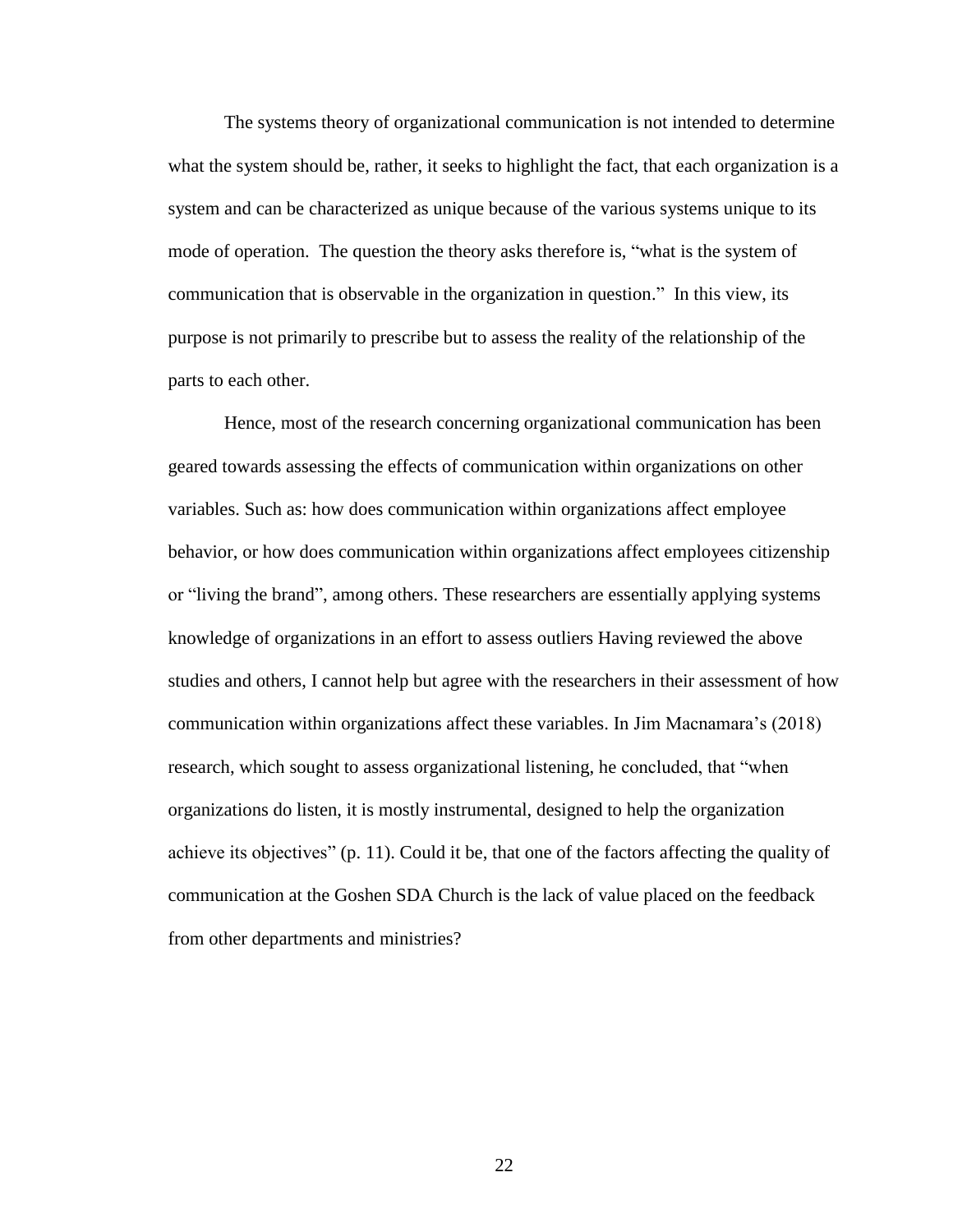The systems theory of organizational communication is not intended to determine what the system should be, rather, it seeks to highlight the fact, that each organization is a system and can be characterized as unique because of the various systems unique to its mode of operation. The question the theory asks therefore is, "what is the system of communication that is observable in the organization in question." In this view, its purpose is not primarily to prescribe but to assess the reality of the relationship of the parts to each other.

Hence, most of the research concerning organizational communication has been geared towards assessing the effects of communication within organizations on other variables. Such as: how does communication within organizations affect employee behavior, or how does communication within organizations affect employees citizenship or "living the brand", among others. These researchers are essentially applying systems knowledge of organizations in an effort to assess outliers Having reviewed the above studies and others, I cannot help but agree with the researchers in their assessment of how communication within organizations affect these variables. In Jim Macnamara's (2018) research, which sought to assess organizational listening, he concluded, that "when organizations do listen, it is mostly instrumental, designed to help the organization achieve its objectives" (p. 11). Could it be, that one of the factors affecting the quality of communication at the Goshen SDA Church is the lack of value placed on the feedback from other departments and ministries?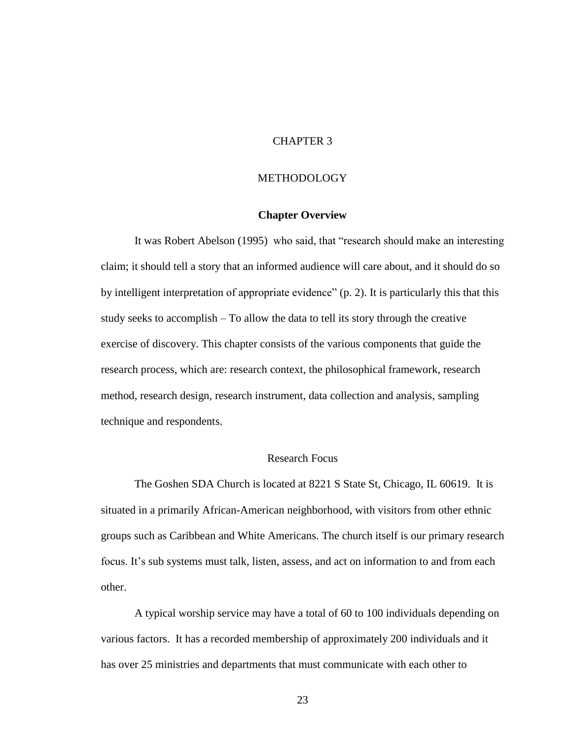# CHAPTER 3

# METHODOLOGY

## Chapter Overview

It was Robert Abelson (1995) who said, that "research should make an interesting claim; it should tell a story that an informed audience will care about, and it should do so by intelligent interpretation of appropriate evidence" (p. 2). It is particularly this that this study seeks to accomplish – To allow the data to tell its story through the creative exercise of discovery. This chapter consists of the various components that guide the research process, which are: research context, the philosophical framework, research method, research design, research instrument, data collection and analysis, sampling technique and respondents.

### Research Focus

The Goshen SDA Church is located at 8221 S State St, Chicago, IL 60619. It is situated in a primarily African-American neighborhood, with visitors from other ethnic groups such as Caribbean and White Americans. The church itself is our primary research focus. It's sub systems must talk, listen, assess, and act on information to and from each other.

A typical worship service may have a total of 60 to 100 individuals depending on various factors. It has a recorded membership of approximately 200 individuals and it has over 25 ministries and departments that must communicate with each other to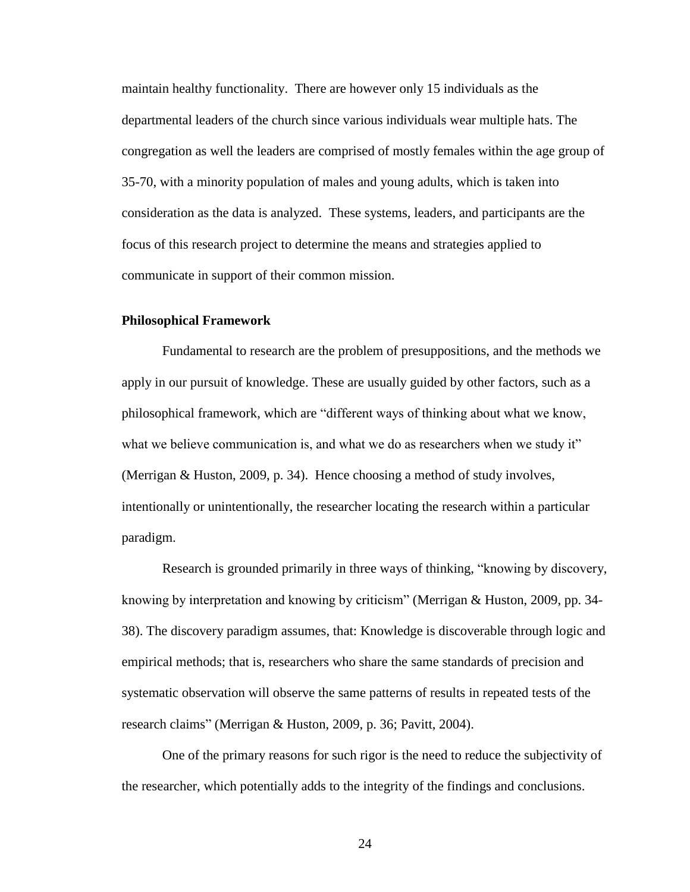maintain healthy functionality. There are however only 15 individuals as the departmental leaders of the church since various individuals wear multiple hats. The congregation as well the leaders are comprised of mostly females within the age group of 35-70, with a minority population of males and young adults, which is taken into consideration as the data is analyzed. These systems, leaders, and participants are the focus of this research project to determine the means and strategies applied to communicate in support of their common mission.

**Philosophical Framework**

Fundamental to research are the problem of presuppositions, and the methods we apply in our pursuit of knowledge. These are usually guided by other factors, such as a philosophical framework, which are "different ways of thinking about what we know, what we believe communication is, and what we do as researchers when we study it" (Merrigan & Huston, 2009, p. 34). Hence choosing a method of study involves, intentionally or unintentionally, the researcher locating the research within a particular paradigm.

Research is grounded primarily in three ways of thinking, "knowing by discovery, knowing by interpretation and knowing by criticism" (Merrigan & Huston, 2009, pp. 34-38). The discovery paradigm assumes, that: Knowledge is discoverable through logic and empirical methods; that is, researchers who share the same standards of precision and systematic observation will observe the same patterns of results in repeated tests of the research claims" (Merrigan & Huston, 2009, p. 36; Pavitt, 2004).

One of the primary reasons for such rigor is the need to reduce the subjectivity of the researcher, which potentially adds to the integrity of the findings and conclusions.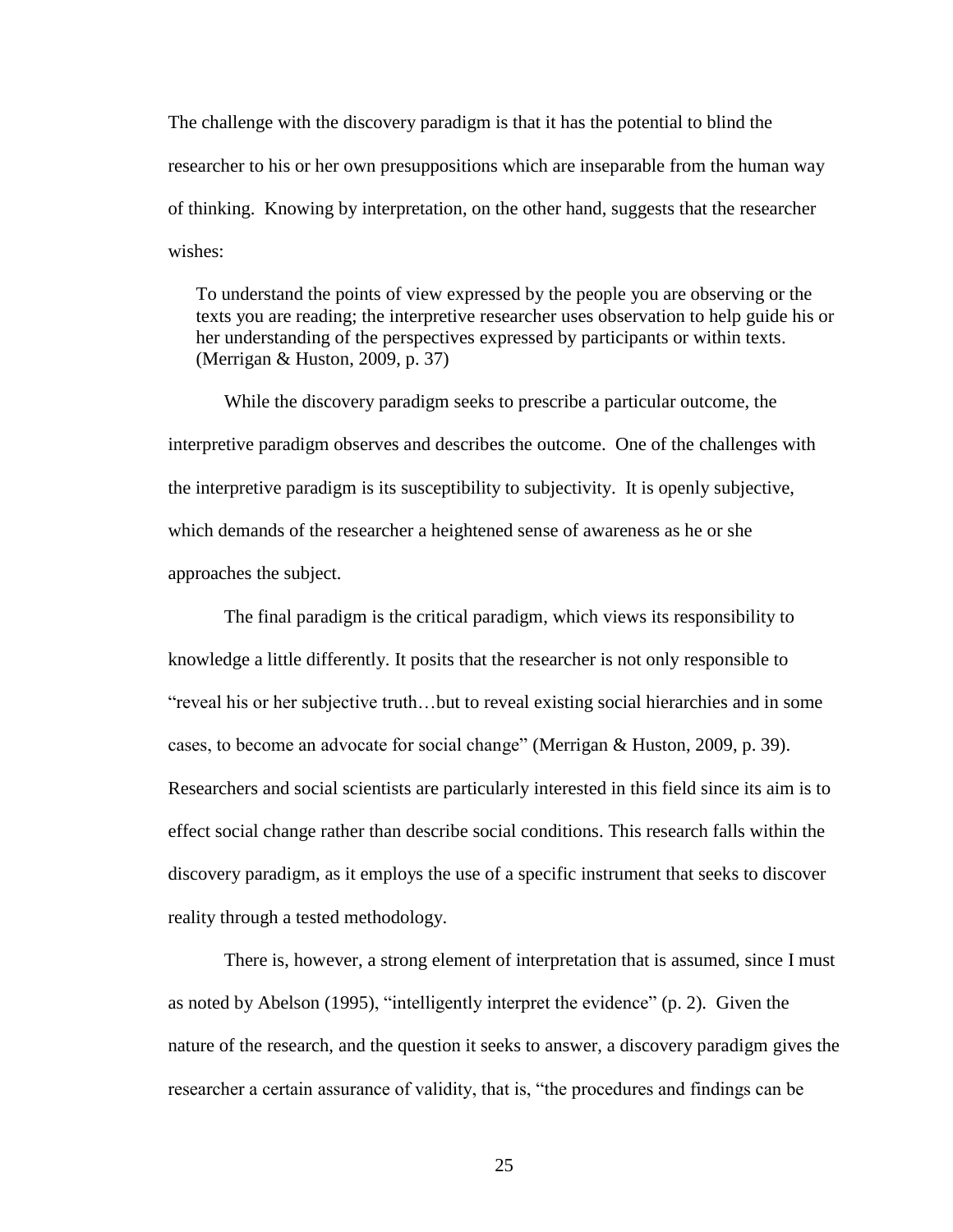The challenge with the discovery paradigm is that it has the potential to blind the researcher to his or her own presuppositions which are inseparable from the human way of thinking. Knowing by interpretation, on the other hand, suggests that the researcher wishes:

> To understand the points of view expressed by the people you are observing or the texts you are reading; the interpretive researcher uses observation to help guide his or her understanding of the perspectives expressed by participants or within texts. (Merrigan & Huston, 2009, p. 37)

While the discovery paradigm seeks to prescribe a particular outcome, the interpretive paradigm observes and describes the outcome. One of the challenges with the interpretive paradigm is its susceptibility to subjectivity. It is openly subjective, which demands of the researcher a heightened sense of awareness as he or she approaches the subject.

The final paradigm is the critical paradigm, which views its responsibility to knowledge a little differently. It posits that the researcher is not only responsible to "reveal his or her subjective truth…but to reveal existing social hierarchies and in some cases, to become an advocate for social change" (Merrigan & Huston, 2009, p. 39). Researchers and social scientists are particularly interested in this field since its aim is to effect social change rather than describe social conditions. This research falls within the discovery paradigm, as it employs the use of a specific instrument that seeks to discover reality through a tested methodology.

There is, however, a strong element of interpretation that is assumed, since I must as noted by Abelson (1995), "intelligently interpret the evidence" (p. 2). Given the nature of the research, and the question it seeks to answer, a discovery paradigm gives the researcher a certain assurance of validity, that is, "the procedures and findings can be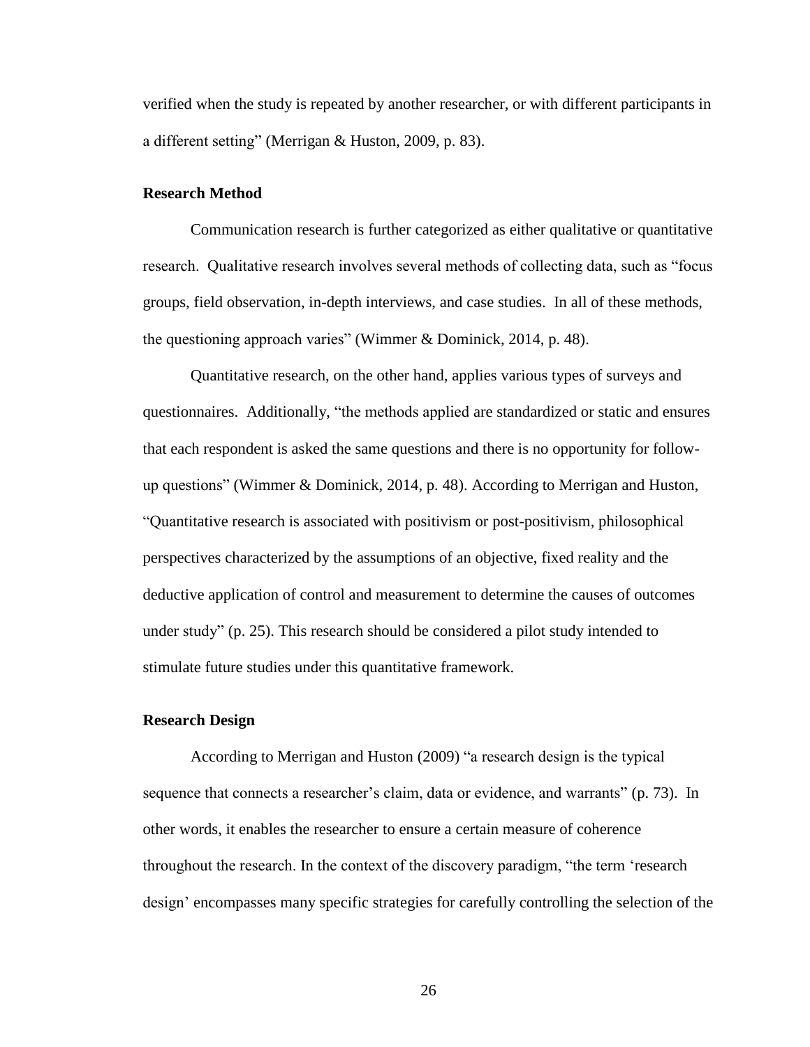verified when the study is repeated by another researcher, or with different participants in a different setting" (Merrigan & Huston, 2009, p. 83).

### Research Method

Communication research is further categorized as either qualitative or quantitative research. Qualitative research involves several methods of collecting data, such as "focus groups, field observation, in-depth interviews, and case studies. In all of these methods, the questioning approach varies" (Wimmer & Dominick, 2014, p. 48).

Quantitative research, on the other hand, applies various types of surveys and questionnaires. Additionally, "the methods applied are standardized or static and ensures that each respondent is asked the same questions and there is no opportunity for follow-up questions" (Wimmer & Dominick, 2014, p. 48). According to Merrigan and Huston, "Quantitative research is associated with positivism or post-positivism, philosophical perspectives characterized by the assumptions of an objective, fixed reality and the deductive application of control and measurement to determine the causes of outcomes under study" (p. 25). This research should be considered a pilot study intended to stimulate future studies under this quantitative framework.

### Research Design

According to Merrigan and Huston (2009) "a research design is the typical sequence that connects a researcher's claim, data or evidence, and warrants" (p. 73). In other words, it enables the researcher to ensure a certain measure of coherence throughout the research. In the context of the discovery paradigm, "the term 'research design' encompasses many specific strategies for carefully controlling the selection of the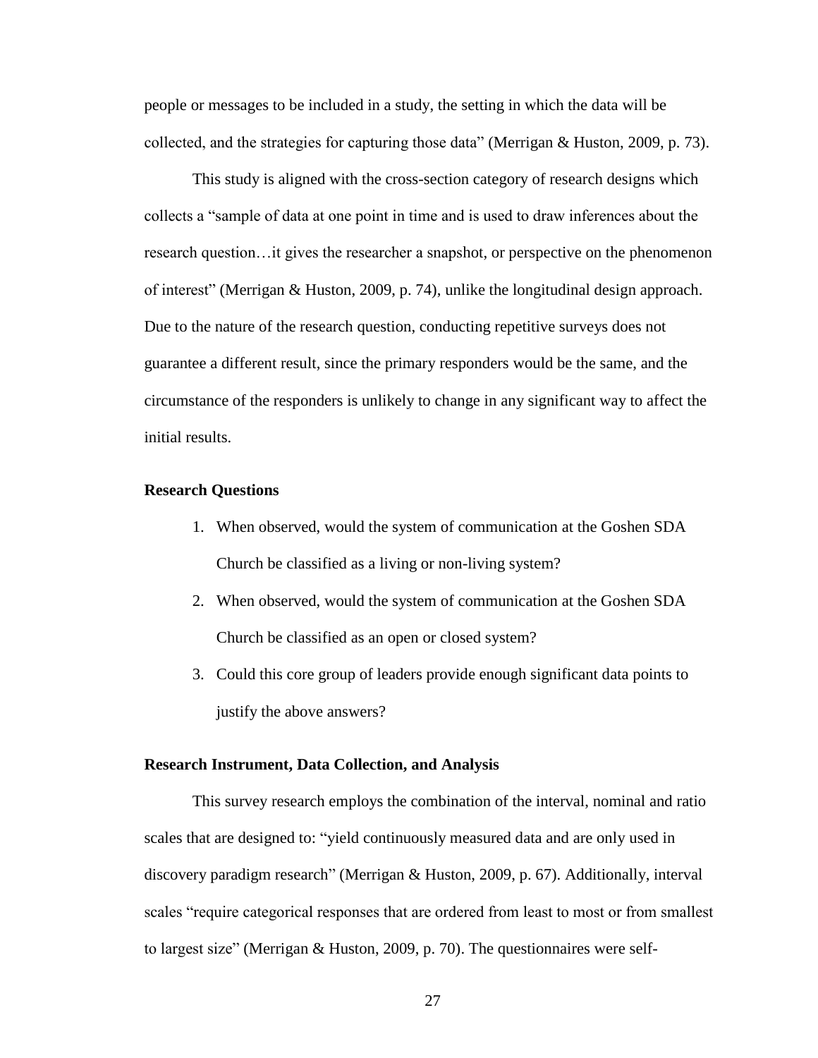people or messages to be included in a study, the setting in which the data will be collected, and the strategies for capturing those data" (Merrigan & Huston, 2009, p. 73).

This study is aligned with the cross-section category of research designs which collects a "sample of data at one point in time and is used to draw inferences about the research question…it gives the researcher a snapshot, or perspective on the phenomenon of interest" (Merrigan & Huston, 2009, p. 74), unlike the longitudinal design approach. Due to the nature of the research question, conducting repetitive surveys does not guarantee a different result, since the primary responders would be the same, and the circumstance of the responders is unlikely to change in any significant way to affect the initial results.

### Research Questions

1. When observed, would the system of communication at the Goshen SDA Church be classified as a living or non-living system?
2. When observed, would the system of communication at the Goshen SDA Church be classified as an open or closed system?
3. Could this core group of leaders provide enough significant data points to justify the above answers?

### Research Instrument, Data Collection, and Analysis

This survey research employs the combination of the interval, nominal and ratio scales that are designed to: "yield continuously measured data and are only used in discovery paradigm research" (Merrigan & Huston, 2009, p. 67). Additionally, interval scales "require categorical responses that are ordered from least to most or from smallest to largest size" (Merrigan & Huston, 2009, p. 70). The questionnaires were self-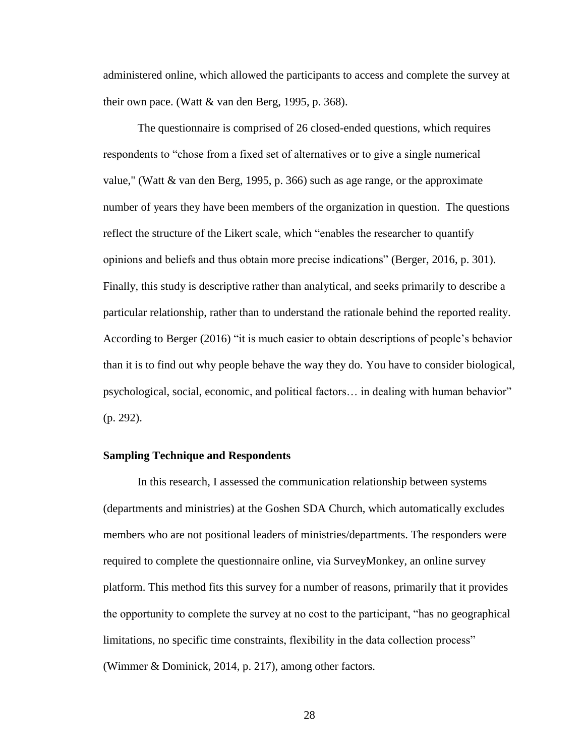administered online, which allowed the participants to access and complete the survey at their own pace. (Watt & van den Berg, 1995, p. 368).

The questionnaire is comprised of 26 closed-ended questions, which requires respondents to "chose from a fixed set of alternatives or to give a single numerical value," (Watt & van den Berg, 1995, p. 366) such as age range, or the approximate number of years they have been members of the organization in question. The questions reflect the structure of the Likert scale, which "enables the researcher to quantify opinions and beliefs and thus obtain more precise indications" (Berger, 2016, p. 301). Finally, this study is descriptive rather than analytical, and seeks primarily to describe a particular relationship, rather than to understand the rationale behind the reported reality. According to Berger (2016) "it is much easier to obtain descriptions of people's behavior than it is to find out why people behave the way they do. You have to consider biological, psychological, social, economic, and political factors… in dealing with human behavior" (p. 292).

### Sampling Technique and Respondents

In this research, I assessed the communication relationship between systems (departments and ministries) at the Goshen SDA Church, which automatically excludes members who are not positional leaders of ministries/departments. The responders were required to complete the questionnaire online, via SurveyMonkey, an online survey platform. This method fits this survey for a number of reasons, primarily that it provides the opportunity to complete the survey at no cost to the participant, "has no geographical limitations, no specific time constraints, flexibility in the data collection process" (Wimmer & Dominick, 2014, p. 217), among other factors.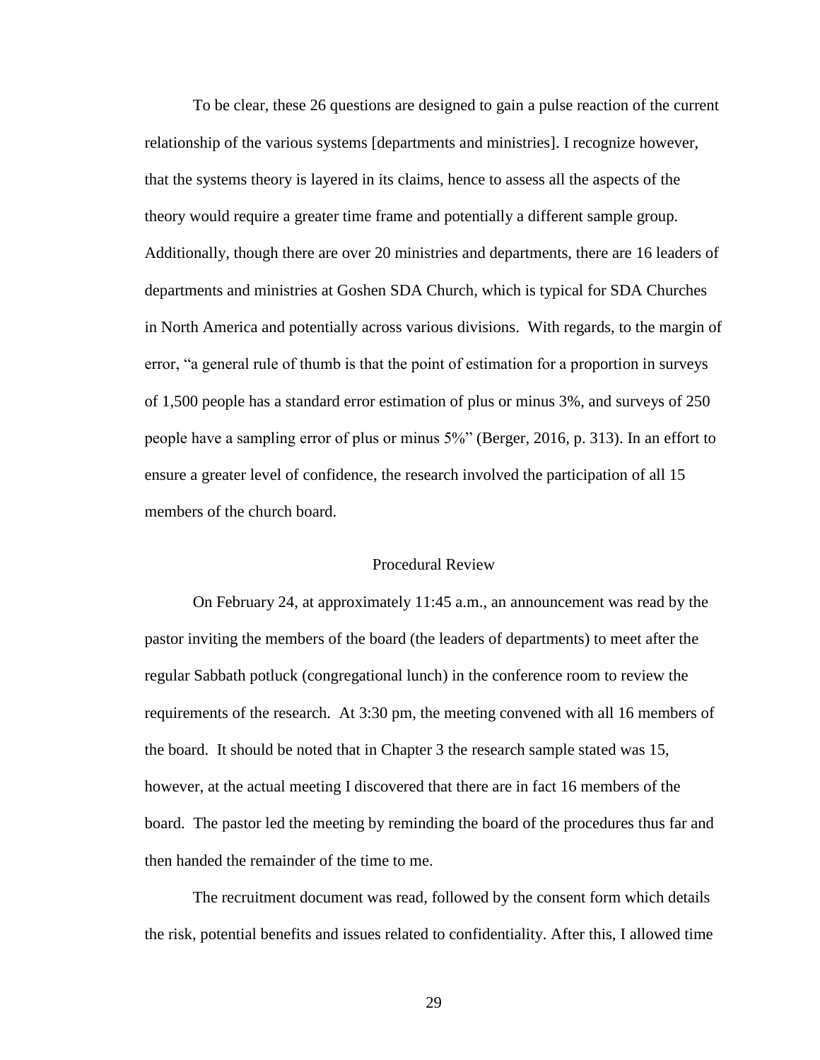To be clear, these 26 questions are designed to gain a pulse reaction of the current relationship of the various systems [departments and ministries]. I recognize however, that the systems theory is layered in its claims, hence to assess all the aspects of the theory would require a greater time frame and potentially a different sample group. Additionally, though there are over 20 ministries and departments, there are 16 leaders of departments and ministries at Goshen SDA Church, which is typical for SDA Churches in North America and potentially across various divisions. With regards, to the margin of error, "a general rule of thumb is that the point of estimation for a proportion in surveys of 1,500 people has a standard error estimation of plus or minus 3%, and surveys of 250 people have a sampling error of plus or minus 5%" (Berger, 2016, p. 313). In an effort to ensure a greater level of confidence, the research involved the participation of all 15 members of the church board.

## Procedural Review

On February 24, at approximately 11:45 a.m., an announcement was read by the pastor inviting the members of the board (the leaders of departments) to meet after the regular Sabbath potluck (congregational lunch) in the conference room to review the requirements of the research. At 3:30 pm, the meeting convened with all 16 members of the board. It should be noted that in Chapter 3 the research sample stated was 15, however, at the actual meeting I discovered that there are in fact 16 members of the board. The pastor led the meeting by reminding the board of the procedures thus far and then handed the remainder of the time to me.

The recruitment document was read, followed by the consent form which details the risk, potential benefits and issues related to confidentiality. After this, I allowed time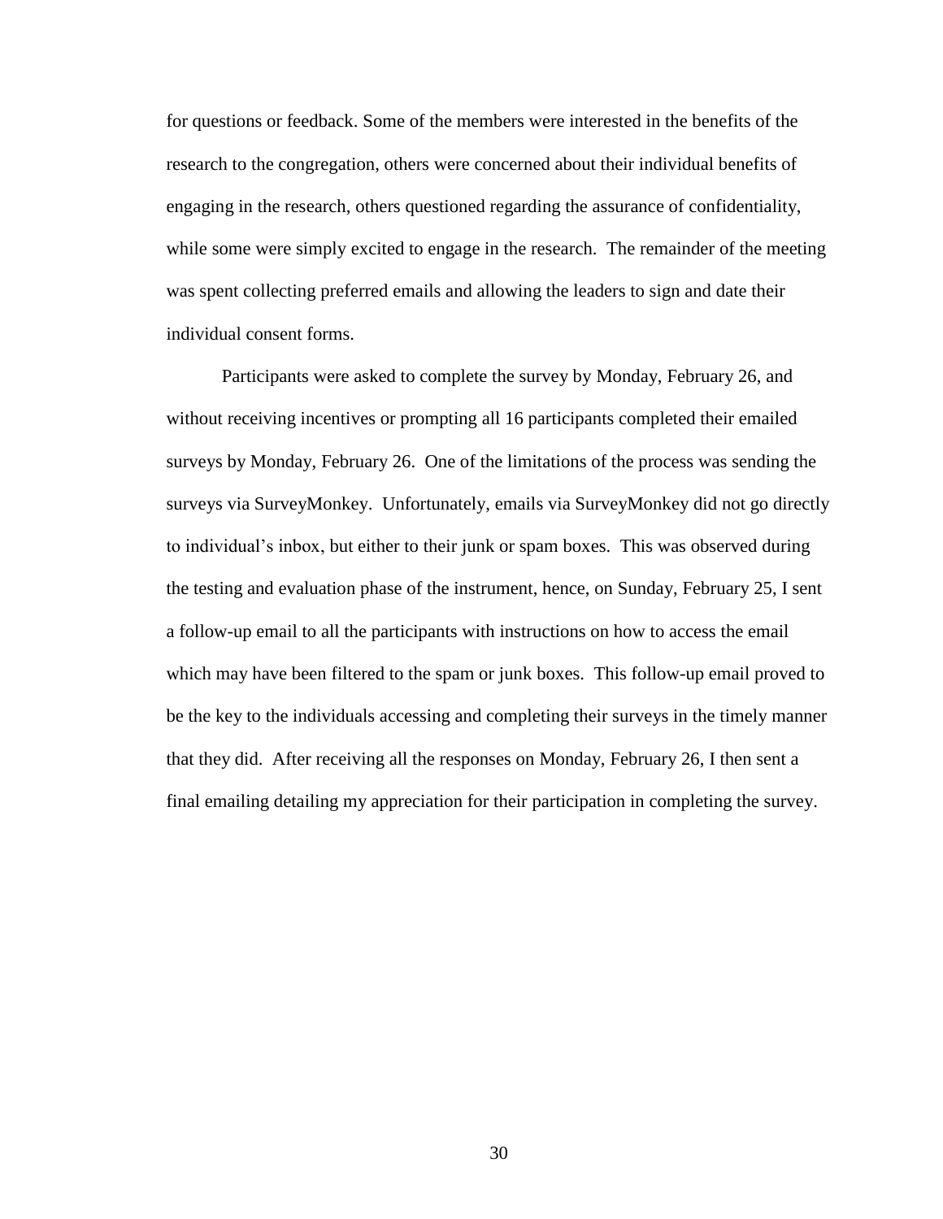for questions or feedback. Some of the members were interested in the benefits of the research to the congregation, others were concerned about their individual benefits of engaging in the research, others questioned regarding the assurance of confidentiality, while some were simply excited to engage in the research. The remainder of the meeting was spent collecting preferred emails and allowing the leaders to sign and date their individual consent forms.

Participants were asked to complete the survey by Monday, February 26, and without receiving incentives or prompting all 16 participants completed their emailed surveys by Monday, February 26. One of the limitations of the process was sending the surveys via SurveyMonkey. Unfortunately, emails via SurveyMonkey did not go directly to individual's inbox, but either to their junk or spam boxes. This was observed during the testing and evaluation phase of the instrument, hence, on Sunday, February 25, I sent a follow-up email to all the participants with instructions on how to access the email which may have been filtered to the spam or junk boxes. This follow-up email proved to be the key to the individuals accessing and completing their surveys in the timely manner that they did. After receiving all the responses on Monday, February 26, I then sent a final emailing detailing my appreciation for their participation in completing the survey.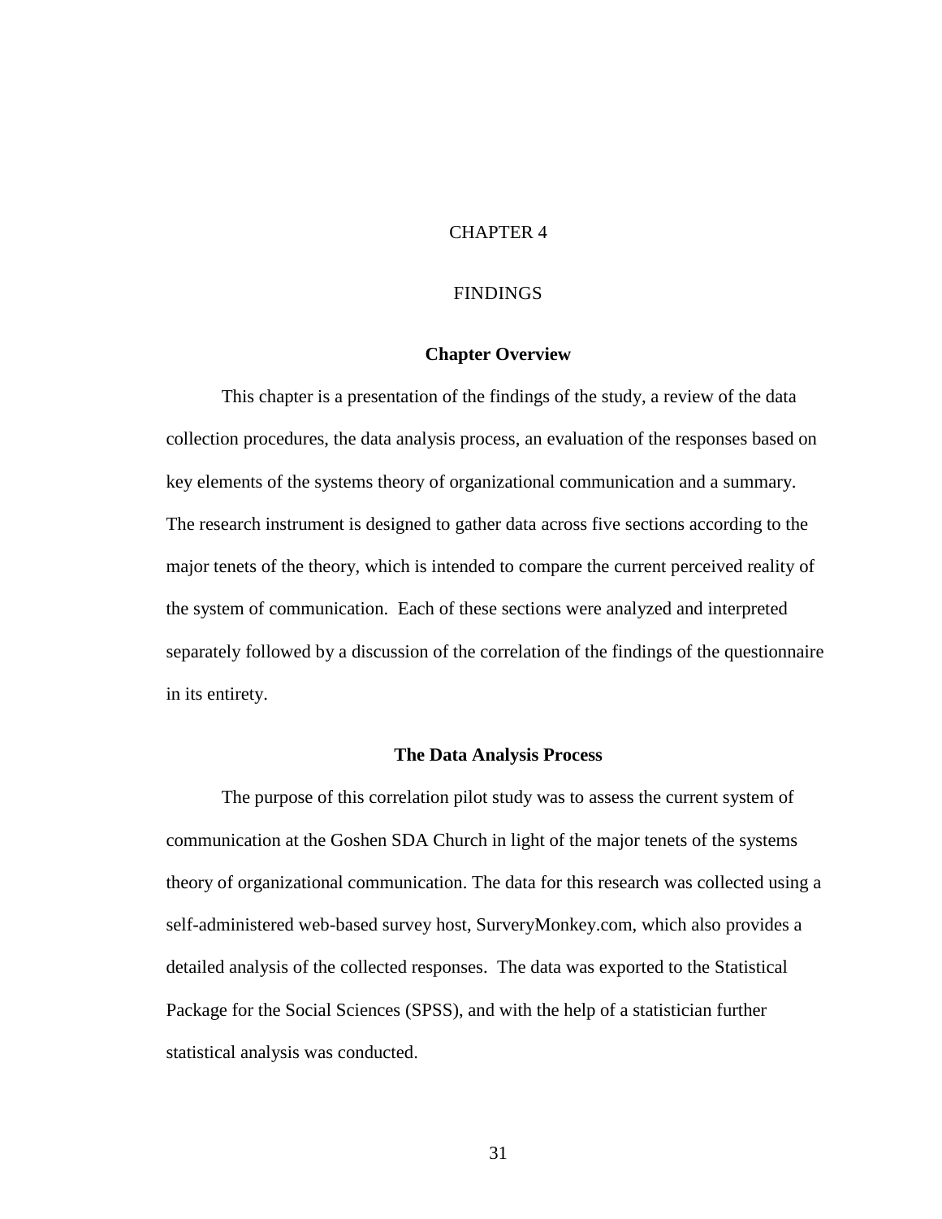# CHAPTER 4

# FINDINGS

## Chapter Overview

This chapter is a presentation of the findings of the study, a review of the data collection procedures, the data analysis process, an evaluation of the responses based on key elements of the systems theory of organizational communication and a summary. The research instrument is designed to gather data across five sections according to the major tenets of the theory, which is intended to compare the current perceived reality of the system of communication. Each of these sections were analyzed and interpreted separately followed by a discussion of the correlation of the findings of the questionnaire in its entirety.

## The Data Analysis Process

The purpose of this correlation pilot study was to assess the current system of communication at the Goshen SDA Church in light of the major tenets of the systems theory of organizational communication. The data for this research was collected using a self-administered web-based survey host, SurveryMonkey.com, which also provides a detailed analysis of the collected responses. The data was exported to the Statistical Package for the Social Sciences (SPSS), and with the help of a statistician further statistical analysis was conducted.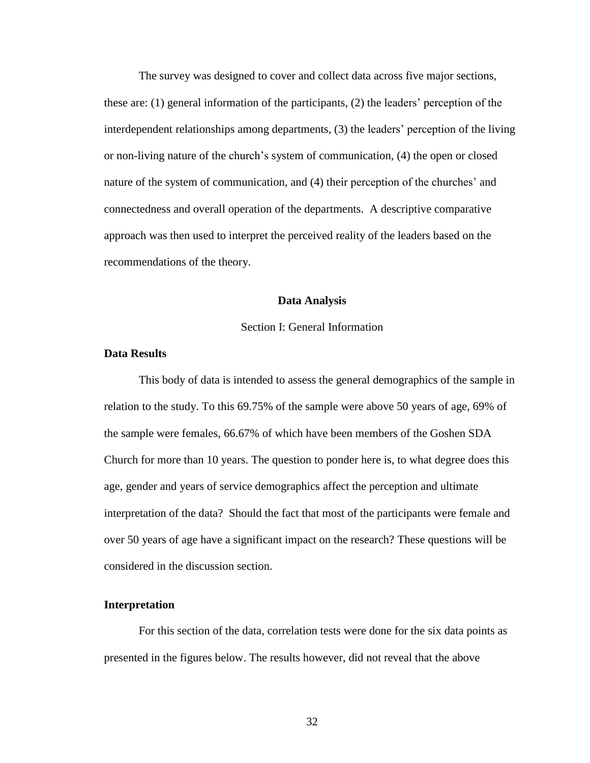The survey was designed to cover and collect data across five major sections, these are: (1) general information of the participants, (2) the leaders' perception of the interdependent relationships among departments, (3) the leaders' perception of the living or non-living nature of the church's system of communication, (4) the open or closed nature of the system of communication, and (4) their perception of the churches' and connectedness and overall operation of the departments. A descriptive comparative approach was then used to interpret the perceived reality of the leaders based on the recommendations of the theory.

## Data Analysis

### Section I: General Information

**Data Results**

This body of data is intended to assess the general demographics of the sample in relation to the study. To this 69.75% of the sample were above 50 years of age, 69% of the sample were females, 66.67% of which have been members of the Goshen SDA Church for more than 10 years. The question to ponder here is, to what degree does this age, gender and years of service demographics affect the perception and ultimate interpretation of the data? Should the fact that most of the participants were female and over 50 years of age have a significant impact on the research? These questions will be considered in the discussion section.

**Interpretation**

For this section of the data, correlation tests were done for the six data points as presented in the figures below. The results however, did not reveal that the above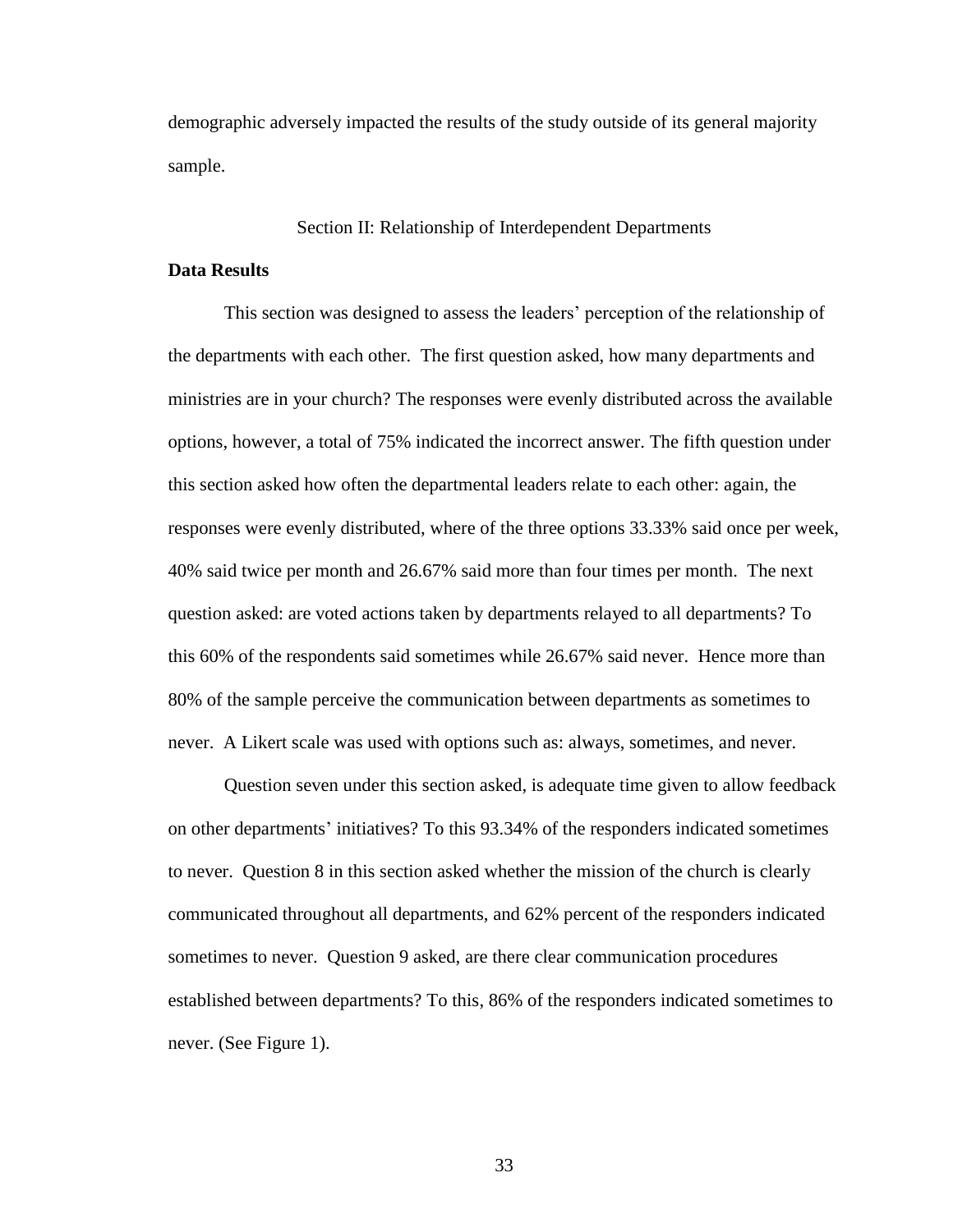demographic adversely impacted the results of the study outside of its general majority sample.

## Section II: Relationship of Interdependent Departments

### Data Results

This section was designed to assess the leaders' perception of the relationship of the departments with each other. The first question asked, how many departments and ministries are in your church? The responses were evenly distributed across the available options, however, a total of 75% indicated the incorrect answer. The fifth question under this section asked how often the departmental leaders relate to each other: again, the responses were evenly distributed, where of the three options 33.33% said once per week, 40% said twice per month and 26.67% said more than four times per month. The next question asked: are voted actions taken by departments relayed to all departments? To this 60% of the respondents said sometimes while 26.67% said never. Hence more than 80% of the sample perceive the communication between departments as sometimes to never. A Likert scale was used with options such as: always, sometimes, and never.

Question seven under this section asked, is adequate time given to allow feedback on other departments' initiatives? To this 93.34% of the responders indicated sometimes to never. Question 8 in this section asked whether the mission of the church is clearly communicated throughout all departments, and 62% percent of the responders indicated sometimes to never. Question 9 asked, are there clear communication procedures established between departments? To this, 86% of the responders indicated sometimes to never. (See Figure 1).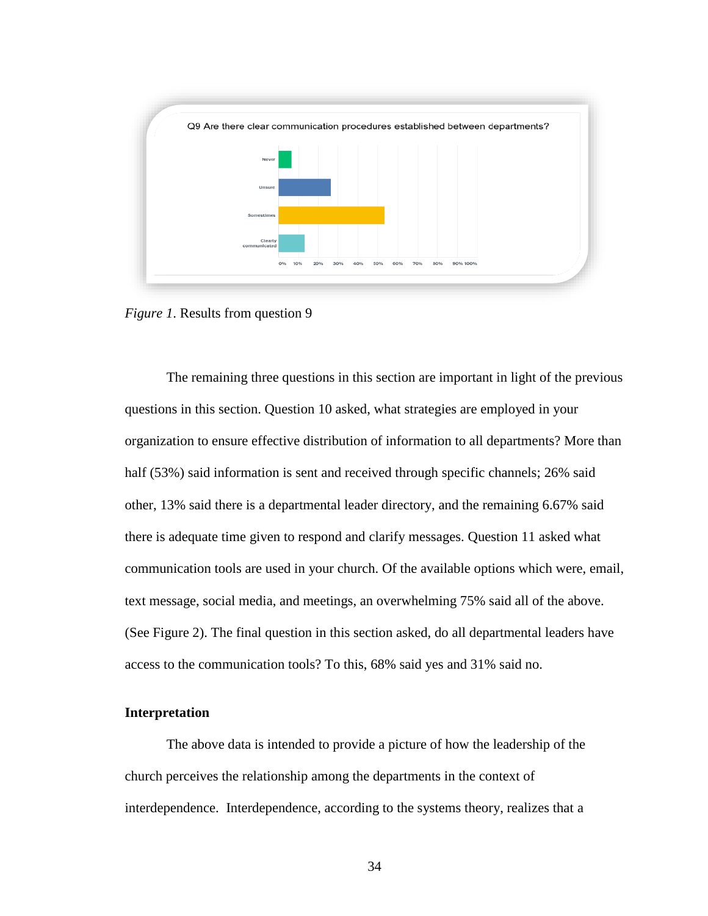*Figure 1*. Results from question 9

The remaining three questions in this section are important in light of the previous questions in this section. Question 10 asked, what strategies are employed in your organization to ensure effective distribution of information to all departments? More than half (53%) said information is sent and received through specific channels; 26% said other, 13% said there is a departmental leader directory, and the remaining 6.67% said there is adequate time given to respond and clarify messages. Question 11 asked what communication tools are used in your church. Of the available options which were, email, text message, social media, and meetings, an overwhelming 75% said all of the above. (See Figure 2). The final question in this section asked, do all departmental leaders have access to the communication tools? To this, 68% said yes and 31% said no.

### Interpretation

The above data is intended to provide a picture of how the leadership of the church perceives the relationship among the departments in the context of interdependence. Interdependence, according to the systems theory, realizes that a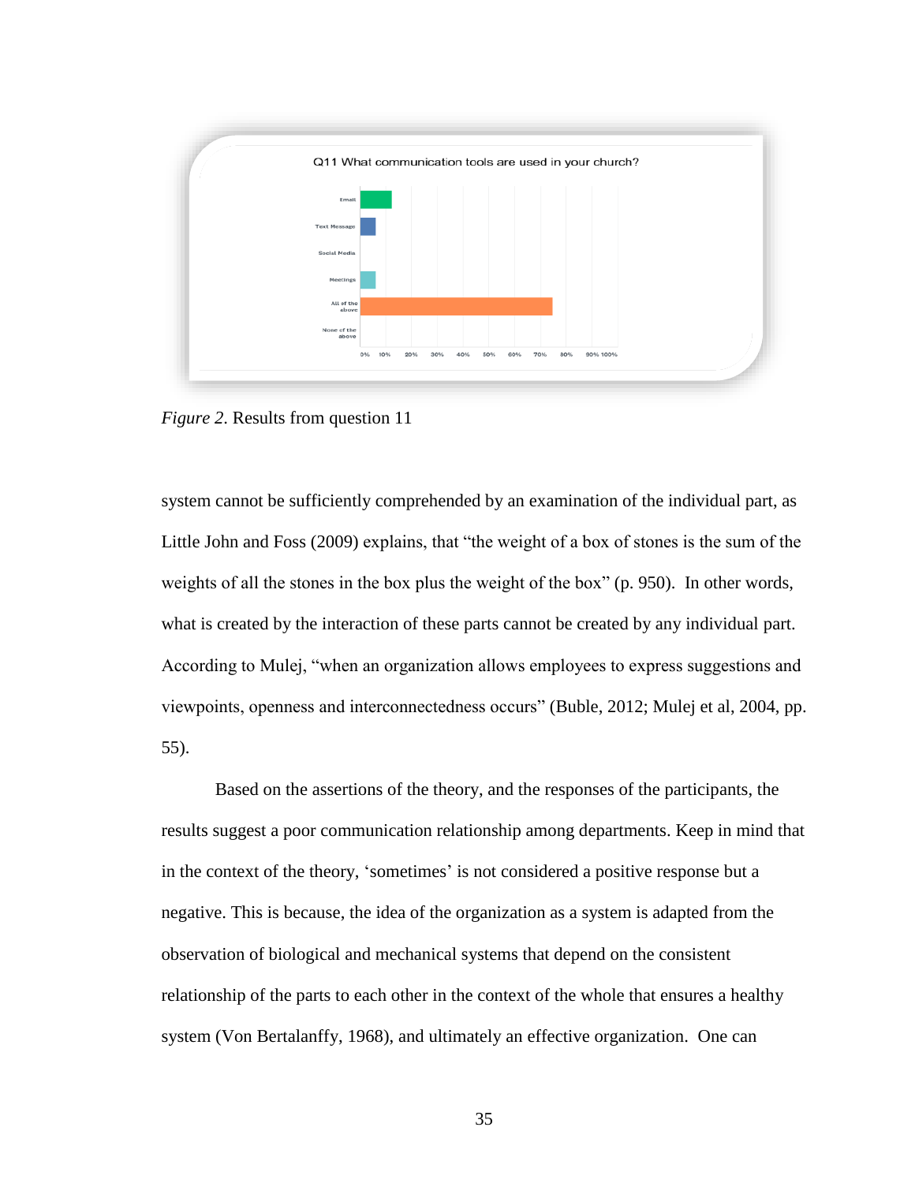Q11 What communication tools are used in your church?

*Figure 2*. Results from question 11

system cannot be sufficiently comprehended by an examination of the individual part, as Little John and Foss (2009) explains, that “the weight of a box of stones is the sum of the weights of all the stones in the box plus the weight of the box” (p. 950). In other words, what is created by the interaction of these parts cannot be created by any individual part. According to Mulej, “when an organization allows employees to express suggestions and viewpoints, openness and interconnectedness occurs” (Buble, 2012; Mulej et al, 2004, pp. 55).

Based on the assertions of the theory, and the responses of the participants, the results suggest a poor communication relationship among departments. Keep in mind that in the context of the theory, ‘sometimes’ is not considered a positive response but a negative. This is because, the idea of the organization as a system is adapted from the observation of biological and mechanical systems that depend on the consistent relationship of the parts to each other in the context of the whole that ensures a healthy system (Von Bertalanffy, 1968), and ultimately an effective organization. One can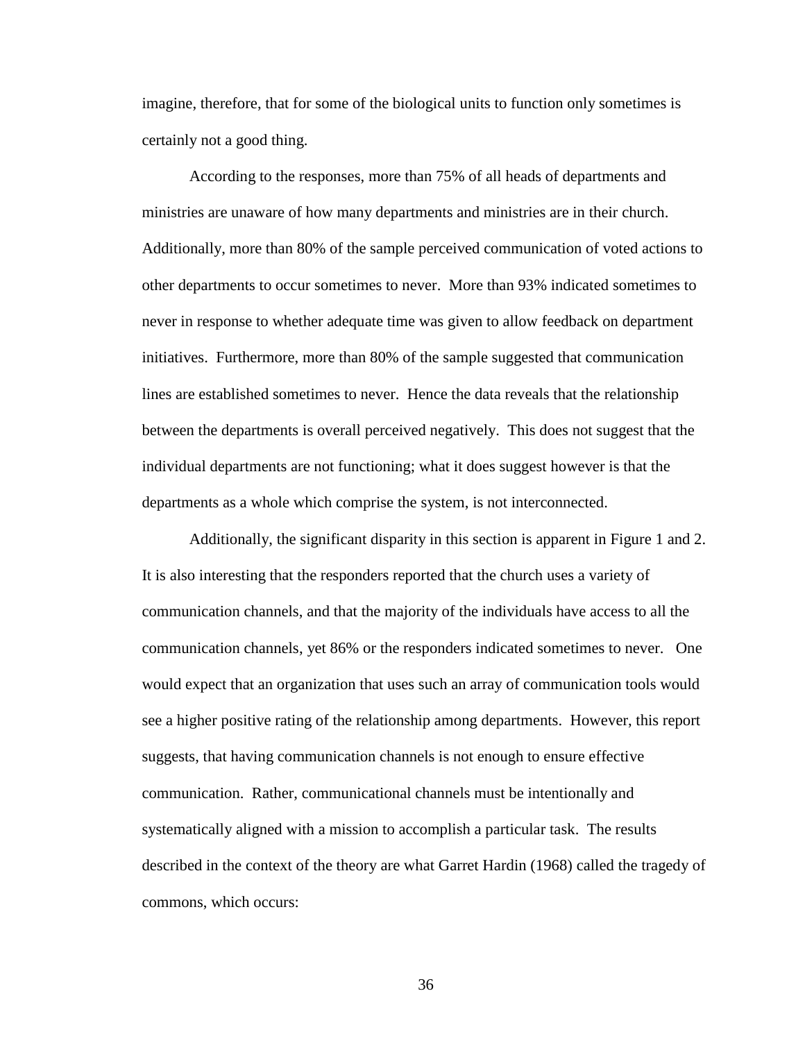imagine, therefore, that for some of the biological units to function only sometimes is certainly not a good thing.

According to the responses, more than 75% of all heads of departments and ministries are unaware of how many departments and ministries are in their church. Additionally, more than 80% of the sample perceived communication of voted actions to other departments to occur sometimes to never. More than 93% indicated sometimes to never in response to whether adequate time was given to allow feedback on department initiatives. Furthermore, more than 80% of the sample suggested that communication lines are established sometimes to never. Hence the data reveals that the relationship between the departments is overall perceived negatively. This does not suggest that the individual departments are not functioning; what it does suggest however is that the departments as a whole which comprise the system, is not interconnected.

Additionally, the significant disparity in this section is apparent in Figure 1 and 2. It is also interesting that the responders reported that the church uses a variety of communication channels, and that the majority of the individuals have access to all the communication channels, yet 86% or the responders indicated sometimes to never. One would expect that an organization that uses such an array of communication tools would see a higher positive rating of the relationship among departments. However, this report suggests, that having communication channels is not enough to ensure effective communication. Rather, communicational channels must be intentionally and systematically aligned with a mission to accomplish a particular task. The results described in the context of the theory are what Garret Hardin (1968) called the tragedy of commons, which occurs: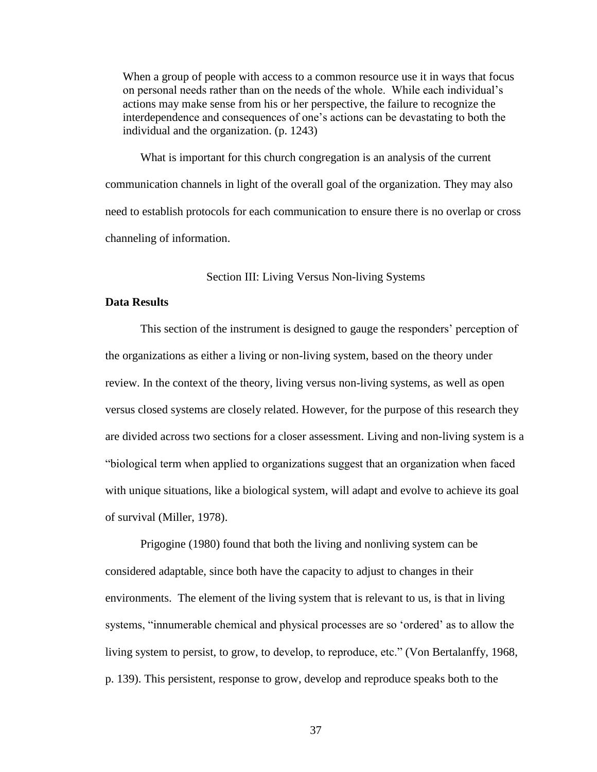> When a group of people with access to a common resource use it in ways that focus on personal needs rather than on the needs of the whole. While each individual's actions may make sense from his or her perspective, the failure to recognize the interdependence and consequences of one's actions can be devastating to both the individual and the organization. (p. 1243)

What is important for this church congregation is an analysis of the current communication channels in light of the overall goal of the organization. They may also need to establish protocols for each communication to ensure there is no overlap or cross channeling of information.

## Section III: Living Versus Non-living Systems

### Data Results

This section of the instrument is designed to gauge the responders' perception of the organizations as either a living or non-living system, based on the theory under review. In the context of the theory, living versus non-living systems, as well as open versus closed systems are closely related. However, for the purpose of this research they are divided across two sections for a closer assessment. Living and non-living system is a "biological term when applied to organizations suggest that an organization when faced with unique situations, like a biological system, will adapt and evolve to achieve its goal of survival (Miller, 1978).

Prigogine (1980) found that both the living and nonliving system can be considered adaptable, since both have the capacity to adjust to changes in their environments. The element of the living system that is relevant to us, is that in living systems, "innumerable chemical and physical processes are so 'ordered' as to allow the living system to persist, to grow, to develop, to reproduce, etc." (Von Bertalanffy, 1968, p. 139). This persistent, response to grow, develop and reproduce speaks both to the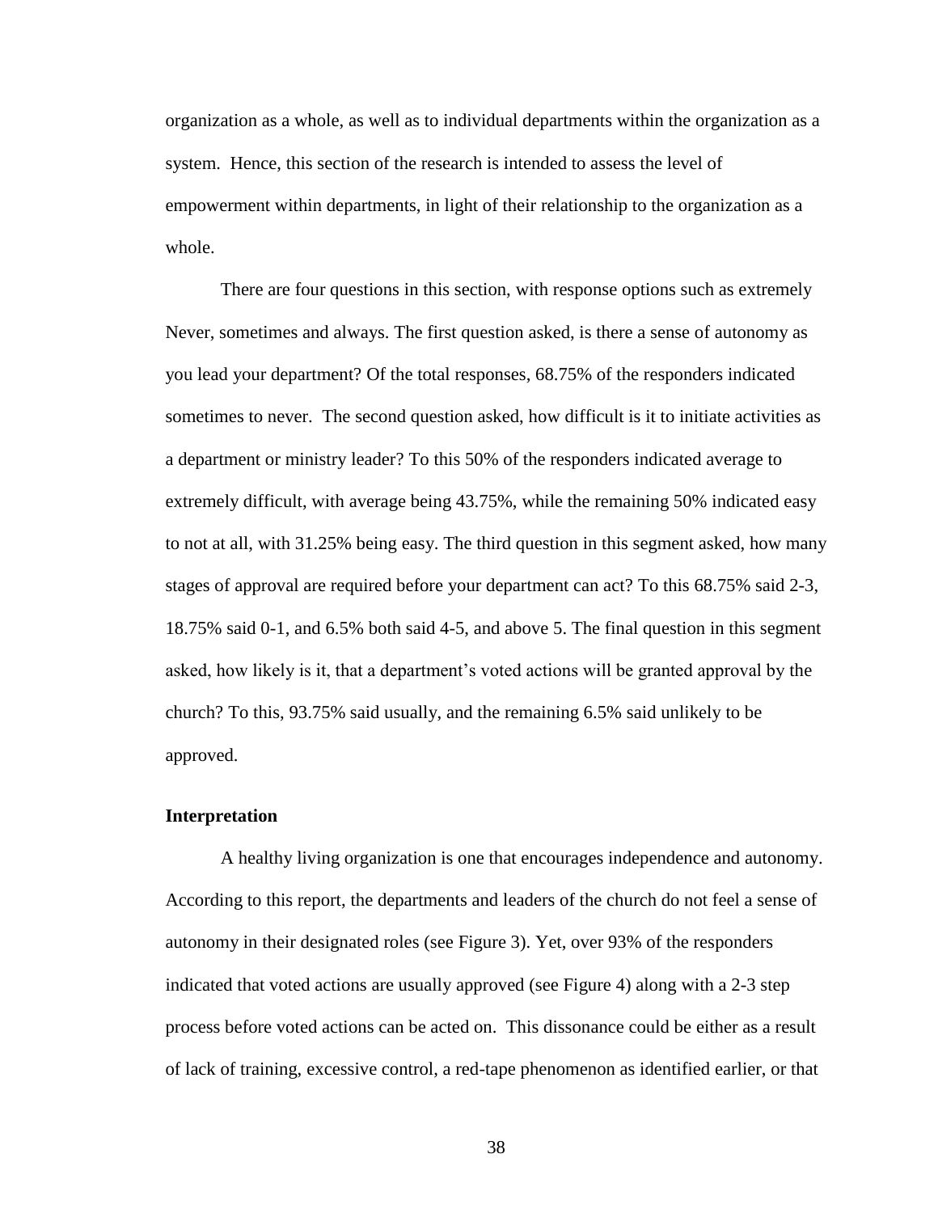organization as a whole, as well as to individual departments within the organization as a system. Hence, this section of the research is intended to assess the level of empowerment within departments, in light of their relationship to the organization as a whole.

There are four questions in this section, with response options such as extremely Never, sometimes and always. The first question asked, is there a sense of autonomy as you lead your department? Of the total responses, 68.75% of the responders indicated sometimes to never. The second question asked, how difficult is it to initiate activities as a department or ministry leader? To this 50% of the responders indicated average to extremely difficult, with average being 43.75%, while the remaining 50% indicated easy to not at all, with 31.25% being easy. The third question in this segment asked, how many stages of approval are required before your department can act? To this 68.75% said 2-3, 18.75% said 0-1, and 6.5% both said 4-5, and above 5. The final question in this segment asked, how likely is it, that a department's voted actions will be granted approval by the church? To this, 93.75% said usually, and the remaining 6.5% said unlikely to be approved.

### Interpretation

A healthy living organization is one that encourages independence and autonomy. According to this report, the departments and leaders of the church do not feel a sense of autonomy in their designated roles (see Figure 3). Yet, over 93% of the responders indicated that voted actions are usually approved (see Figure 4) along with a 2-3 step process before voted actions can be acted on. This dissonance could be either as a result of lack of training, excessive control, a red-tape phenomenon as identified earlier, or that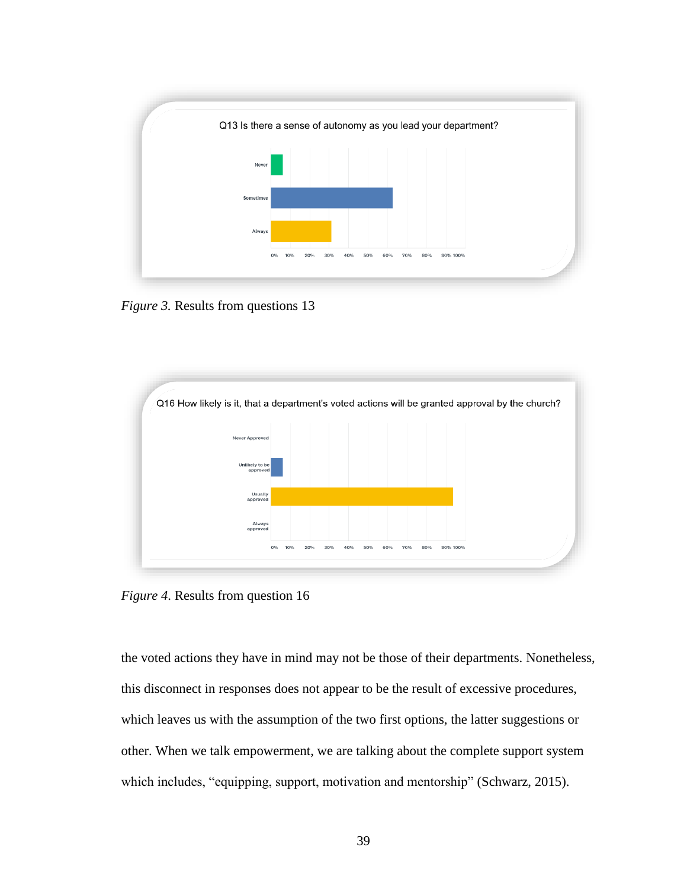*Figure 3.* Results from questions 13

*Figure 4.* Results from question 16

the voted actions they have in mind may not be those of their departments. Nonetheless, this disconnect in responses does not appear to be the result of excessive procedures, which leaves us with the assumption of the two first options, the latter suggestions or other. When we talk empowerment, we are talking about the complete support system which includes, "equipping, support, motivation and mentorship" (Schwarz, 2015).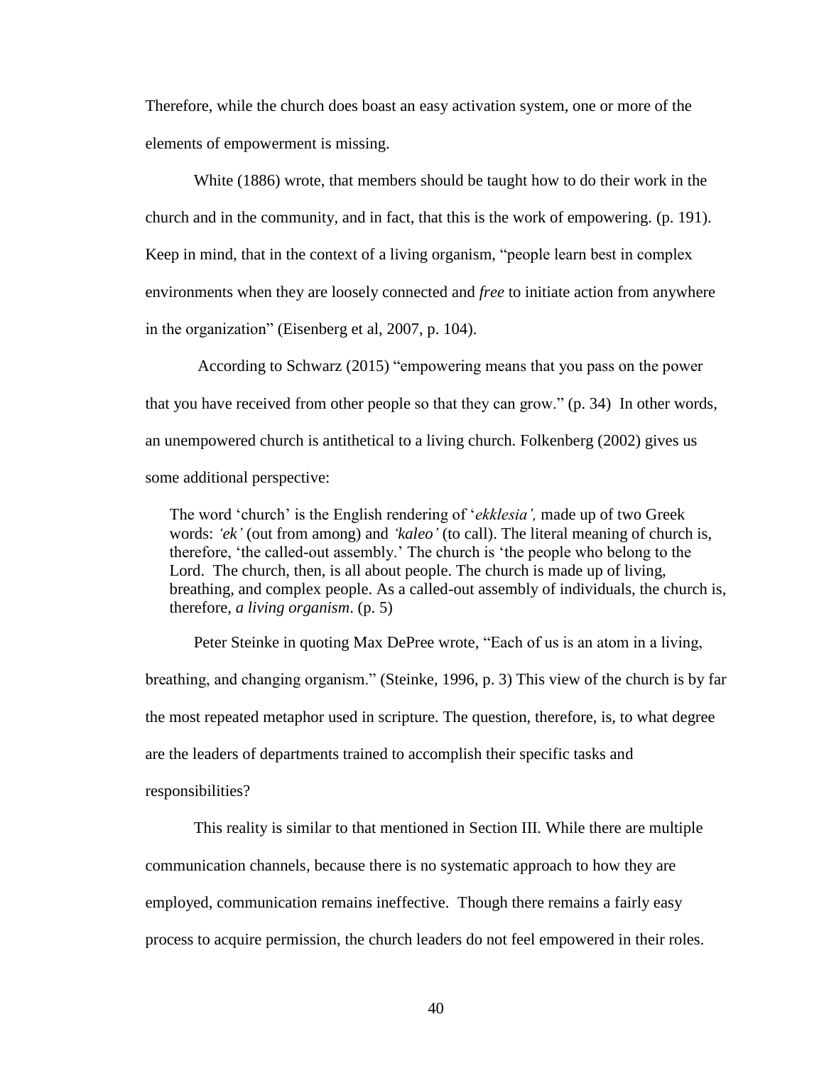Therefore, while the church does boast an easy activation system, one or more of the elements of empowerment is missing.

White (1886) wrote, that members should be taught how to do their work in the church and in the community, and in fact, that this is the work of empowering. (p. 191). Keep in mind, that in the context of a living organism, "people learn best in complex environments when they are loosely connected and *free* to initiate action from anywhere in the organization" (Eisenberg et al, 2007, p. 104).

According to Schwarz (2015) "empowering means that you pass on the power that you have received from other people so that they can grow." (p. 34) In other words, an unempowered church is antithetical to a living church. Folkenberg (2002) gives us some additional perspective:

> The word 'church' is the English rendering of '*ekklesia',* made up of two Greek words: *'ek'* (out from among) and *'kaleo'* (to call). The literal meaning of church is, therefore, 'the called-out assembly.' The church is 'the people who belong to the Lord. The church, then, is all about people. The church is made up of living, breathing, and complex people. As a called-out assembly of individuals, the church is, therefore, *a living organism*. (p. 5)

Peter Steinke in quoting Max DePree wrote, "Each of us is an atom in a living, breathing, and changing organism." (Steinke, 1996, p. 3) This view of the church is by far the most repeated metaphor used in scripture. The question, therefore, is, to what degree are the leaders of departments trained to accomplish their specific tasks and responsibilities?

This reality is similar to that mentioned in Section III. While there are multiple communication channels, because there is no systematic approach to how they are employed, communication remains ineffective. Though there remains a fairly easy process to acquire permission, the church leaders do not feel empowered in their roles.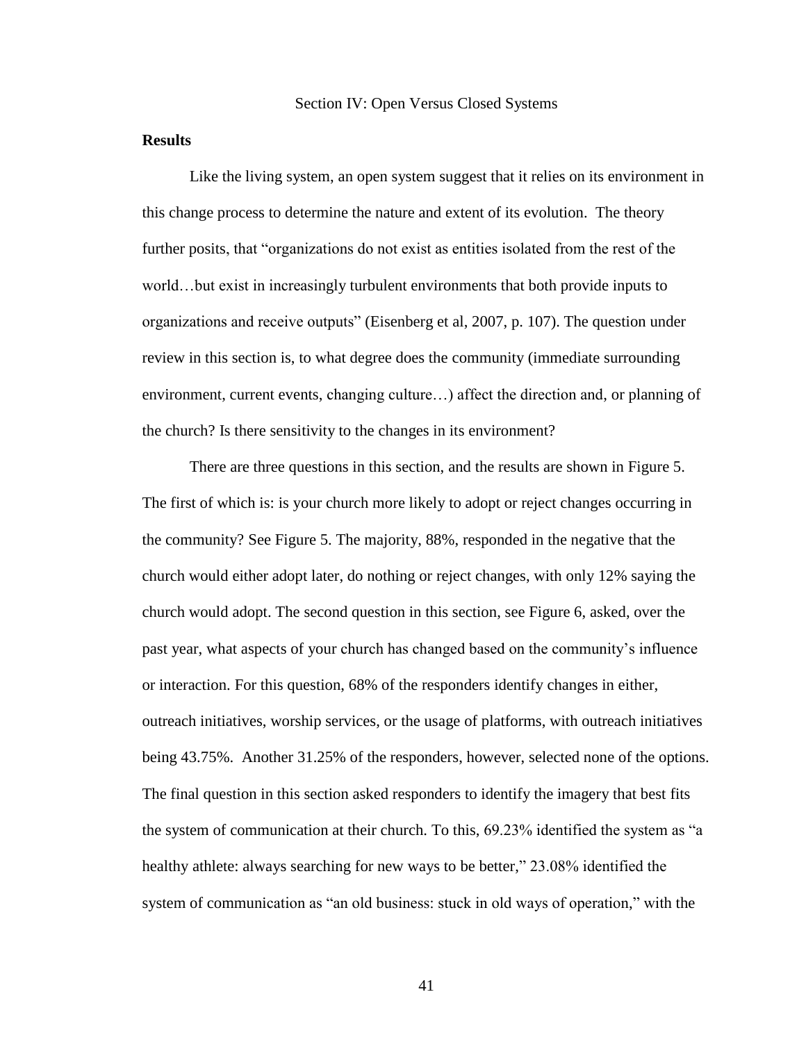Section IV: Open Versus Closed Systems

**Results**

Like the living system, an open system suggest that it relies on its environment in this change process to determine the nature and extent of its evolution. The theory further posits, that "organizations do not exist as entities isolated from the rest of the world…but exist in increasingly turbulent environments that both provide inputs to organizations and receive outputs" (Eisenberg et al, 2007, p. 107). The question under review in this section is, to what degree does the community (immediate surrounding environment, current events, changing culture…) affect the direction and, or planning of the church? Is there sensitivity to the changes in its environment?

There are three questions in this section, and the results are shown in Figure 5. The first of which is: is your church more likely to adopt or reject changes occurring in the community? See Figure 5. The majority, 88%, responded in the negative that the church would either adopt later, do nothing or reject changes, with only 12% saying the church would adopt. The second question in this section, see Figure 6, asked, over the past year, what aspects of your church has changed based on the community's influence or interaction. For this question, 68% of the responders identify changes in either, outreach initiatives, worship services, or the usage of platforms, with outreach initiatives being 43.75%. Another 31.25% of the responders, however, selected none of the options. The final question in this section asked responders to identify the imagery that best fits the system of communication at their church. To this, 69.23% identified the system as "a healthy athlete: always searching for new ways to be better," 23.08% identified the system of communication as "an old business: stuck in old ways of operation," with the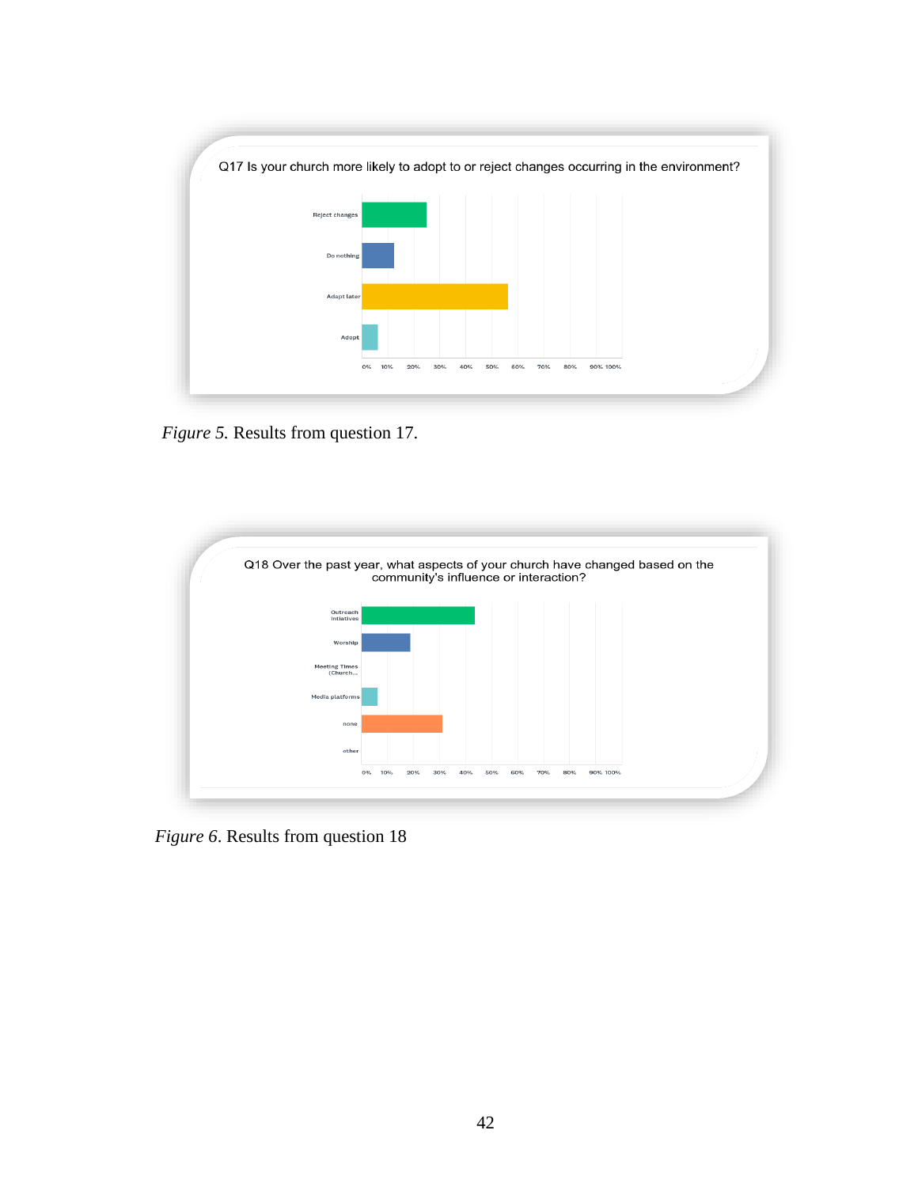Q17 Is your church more likely to adopt to or reject changes occurring in the environment?

*Figure 5.* Results from question 17.

Q18 Over the past year, what aspects of your church have changed based on the community's influence or interaction?

*Figure 6*. Results from question 18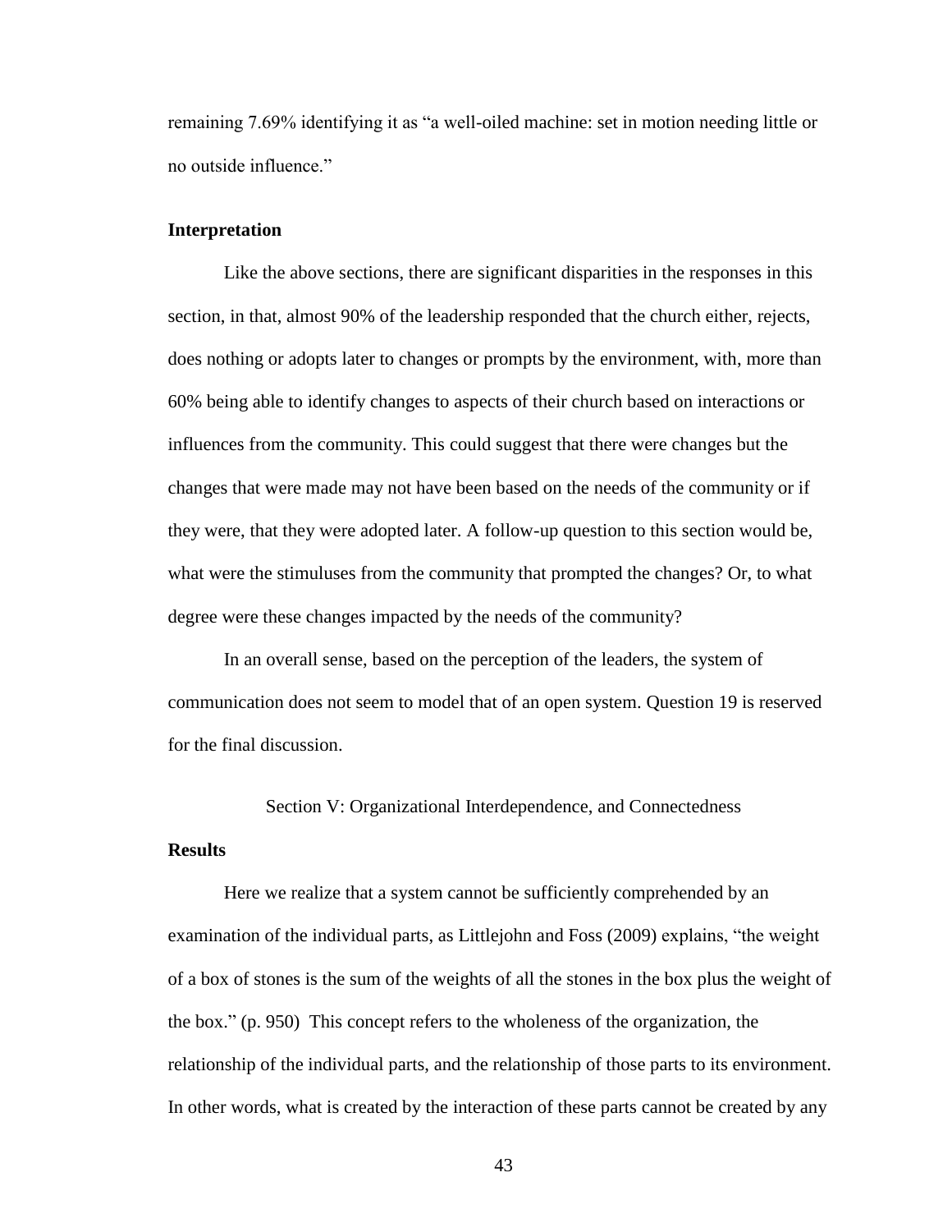remaining 7.69% identifying it as "a well-oiled machine: set in motion needing little or no outside influence."

**Interpretation**

Like the above sections, there are significant disparities in the responses in this section, in that, almost 90% of the leadership responded that the church either, rejects, does nothing or adopts later to changes or prompts by the environment, with, more than 60% being able to identify changes to aspects of their church based on interactions or influences from the community. This could suggest that there were changes but the changes that were made may not have been based on the needs of the community or if they were, that they were adopted later. A follow-up question to this section would be, what were the stimuluses from the community that prompted the changes? Or, to what degree were these changes impacted by the needs of the community?

In an overall sense, based on the perception of the leaders, the system of communication does not seem to model that of an open system. Question 19 is reserved for the final discussion.

Section V: Organizational Interdependence, and Connectedness

**Results**

Here we realize that a system cannot be sufficiently comprehended by an examination of the individual parts, as Littlejohn and Foss (2009) explains, "the weight of a box of stones is the sum of the weights of all the stones in the box plus the weight of the box." (p. 950) This concept refers to the wholeness of the organization, the relationship of the individual parts, and the relationship of those parts to its environment. In other words, what is created by the interaction of these parts cannot be created by any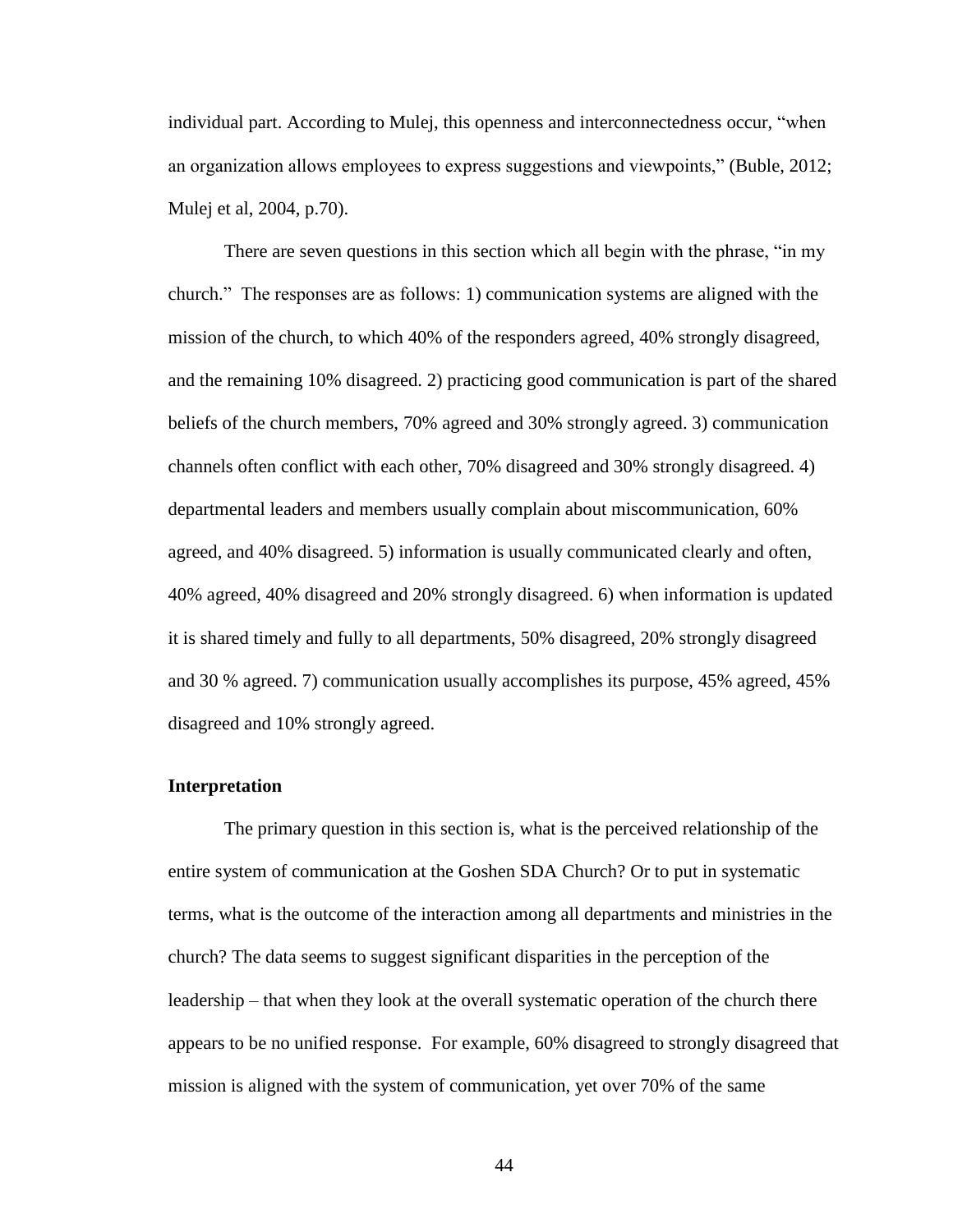individual part. According to Mulej, this openness and interconnectedness occur, "when an organization allows employees to express suggestions and viewpoints," (Buble, 2012; Mulej et al, 2004, p.70).

There are seven questions in this section which all begin with the phrase, "in my church." The responses are as follows: 1) communication systems are aligned with the mission of the church, to which 40% of the responders agreed, 40% strongly disagreed, and the remaining 10% disagreed. 2) practicing good communication is part of the shared beliefs of the church members, 70% agreed and 30% strongly agreed. 3) communication channels often conflict with each other, 70% disagreed and 30% strongly disagreed. 4) departmental leaders and members usually complain about miscommunication, 60% agreed, and 40% disagreed. 5) information is usually communicated clearly and often, 40% agreed, 40% disagreed and 20% strongly disagreed. 6) when information is updated it is shared timely and fully to all departments, 50% disagreed, 20% strongly disagreed and 30 % agreed. 7) communication usually accomplishes its purpose, 45% agreed, 45% disagreed and 10% strongly agreed.

**Interpretation**

The primary question in this section is, what is the perceived relationship of the entire system of communication at the Goshen SDA Church? Or to put in systematic terms, what is the outcome of the interaction among all departments and ministries in the church? The data seems to suggest significant disparities in the perception of the leadership – that when they look at the overall systematic operation of the church there appears to be no unified response. For example, 60% disagreed to strongly disagreed that mission is aligned with the system of communication, yet over 70% of the same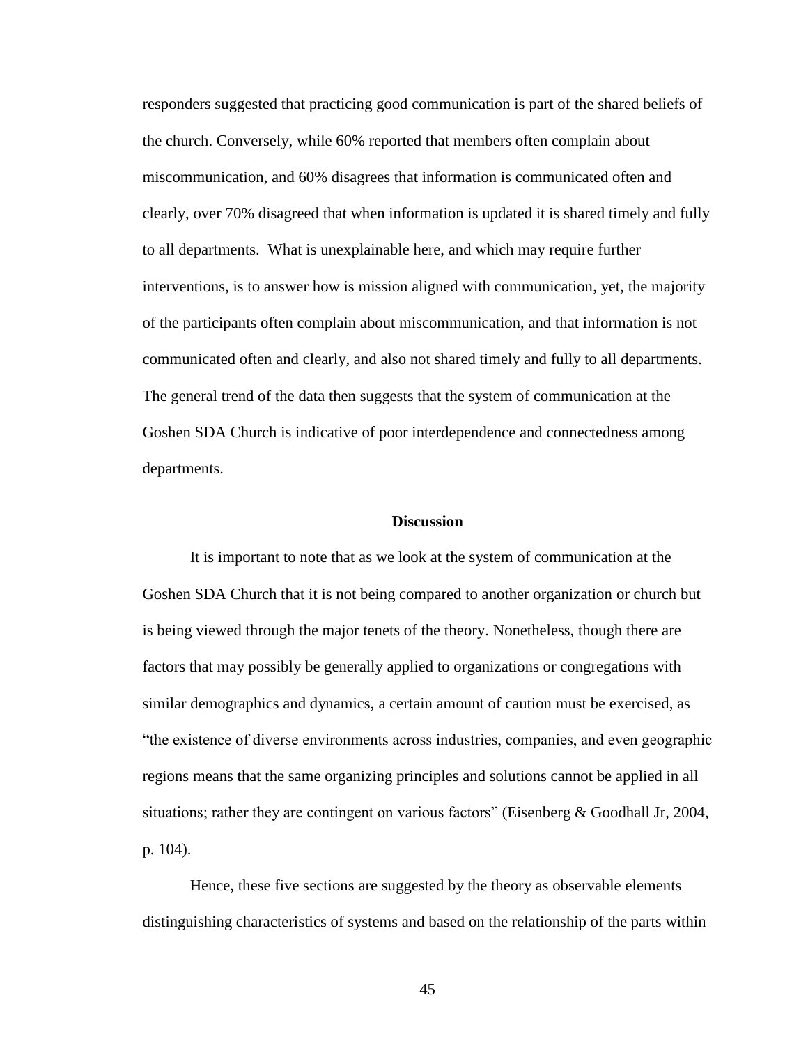responders suggested that practicing good communication is part of the shared beliefs of the church. Conversely, while 60% reported that members often complain about miscommunication, and 60% disagrees that information is communicated often and clearly, over 70% disagreed that when information is updated it is shared timely and fully to all departments. What is unexplainable here, and which may require further interventions, is to answer how is mission aligned with communication, yet, the majority of the participants often complain about miscommunication, and that information is not communicated often and clearly, and also not shared timely and fully to all departments. The general trend of the data then suggests that the system of communication at the Goshen SDA Church is indicative of poor interdependence and connectedness among departments.

## Discussion

It is important to note that as we look at the system of communication at the Goshen SDA Church that it is not being compared to another organization or church but is being viewed through the major tenets of the theory. Nonetheless, though there are factors that may possibly be generally applied to organizations or congregations with similar demographics and dynamics, a certain amount of caution must be exercised, as "the existence of diverse environments across industries, companies, and even geographic regions means that the same organizing principles and solutions cannot be applied in all situations; rather they are contingent on various factors" (Eisenberg & Goodhall Jr, 2004, p. 104).

Hence, these five sections are suggested by the theory as observable elements distinguishing characteristics of systems and based on the relationship of the parts within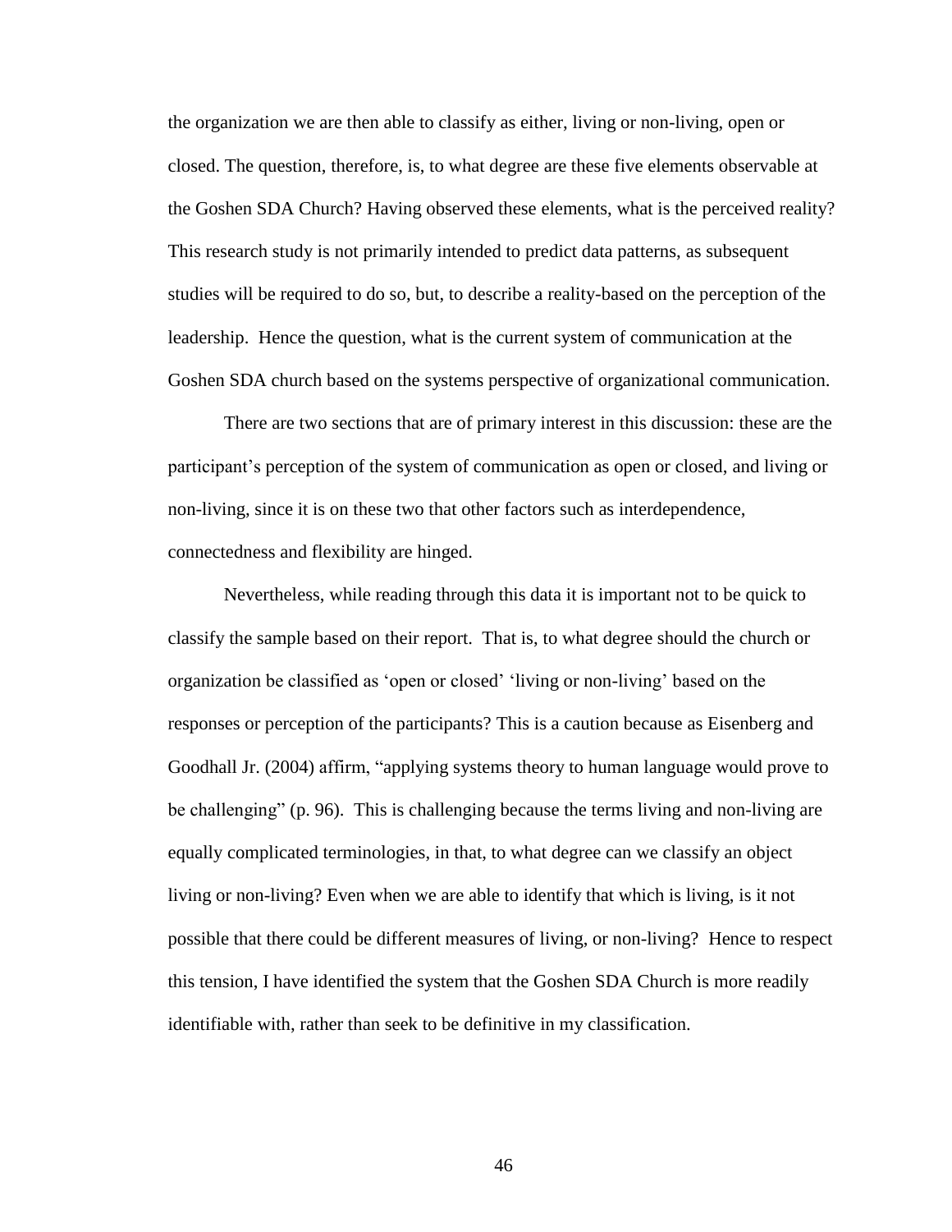the organization we are then able to classify as either, living or non-living, open or closed. The question, therefore, is, to what degree are these five elements observable at the Goshen SDA Church? Having observed these elements, what is the perceived reality? This research study is not primarily intended to predict data patterns, as subsequent studies will be required to do so, but, to describe a reality-based on the perception of the leadership. Hence the question, what is the current system of communication at the Goshen SDA church based on the systems perspective of organizational communication.

There are two sections that are of primary interest in this discussion: these are the participant's perception of the system of communication as open or closed, and living or non-living, since it is on these two that other factors such as interdependence, connectedness and flexibility are hinged.

Nevertheless, while reading through this data it is important not to be quick to classify the sample based on their report. That is, to what degree should the church or organization be classified as 'open or closed' 'living or non-living' based on the responses or perception of the participants? This is a caution because as Eisenberg and Goodhall Jr. (2004) affirm, "applying systems theory to human language would prove to be challenging" (p. 96). This is challenging because the terms living and non-living are equally complicated terminologies, in that, to what degree can we classify an object living or non-living? Even when we are able to identify that which is living, is it not possible that there could be different measures of living, or non-living? Hence to respect this tension, I have identified the system that the Goshen SDA Church is more readily identifiable with, rather than seek to be definitive in my classification.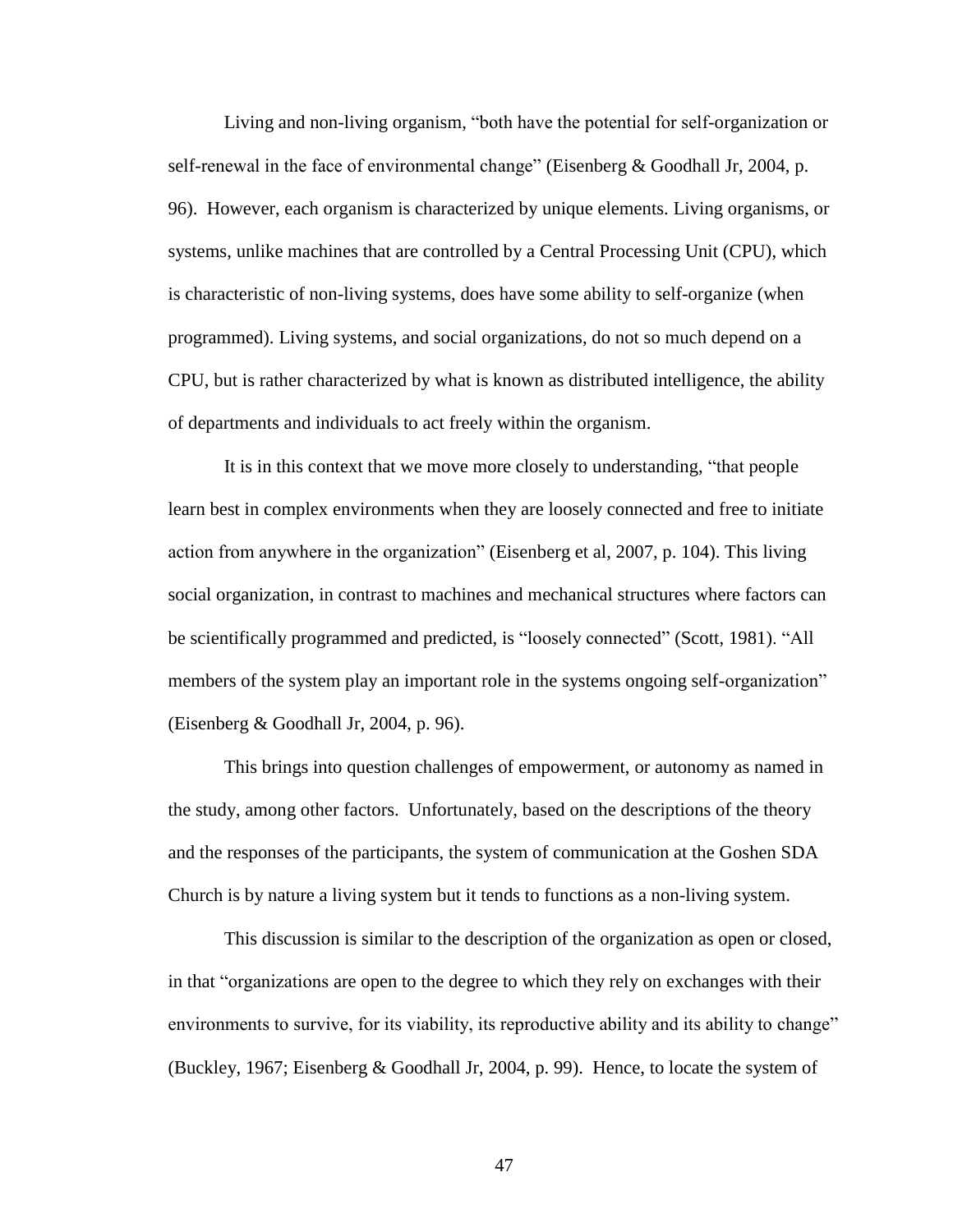Living and non-living organism, "both have the potential for self-organization or self-renewal in the face of environmental change" (Eisenberg & Goodhall Jr, 2004, p. 96). However, each organism is characterized by unique elements. Living organisms, or systems, unlike machines that are controlled by a Central Processing Unit (CPU), which is characteristic of non-living systems, does have some ability to self-organize (when programmed). Living systems, and social organizations, do not so much depend on a CPU, but is rather characterized by what is known as distributed intelligence, the ability of departments and individuals to act freely within the organism.

It is in this context that we move more closely to understanding, "that people learn best in complex environments when they are loosely connected and free to initiate action from anywhere in the organization" (Eisenberg et al, 2007, p. 104). This living social organization, in contrast to machines and mechanical structures where factors can be scientifically programmed and predicted, is "loosely connected" (Scott, 1981). "All members of the system play an important role in the systems ongoing self-organization" (Eisenberg & Goodhall Jr, 2004, p. 96).

This brings into question challenges of empowerment, or autonomy as named in the study, among other factors. Unfortunately, based on the descriptions of the theory and the responses of the participants, the system of communication at the Goshen SDA Church is by nature a living system but it tends to functions as a non-living system.

This discussion is similar to the description of the organization as open or closed, in that "organizations are open to the degree to which they rely on exchanges with their environments to survive, for its viability, its reproductive ability and its ability to change" (Buckley, 1967; Eisenberg & Goodhall Jr, 2004, p. 99). Hence, to locate the system of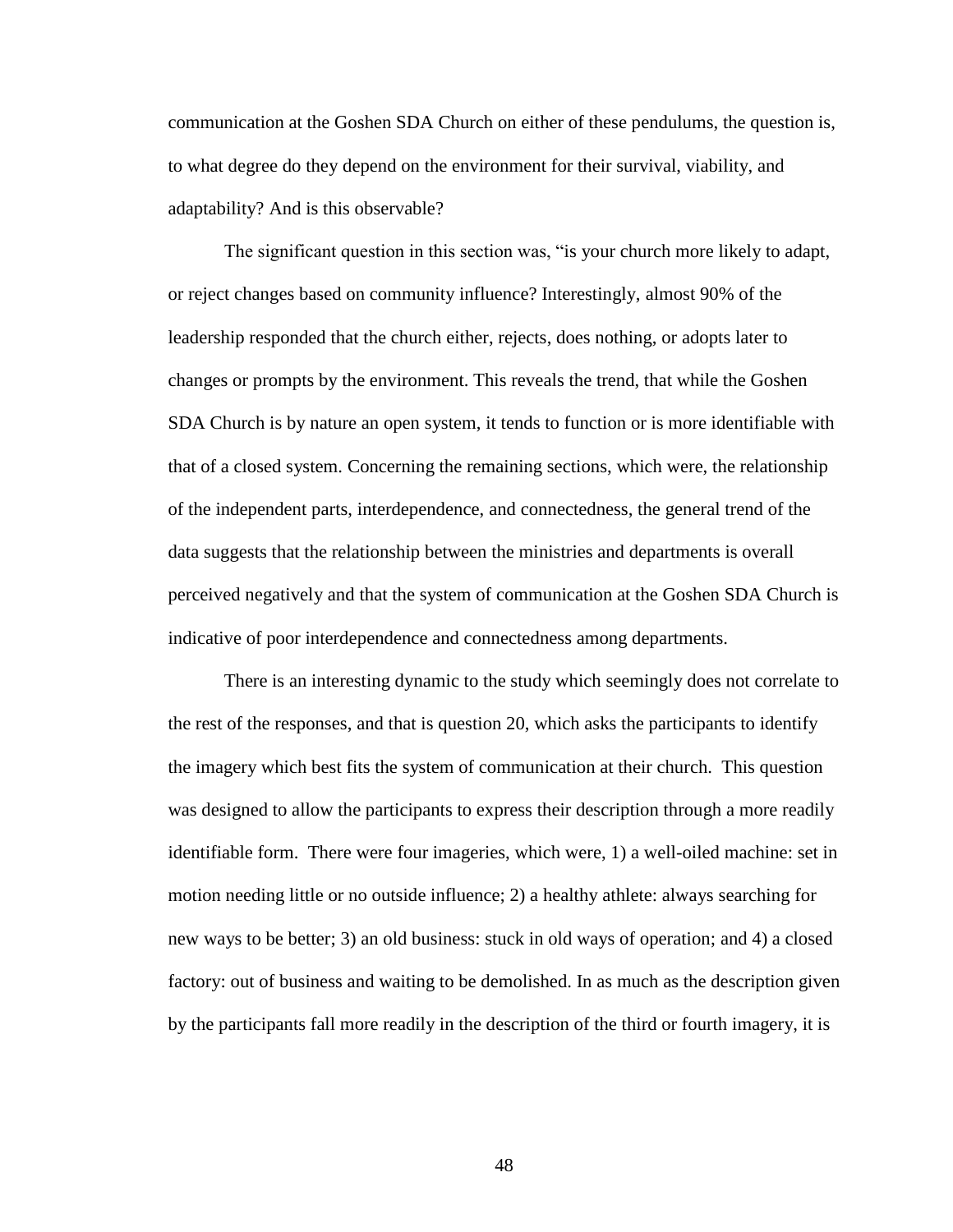communication at the Goshen SDA Church on either of these pendulums, the question is, to what degree do they depend on the environment for their survival, viability, and adaptability? And is this observable?

The significant question in this section was, "is your church more likely to adapt, or reject changes based on community influence? Interestingly, almost 90% of the leadership responded that the church either, rejects, does nothing, or adopts later to changes or prompts by the environment. This reveals the trend, that while the Goshen SDA Church is by nature an open system, it tends to function or is more identifiable with that of a closed system. Concerning the remaining sections, which were, the relationship of the independent parts, interdependence, and connectedness, the general trend of the data suggests that the relationship between the ministries and departments is overall perceived negatively and that the system of communication at the Goshen SDA Church is indicative of poor interdependence and connectedness among departments.

There is an interesting dynamic to the study which seemingly does not correlate to the rest of the responses, and that is question 20, which asks the participants to identify the imagery which best fits the system of communication at their church. This question was designed to allow the participants to express their description through a more readily identifiable form. There were four imageries, which were, 1) a well-oiled machine: set in motion needing little or no outside influence; 2) a healthy athlete: always searching for new ways to be better; 3) an old business: stuck in old ways of operation; and 4) a closed factory: out of business and waiting to be demolished. In as much as the description given by the participants fall more readily in the description of the third or fourth imagery, it is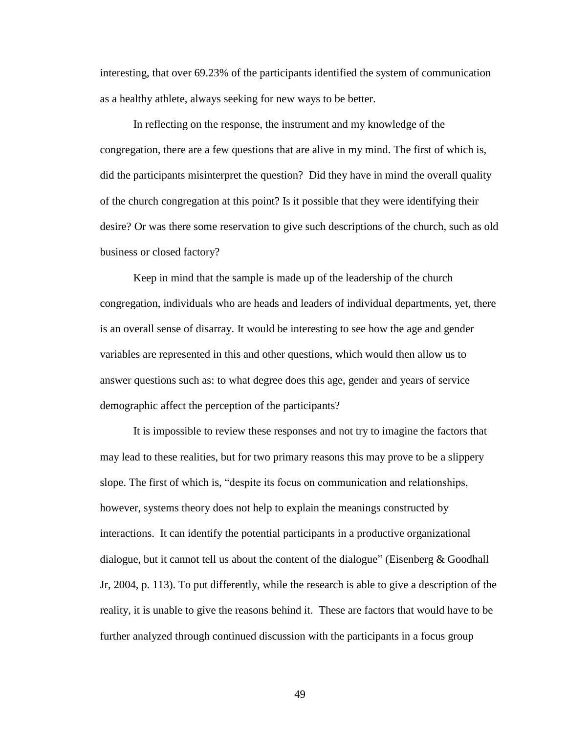interesting, that over 69.23% of the participants identified the system of communication as a healthy athlete, always seeking for new ways to be better.

In reflecting on the response, the instrument and my knowledge of the congregation, there are a few questions that are alive in my mind. The first of which is, did the participants misinterpret the question? Did they have in mind the overall quality of the church congregation at this point? Is it possible that they were identifying their desire? Or was there some reservation to give such descriptions of the church, such as old business or closed factory?

Keep in mind that the sample is made up of the leadership of the church congregation, individuals who are heads and leaders of individual departments, yet, there is an overall sense of disarray. It would be interesting to see how the age and gender variables are represented in this and other questions, which would then allow us to answer questions such as: to what degree does this age, gender and years of service demographic affect the perception of the participants?

It is impossible to review these responses and not try to imagine the factors that may lead to these realities, but for two primary reasons this may prove to be a slippery slope. The first of which is, "despite its focus on communication and relationships, however, systems theory does not help to explain the meanings constructed by interactions. It can identify the potential participants in a productive organizational dialogue, but it cannot tell us about the content of the dialogue" (Eisenberg & Goodhall Jr, 2004, p. 113). To put differently, while the research is able to give a description of the reality, it is unable to give the reasons behind it. These are factors that would have to be further analyzed through continued discussion with the participants in a focus group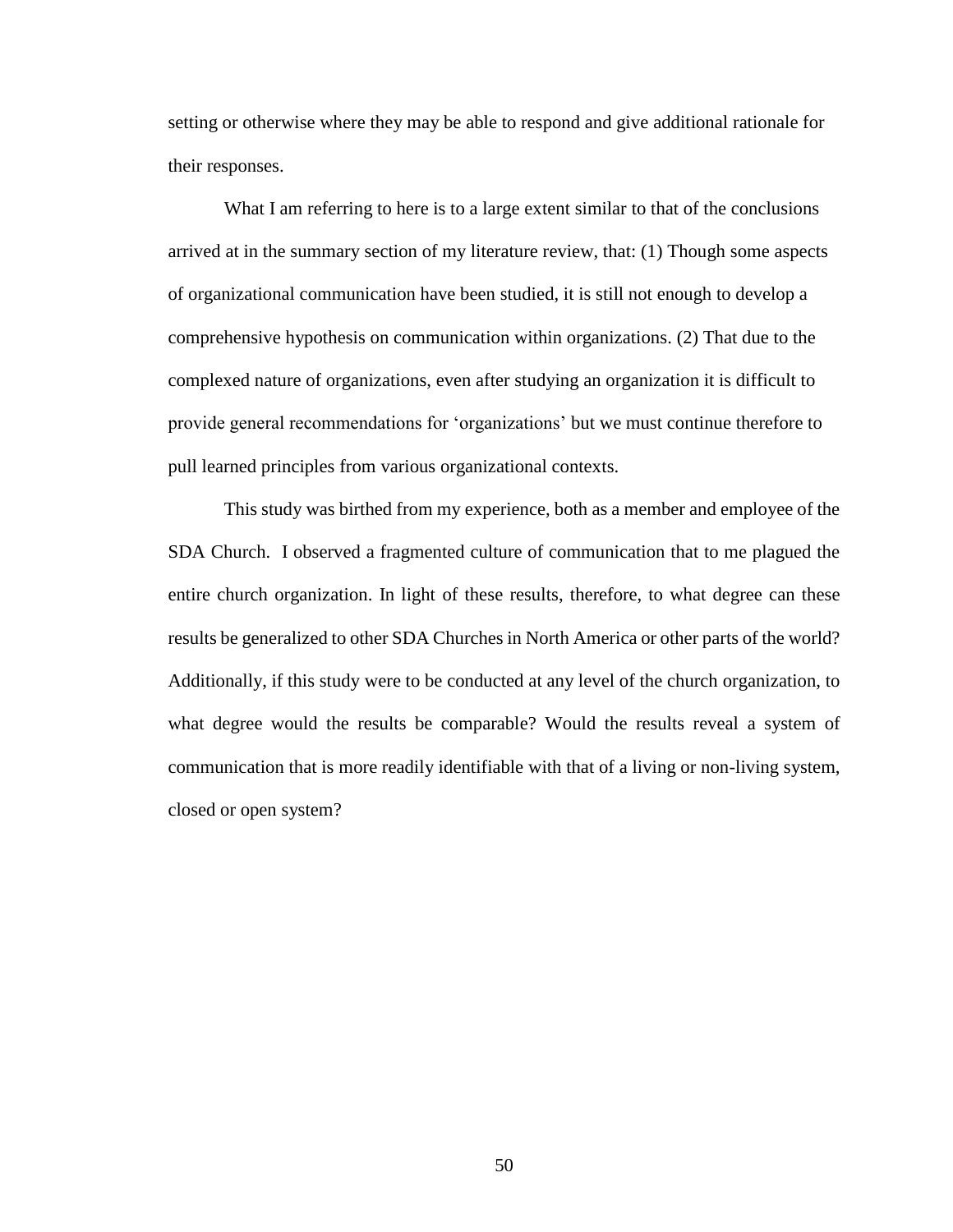setting or otherwise where they may be able to respond and give additional rationale for their responses.

What I am referring to here is to a large extent similar to that of the conclusions arrived at in the summary section of my literature review, that: (1) Though some aspects of organizational communication have been studied, it is still not enough to develop a comprehensive hypothesis on communication within organizations. (2) That due to the complexed nature of organizations, even after studying an organization it is difficult to provide general recommendations for 'organizations' but we must continue therefore to pull learned principles from various organizational contexts.

This study was birthed from my experience, both as a member and employee of the SDA Church. I observed a fragmented culture of communication that to me plagued the entire church organization. In light of these results, therefore, to what degree can these results be generalized to other SDA Churches in North America or other parts of the world? Additionally, if this study were to be conducted at any level of the church organization, to what degree would the results be comparable? Would the results reveal a system of communication that is more readily identifiable with that of a living or non-living system, closed or open system?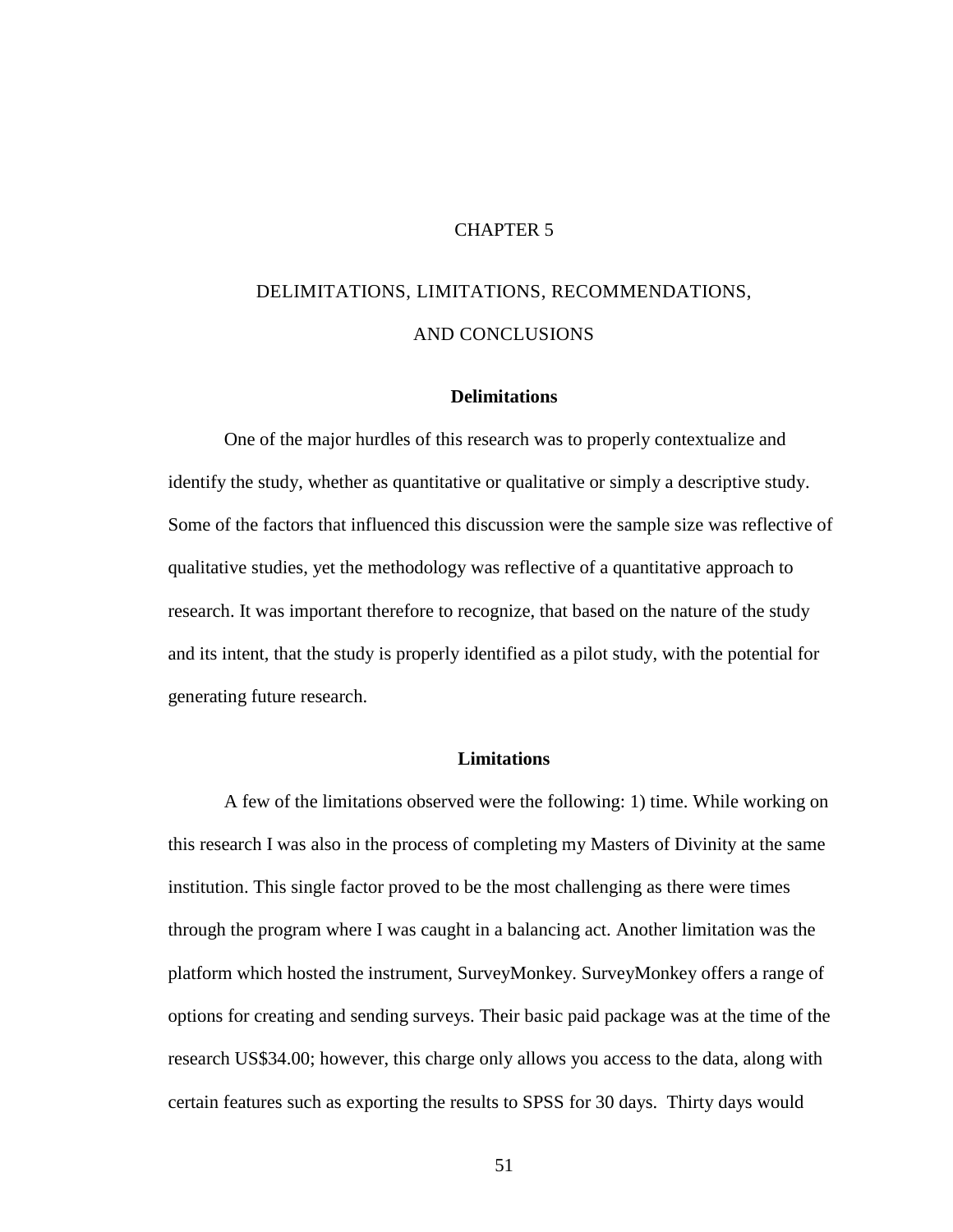# CHAPTER 5

# DELIMITATIONS, LIMITATIONS, RECOMMENDATIONS, AND CONCLUSIONS

## Delimitations

One of the major hurdles of this research was to properly contextualize and identify the study, whether as quantitative or qualitative or simply a descriptive study. Some of the factors that influenced this discussion were the sample size was reflective of qualitative studies, yet the methodology was reflective of a quantitative approach to research. It was important therefore to recognize, that based on the nature of the study and its intent, that the study is properly identified as a pilot study, with the potential for generating future research.

## Limitations

A few of the limitations observed were the following: 1) time. While working on this research I was also in the process of completing my Masters of Divinity at the same institution. This single factor proved to be the most challenging as there were times through the program where I was caught in a balancing act. Another limitation was the platform which hosted the instrument, SurveyMonkey. SurveyMonkey offers a range of options for creating and sending surveys. Their basic paid package was at the time of the research US$34.00; however, this charge only allows you access to the data, along with certain features such as exporting the results to SPSS for 30 days. Thirty days would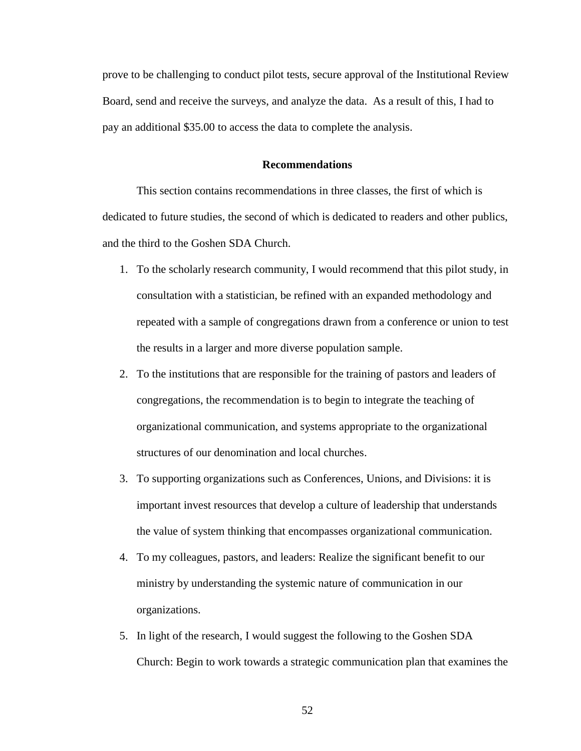prove to be challenging to conduct pilot tests, secure approval of the Institutional Review Board, send and receive the surveys, and analyze the data. As a result of this, I had to pay an additional $35.00 to access the data to complete the analysis.

## Recommendations

This section contains recommendations in three classes, the first of which is dedicated to future studies, the second of which is dedicated to readers and other publics, and the third to the Goshen SDA Church.

1. To the scholarly research community, I would recommend that this pilot study, in consultation with a statistician, be refined with an expanded methodology and repeated with a sample of congregations drawn from a conference or union to test the results in a larger and more diverse population sample.
2. To the institutions that are responsible for the training of pastors and leaders of congregations, the recommendation is to begin to integrate the teaching of organizational communication, and systems appropriate to the organizational structures of our denomination and local churches.
3. To supporting organizations such as Conferences, Unions, and Divisions: it is important invest resources that develop a culture of leadership that understands the value of system thinking that encompasses organizational communication.
4. To my colleagues, pastors, and leaders: Realize the significant benefit to our ministry by understanding the systemic nature of communication in our organizations.
5. In light of the research, I would suggest the following to the Goshen SDA Church: Begin to work towards a strategic communication plan that examines the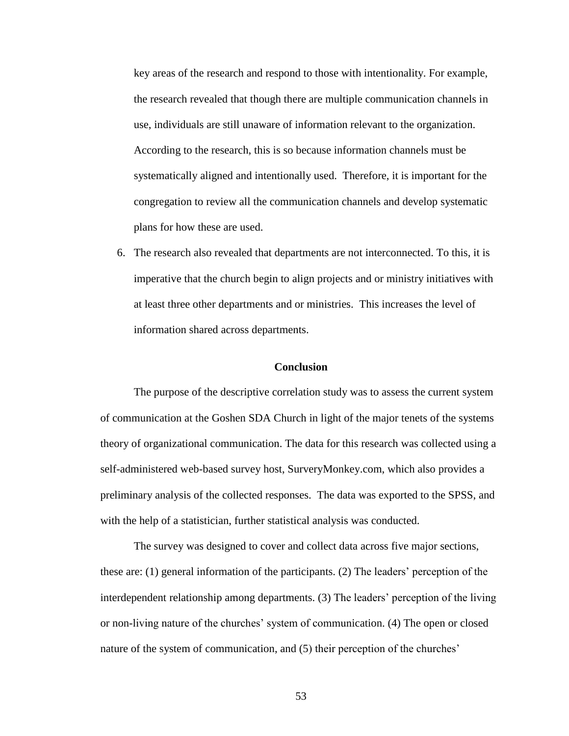key areas of the research and respond to those with intentionality. For example, the research revealed that though there are multiple communication channels in use, individuals are still unaware of information relevant to the organization. According to the research, this is so because information channels must be systematically aligned and intentionally used. Therefore, it is important for the congregation to review all the communication channels and develop systematic plans for how these are used.

6. The research also revealed that departments are not interconnected. To this, it is imperative that the church begin to align projects and or ministry initiatives with at least three other departments and or ministries. This increases the level of information shared across departments.

## Conclusion

The purpose of the descriptive correlation study was to assess the current system of communication at the Goshen SDA Church in light of the major tenets of the systems theory of organizational communication. The data for this research was collected using a self-administered web-based survey host, SurveryMonkey.com, which also provides a preliminary analysis of the collected responses. The data was exported to the SPSS, and with the help of a statistician, further statistical analysis was conducted.

The survey was designed to cover and collect data across five major sections, these are: (1) general information of the participants. (2) The leaders' perception of the interdependent relationship among departments. (3) The leaders' perception of the living or non-living nature of the churches' system of communication. (4) The open or closed nature of the system of communication, and (5) their perception of the churches'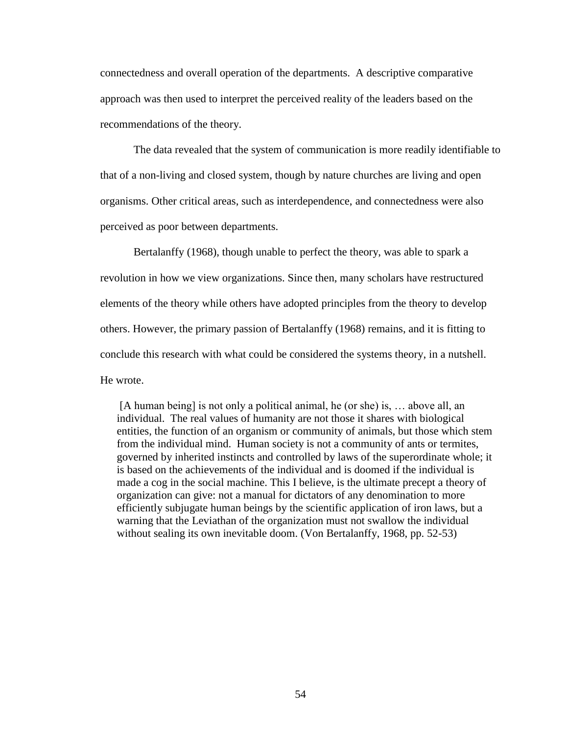connectedness and overall operation of the departments. A descriptive comparative approach was then used to interpret the perceived reality of the leaders based on the recommendations of the theory.

The data revealed that the system of communication is more readily identifiable to that of a non-living and closed system, though by nature churches are living and open organisms. Other critical areas, such as interdependence, and connectedness were also perceived as poor between departments.

Bertalanffy (1968), though unable to perfect the theory, was able to spark a revolution in how we view organizations. Since then, many scholars have restructured elements of the theory while others have adopted principles from the theory to develop others. However, the primary passion of Bertalanffy (1968) remains, and it is fitting to conclude this research with what could be considered the systems theory, in a nutshell. He wrote.

> [A human being] is not only a political animal, he (or she) is, … above all, an individual. The real values of humanity are not those it shares with biological entities, the function of an organism or community of animals, but those which stem from the individual mind. Human society is not a community of ants or termites, governed by inherited instincts and controlled by laws of the superordinate whole; it is based on the achievements of the individual and is doomed if the individual is made a cog in the social machine. This I believe, is the ultimate precept a theory of organization can give: not a manual for dictators of any denomination to more efficiently subjugate human beings by the scientific application of iron laws, but a warning that the Leviathan of the organization must not swallow the individual without sealing its own inevitable doom. (Von Bertalanffy, 1968, pp. 52-53)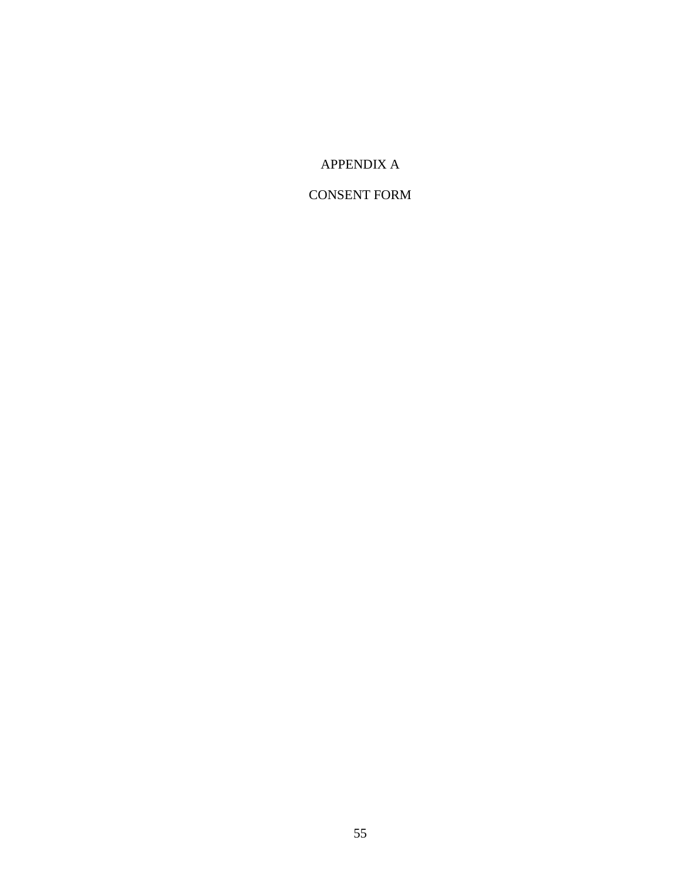# APPENDIX A

# CONSENT FORM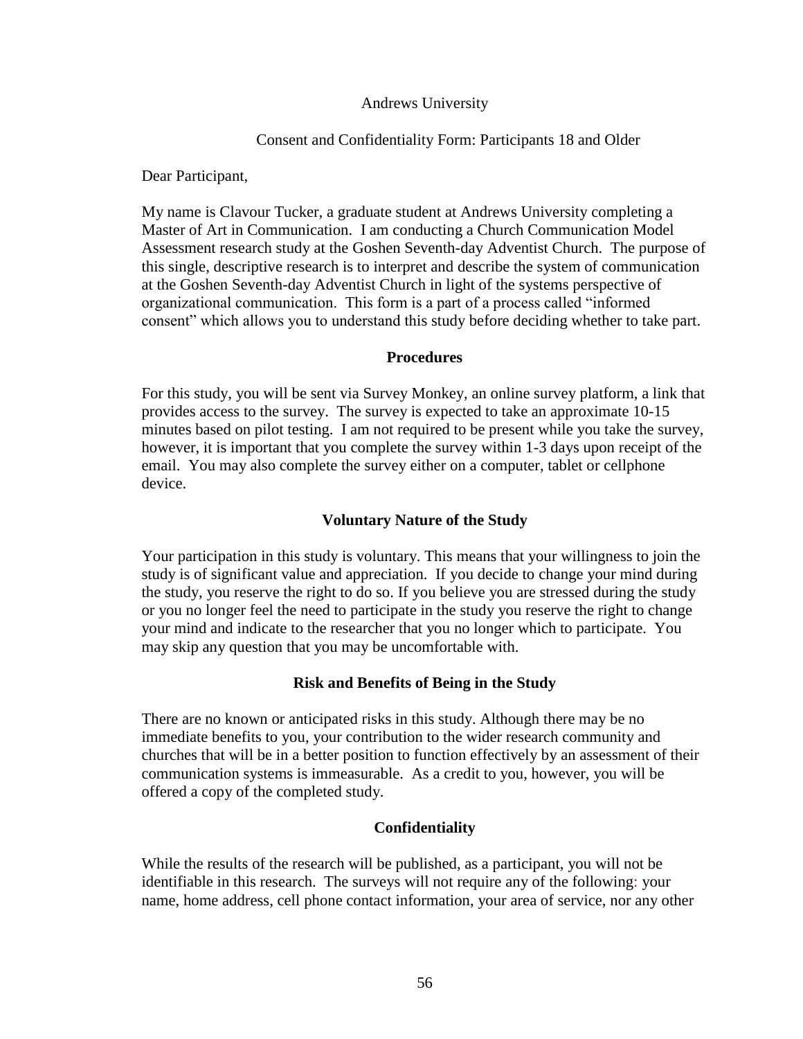Andrews University

Consent and Confidentiality Form: Participants 18 and Older

Dear Participant,

My name is Clavour Tucker, a graduate student at Andrews University completing a Master of Art in Communication. I am conducting a Church Communication Model Assessment research study at the Goshen Seventh-day Adventist Church. The purpose of this single, descriptive research is to interpret and describe the system of communication at the Goshen Seventh-day Adventist Church in light of the systems perspective of organizational communication. This form is a part of a process called "informed consent" which allows you to understand this study before deciding whether to take part.

**Procedures**

For this study, you will be sent via Survey Monkey, an online survey platform, a link that provides access to the survey. The survey is expected to take an approximate 10-15 minutes based on pilot testing. I am not required to be present while you take the survey, however, it is important that you complete the survey within 1-3 days upon receipt of the email. You may also complete the survey either on a computer, tablet or cellphone device.

**Voluntary Nature of the Study**

Your participation in this study is voluntary. This means that your willingness to join the study is of significant value and appreciation. If you decide to change your mind during the study, you reserve the right to do so. If you believe you are stressed during the study or you no longer feel the need to participate in the study you reserve the right to change your mind and indicate to the researcher that you no longer which to participate. You may skip any question that you may be uncomfortable with.

**Risk and Benefits of Being in the Study**

There are no known or anticipated risks in this study. Although there may be no immediate benefits to you, your contribution to the wider research community and churches that will be in a better position to function effectively by an assessment of their communication systems is immeasurable. As a credit to you, however, you will be offered a copy of the completed study.

**Confidentiality**

While the results of the research will be published, as a participant, you will not be identifiable in this research. The surveys will not require any of the following: your name, home address, cell phone contact information, your area of service, nor any other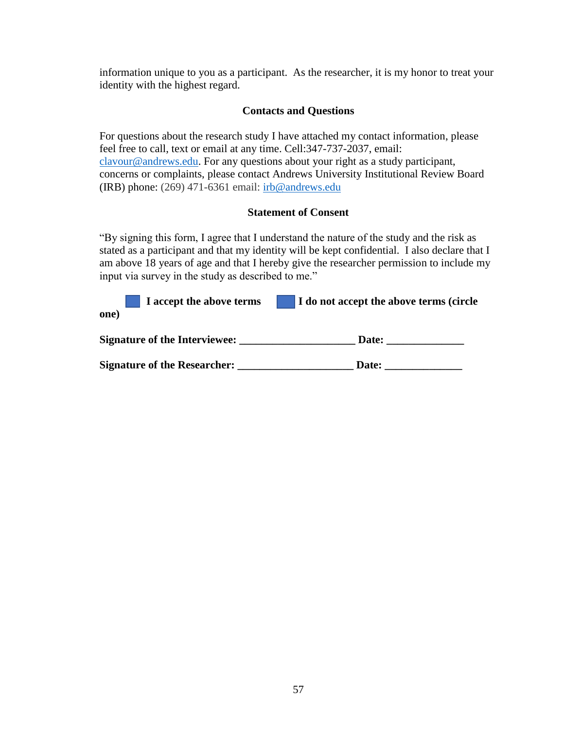information unique to you as a participant. As the researcher, it is my honor to treat your identity with the highest regard.

### Contacts and Questions

For questions about the research study I have attached my contact information, please feel free to call, text or email at any time. Cell:347-737-2037, email: clavour@andrews.edu. For any questions about your right as a study participant, concerns or complaints, please contact Andrews University Institutional Review Board (IRB) phone: (269) 471-6361 email: irb@andrews.edu

### Statement of Consent

"By signing this form, I agree that I understand the nature of the study and the risk as stated as a participant and that my identity will be kept confidential. I also declare that I am above 18 years of age and that I hereby give the researcher permission to include my input via survey in the study as described to me."

☐ **I accept the above terms** ☐ **I do not accept the above terms (circle one)**

**Signature of the Interviewee: ____________________ Date: _____________**

**Signature of the Researcher: ____________________ Date: _____________**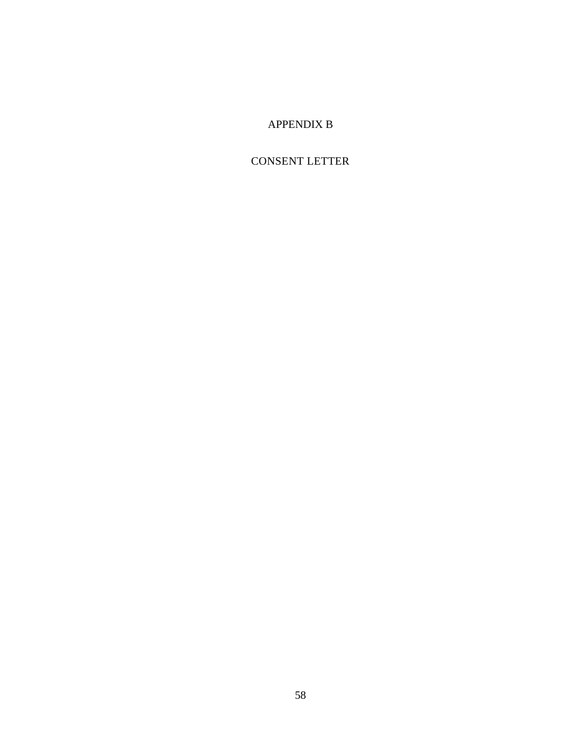# APPENDIX B

# CONSENT LETTER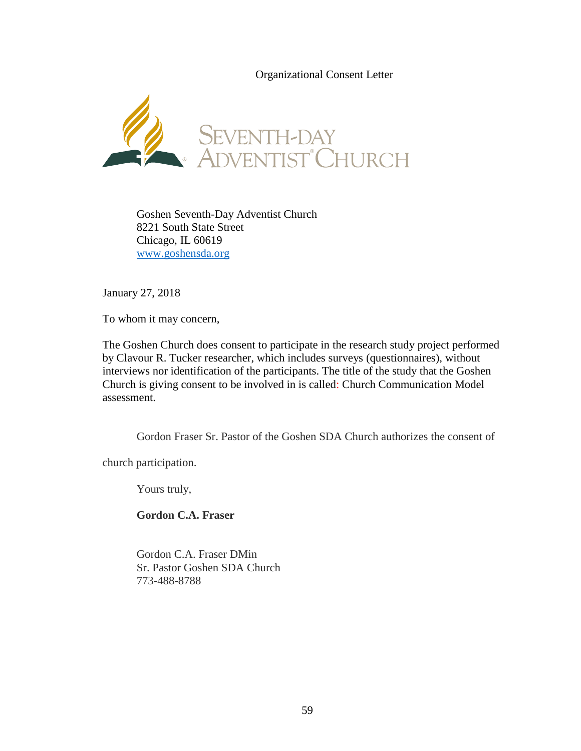Organizational Consent Letter

SEVENTH-DAY ADVENTIST CHURCH

Goshen Seventh-Day Adventist Church
8221 South State Street
Chicago, IL 60619
www.goshensda.org

January 27, 2018

To whom it may concern,

The Goshen Church does consent to participate in the research study project performed by Clavour R. Tucker researcher, which includes surveys (questionnaires), without interviews nor identification of the participants. The title of the study that the Goshen Church is giving consent to be involved in is called: Church Communication Model assessment.

Gordon Fraser Sr. Pastor of the Goshen SDA Church authorizes the consent of church participation.

Yours truly,

**Gordon C.A. Fraser**

Gordon C.A. Fraser DMin
Sr. Pastor Goshen SDA Church
773-488-8788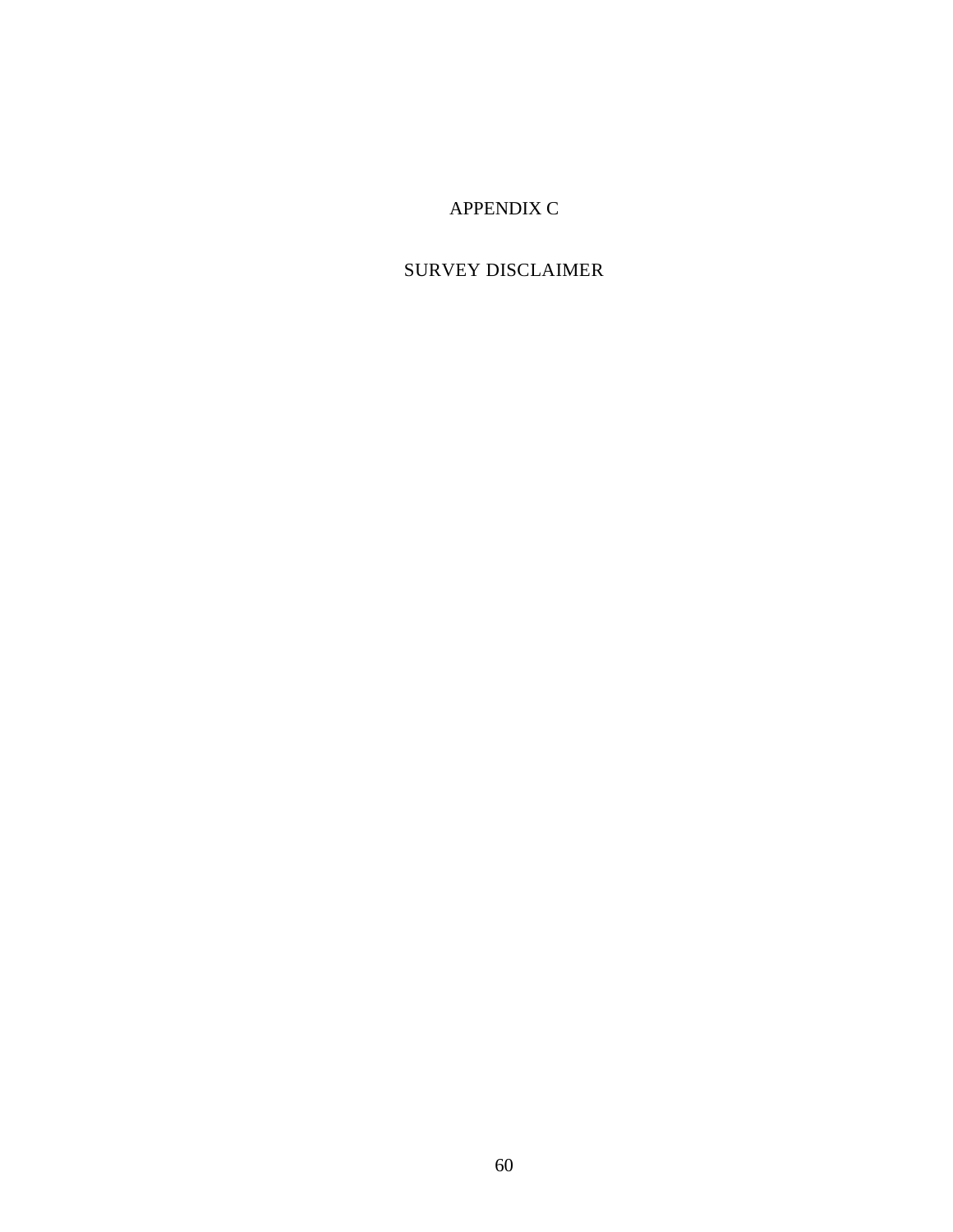# APPENDIX C

# SURVEY DISCLAIMER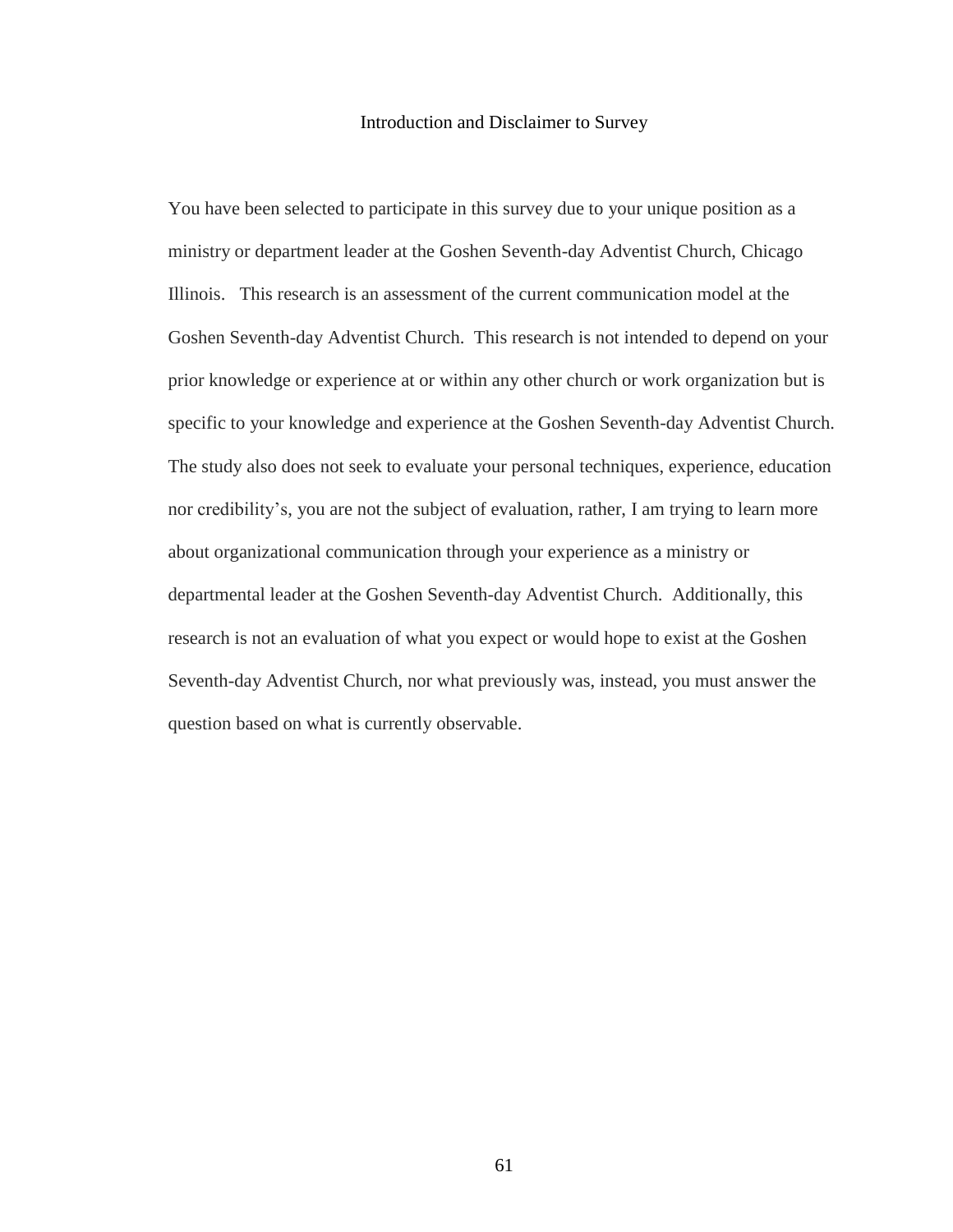# Introduction and Disclaimer to Survey

You have been selected to participate in this survey due to your unique position as a ministry or department leader at the Goshen Seventh-day Adventist Church, Chicago Illinois. This research is an assessment of the current communication model at the Goshen Seventh-day Adventist Church. This research is not intended to depend on your prior knowledge or experience at or within any other church or work organization but is specific to your knowledge and experience at the Goshen Seventh-day Adventist Church. The study also does not seek to evaluate your personal techniques, experience, education nor credibility's, you are not the subject of evaluation, rather, I am trying to learn more about organizational communication through your experience as a ministry or departmental leader at the Goshen Seventh-day Adventist Church. Additionally, this research is not an evaluation of what you expect or would hope to exist at the Goshen Seventh-day Adventist Church, nor what previously was, instead, you must answer the question based on what is currently observable.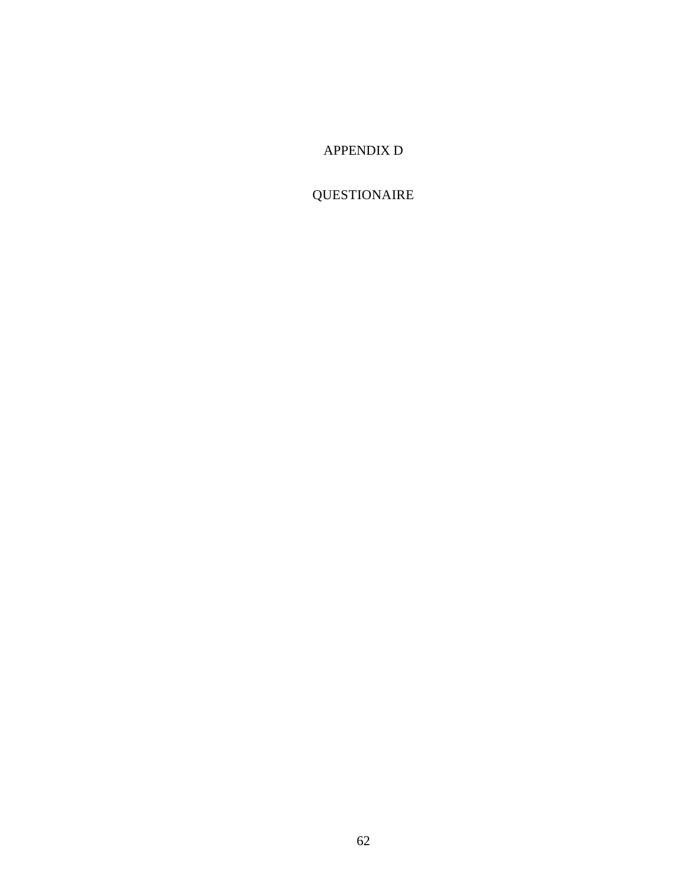# APPENDIX D

# QUESTIONAIRE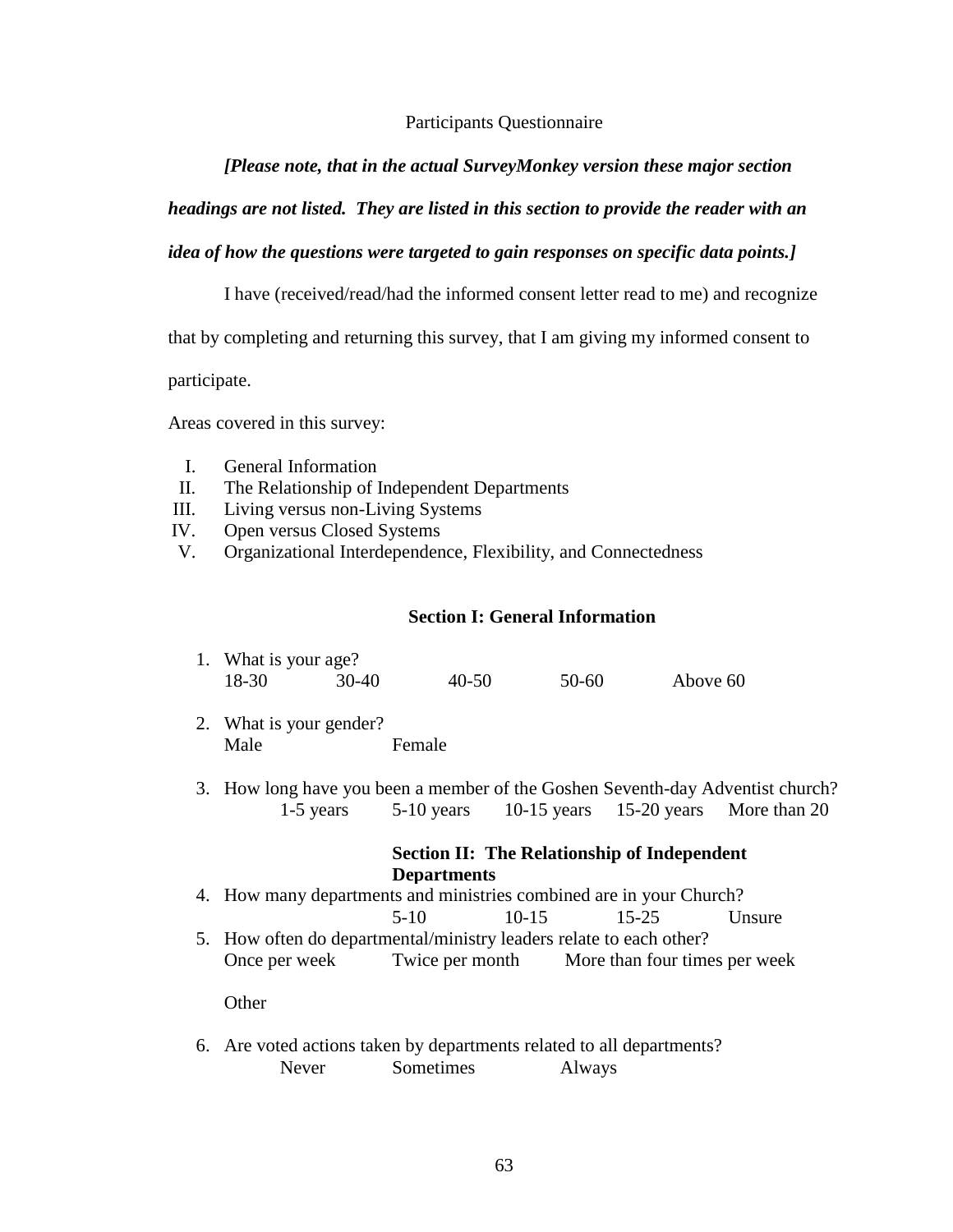Participants Questionnaire

***[Please note, that in the actual SurveyMonkey version these major section headings are not listed. They are listed in this section to provide the reader with an idea of how the questions were targeted to gain responses on specific data points.]***

I have (received/read/had the informed consent letter read to me) and recognize that by completing and returning this survey, that I am giving my informed consent to participate.

Areas covered in this survey:

I. General Information
II. The Relationship of Independent Departments
III. Living versus non-Living Systems
IV. Open versus Closed Systems
V. Organizational Interdependence, Flexibility, and Connectedness

**Section I: General Information**

1. What is your age?
   18-30 30-40 40-50 50-60 Above 60

2. What is your gender?
   Male Female

3. How long have you been a member of the Goshen Seventh-day Adventist church?
   1-5 years 5-10 years 10-15 years 15-20 years More than 20

**Section II: The Relationship of Independent Departments**

4. How many departments and ministries combined are in your Church?
   5-10 10-15 15-25 Unsure

5. How often do departmental/ministry leaders relate to each other?
   Once per week Twice per month More than four times per week

   Other

6. Are voted actions taken by departments related to all departments?
   Never Sometimes Always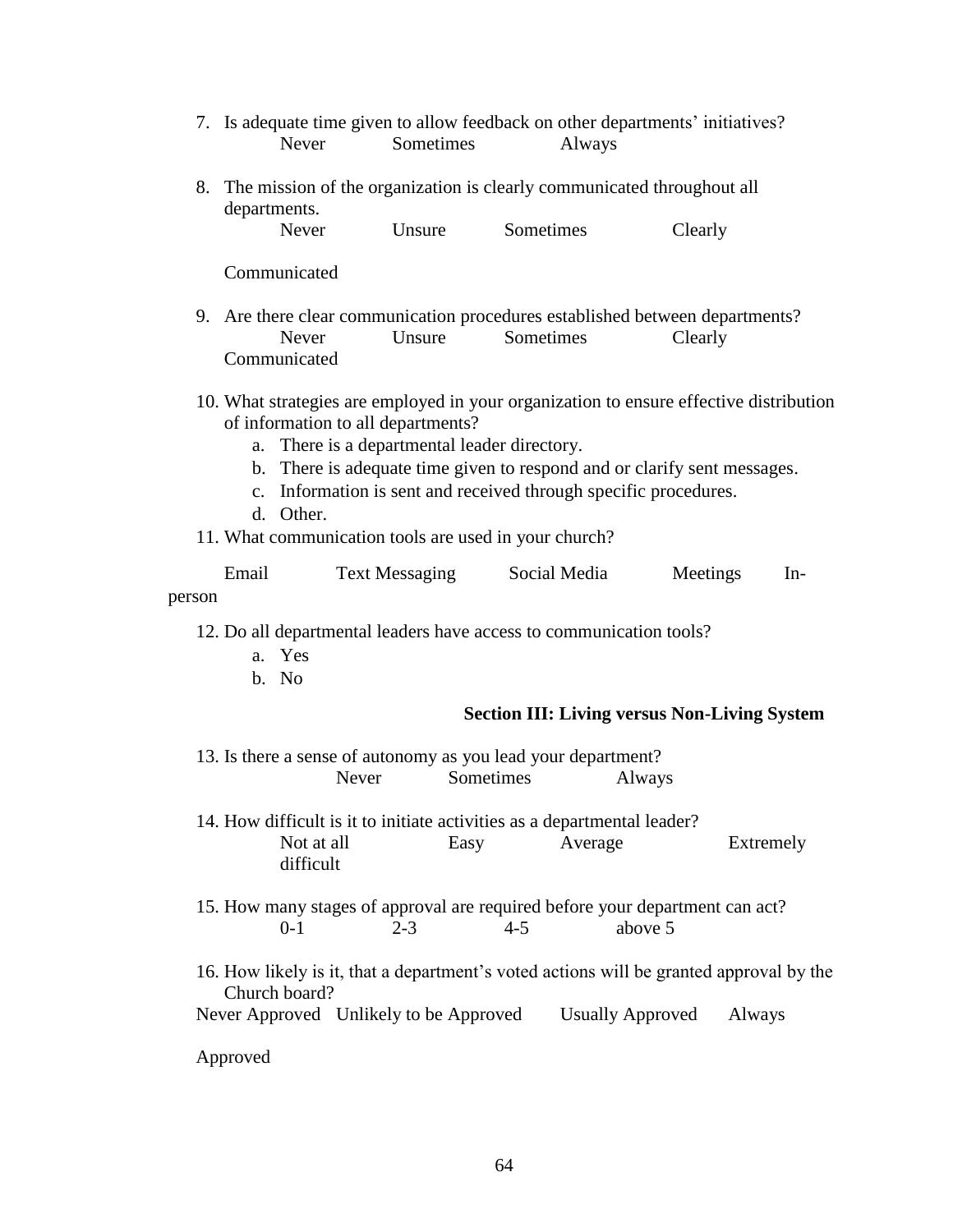7. Is adequate time given to allow feedback on other departments' initiatives?
   Never Sometimes Always

8. The mission of the organization is clearly communicated throughout all departments.
   Never Unsure Sometimes Clearly

   Communicated

9. Are there clear communication procedures established between departments?
   Never Unsure Sometimes Clearly
   Communicated

10. What strategies are employed in your organization to ensure effective distribution of information to all departments?
    a. There is a departmental leader directory.
    b. There is adequate time given to respond and or clarify sent messages.
    c. Information is sent and received through specific procedures.
    d. Other.

11. What communication tools are used in your church?

    Email Text Messaging Social Media Meetings In-person

12. Do all departmental leaders have access to communication tools?
    a. Yes
    b. No

**Section III: Living versus Non-Living System**

13. Is there a sense of autonomy as you lead your department?
    Never Sometimes Always

14. How difficult is it to initiate activities as a departmental leader?
    Not at all difficult Easy Average Extremely

15. How many stages of approval are required before your department can act?
    0-1 2-3 4-5 above 5

16. How likely is it, that a department's voted actions will be granted approval by the Church board?
    Never Approved Unlikely to be Approved Usually Approved Always

    Approved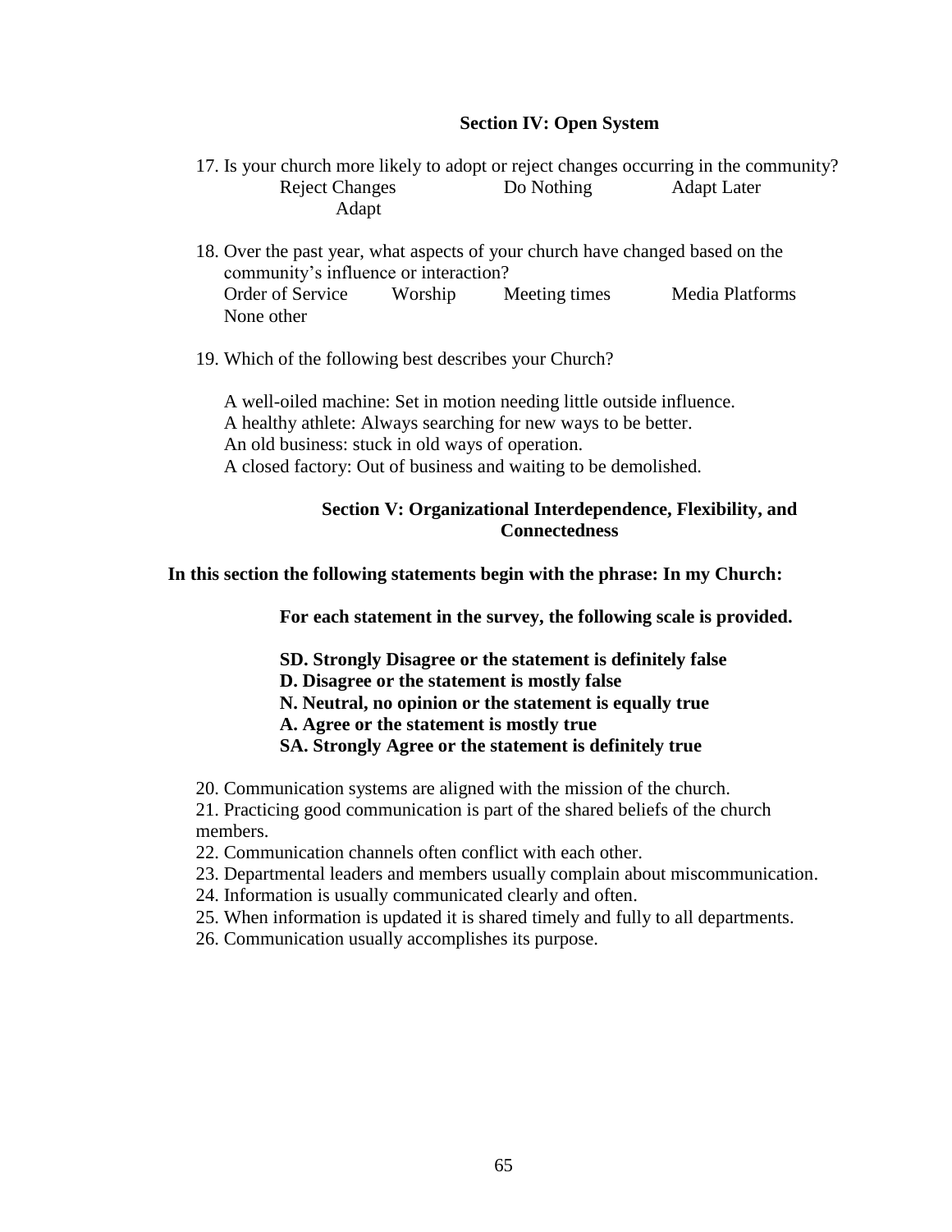### Section IV: Open System

17. Is your church more likely to adopt or reject changes occurring in the community?
    Reject Changes    Do Nothing    Adapt Later
    Adapt

18. Over the past year, what aspects of your church have changed based on the community's influence or interaction?
    Order of Service    Worship    Meeting times    Media Platforms
    None other

19. Which of the following best describes your Church?

    A well-oiled machine: Set in motion needing little outside influence.
    A healthy athlete: Always searching for new ways to be better.
    An old business: stuck in old ways of operation.
    A closed factory: Out of business and waiting to be demolished.

### Section V: Organizational Interdependence, Flexibility, and Connectedness

**In this section the following statements begin with the phrase: In my Church:**

**For each statement in the survey, the following scale is provided.**

**SD. Strongly Disagree or the statement is definitely false**
**D. Disagree or the statement is mostly false**
**N. Neutral, no opinion or the statement is equally true**
**A. Agree or the statement is mostly true**
**SA. Strongly Agree or the statement is definitely true**

20. Communication systems are aligned with the mission of the church.
21. Practicing good communication is part of the shared beliefs of the church members.
22. Communication channels often conflict with each other.
23. Departmental leaders and members usually complain about miscommunication.
24. Information is usually communicated clearly and often.
25. When information is updated it is shared timely and fully to all departments.
26. Communication usually accomplishes its purpose.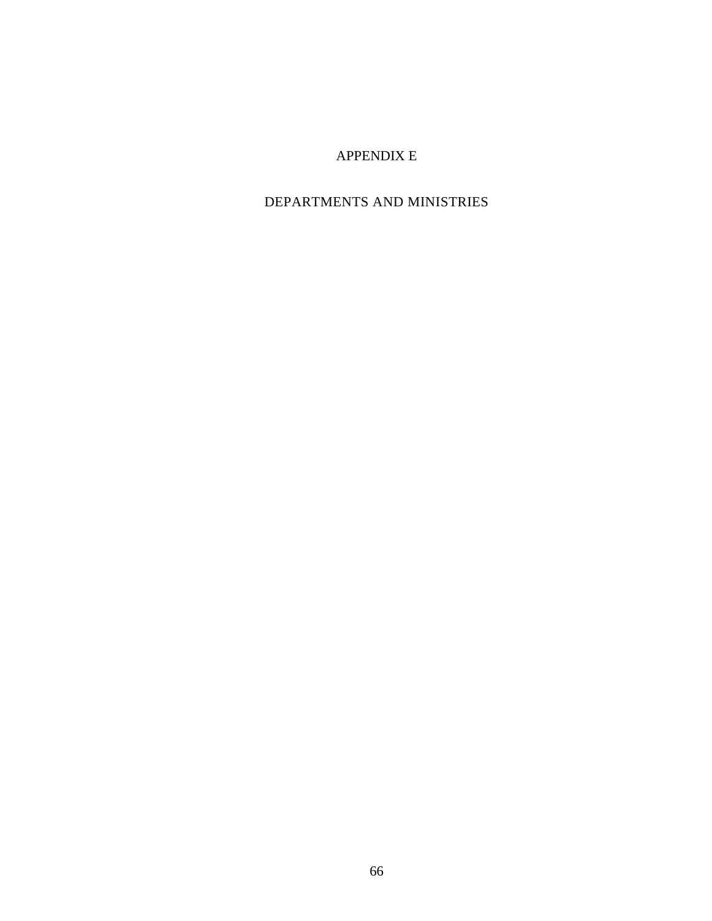# APPENDIX E

## DEPARTMENTS AND MINISTRIES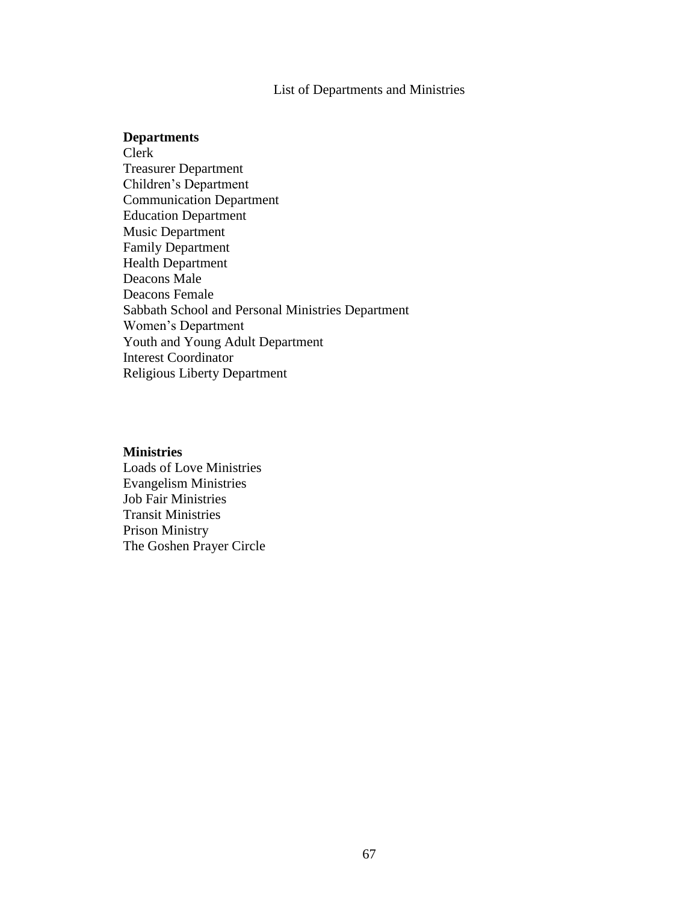# List of Departments and Ministries

**Departments**

Clerk
Treasurer Department
Children's Department
Communication Department
Education Department
Music Department
Family Department
Health Department
Deacons Male
Deacons Female
Sabbath School and Personal Ministries Department
Women's Department
Youth and Young Adult Department
Interest Coordinator
Religious Liberty Department

**Ministries**

Loads of Love Ministries
Evangelism Ministries
Job Fair Ministries
Transit Ministries
Prison Ministry
The Goshen Prayer Circle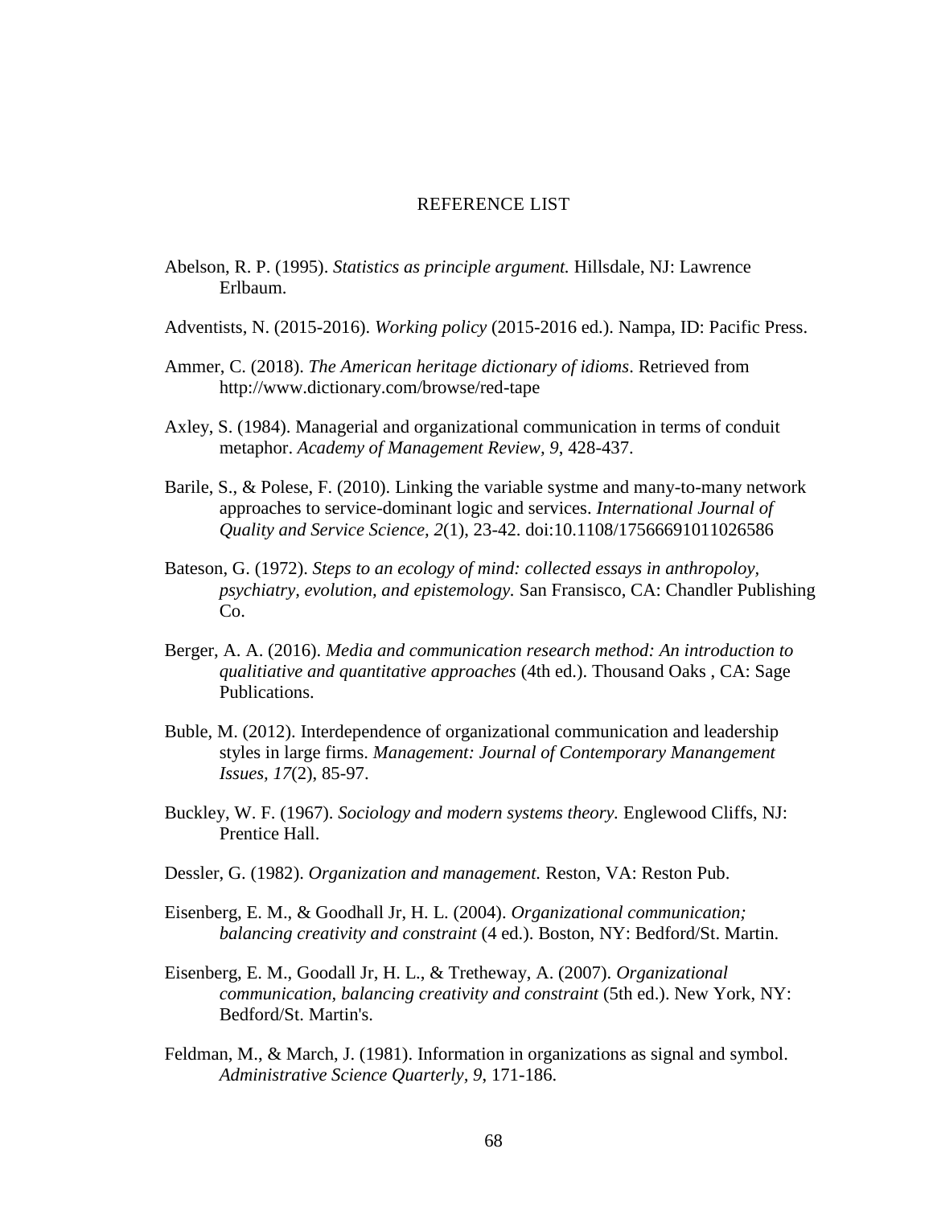# REFERENCE LIST

Abelson, R. P. (1995). *Statistics as principle argument.* Hillsdale, NJ: Lawrence Erlbaum.

Adventists, N. (2015-2016). *Working policy* (2015-2016 ed.). Nampa, ID: Pacific Press.

Ammer, C. (2018). *The American heritage dictionary of idioms*. Retrieved from http://www.dictionary.com/browse/red-tape

Axley, S. (1984). Managerial and organizational communication in terms of conduit metaphor. *Academy of Management Review, 9*, 428-437.

Barile, S., & Polese, F. (2010). Linking the variable systme and many-to-many network approaches to service-dominant logic and services. *International Journal of Quality and Service Science, 2*(1), 23-42. doi:10.1108/17566691011026586

Bateson, G. (1972). *Steps to an ecology of mind: collected essays in anthropoloy, psychiatry, evolution, and epistemology.* San Fransisco, CA: Chandler Publishing Co.

Berger, A. A. (2016). *Media and communication research method: An introduction to qualitiative and quantitative approaches* (4th ed.). Thousand Oaks , CA: Sage Publications.

Buble, M. (2012). Interdependence of organizational communication and leadership styles in large firms. *Management: Journal of Contemporary Manangement Issues, 17*(2), 85-97.

Buckley, W. F. (1967). *Sociology and modern systems theory.* Englewood Cliffs, NJ: Prentice Hall.

Dessler, G. (1982). *Organization and management.* Reston, VA: Reston Pub.

Eisenberg, E. M., & Goodhall Jr, H. L. (2004). *Organizational communication; balancing creativity and constraint* (4 ed.). Boston, NY: Bedford/St. Martin.

Eisenberg, E. M., Goodall Jr, H. L., & Tretheway, A. (2007). *Organizational communication, balancing creativity and constraint* (5th ed.). New York, NY: Bedford/St. Martin's.

Feldman, M., & March, J. (1981). Information in organizations as signal and symbol. *Administrative Science Quarterly, 9*, 171-186.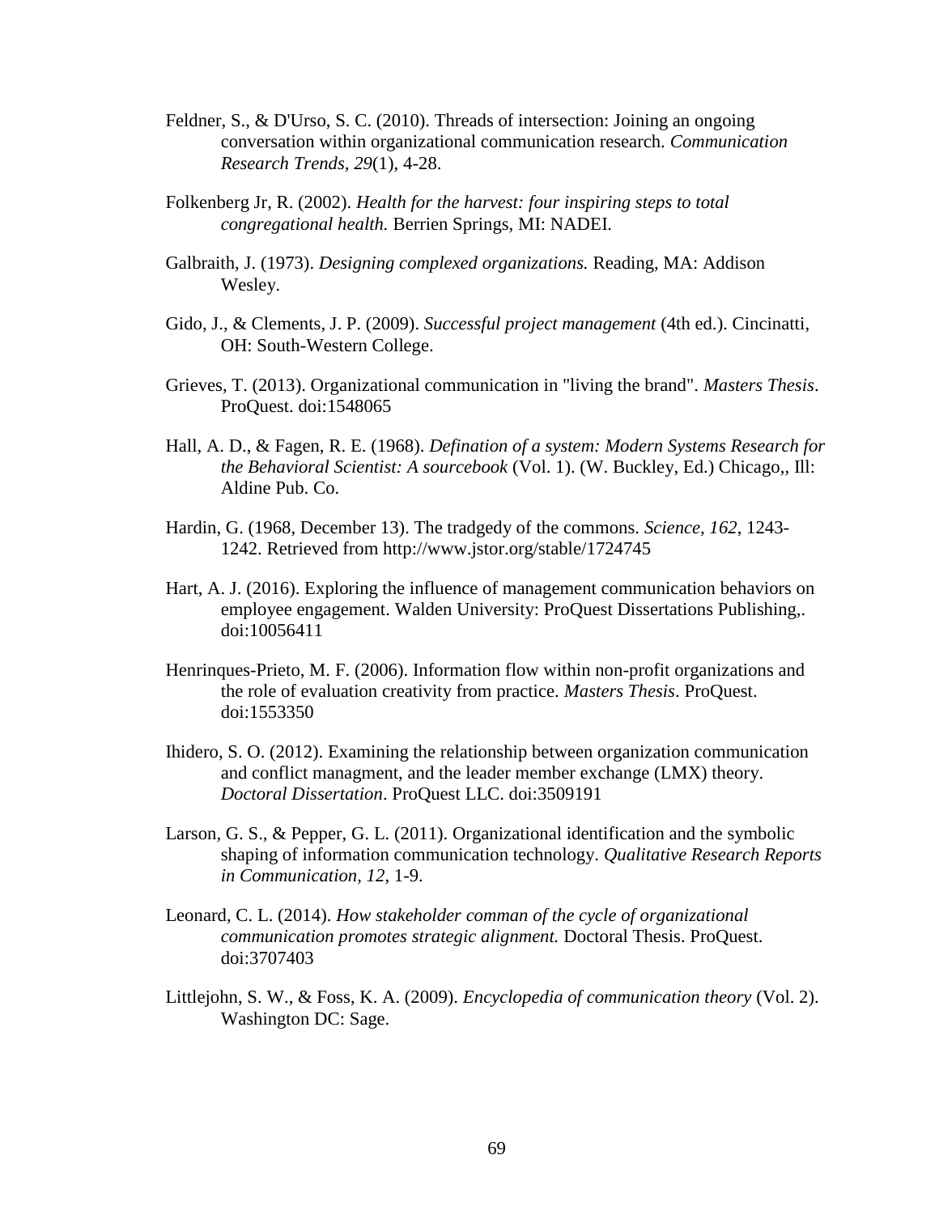Feldner, S., & D'Urso, S. C. (2010). Threads of intersection: Joining an ongoing conversation within organizational communication research. *Communication Research Trends, 29*(1), 4-28.

Folkenberg Jr, R. (2002). *Health for the harvest: four inspiring steps to total congregational health.* Berrien Springs, MI: NADEI.

Galbraith, J. (1973). *Designing complexed organizations.* Reading, MA: Addison Wesley.

Gido, J., & Clements, J. P. (2009). *Successful project management* (4th ed.). Cincinatti, OH: South-Western College.

Grieves, T. (2013). Organizational communication in "living the brand". *Masters Thesis*. ProQuest. doi:1548065

Hall, A. D., & Fagen, R. E. (1968). *Defination of a system: Modern Systems Research for the Behavioral Scientist: A sourcebook* (Vol. 1). (W. Buckley, Ed.) Chicago,, Ill: Aldine Pub. Co.

Hardin, G. (1968, December 13). The tradgedy of the commons. *Science, 162*, 1243-1242. Retrieved from http://www.jstor.org/stable/1724745

Hart, A. J. (2016). Exploring the influence of management communication behaviors on employee engagement. Walden University: ProQuest Dissertations Publishing,. doi:10056411

Henrinques-Prieto, M. F. (2006). Information flow within non-profit organizations and the role of evaluation creativity from practice. *Masters Thesis*. ProQuest. doi:1553350

Ihidero, S. O. (2012). Examining the relationship between organization communication and conflict managment, and the leader member exchange (LMX) theory. *Doctoral Dissertation*. ProQuest LLC. doi:3509191

Larson, G. S., & Pepper, G. L. (2011). Organizational identification and the symbolic shaping of information communication technology. *Qualitative Research Reports in Communication, 12*, 1-9.

Leonard, C. L. (2014). *How stakeholder comman of the cycle of organizational communication promotes strategic alignment.* Doctoral Thesis. ProQuest. doi:3707403

Littlejohn, S. W., & Foss, K. A. (2009). *Encyclopedia of communication theory* (Vol. 2). Washington DC: Sage.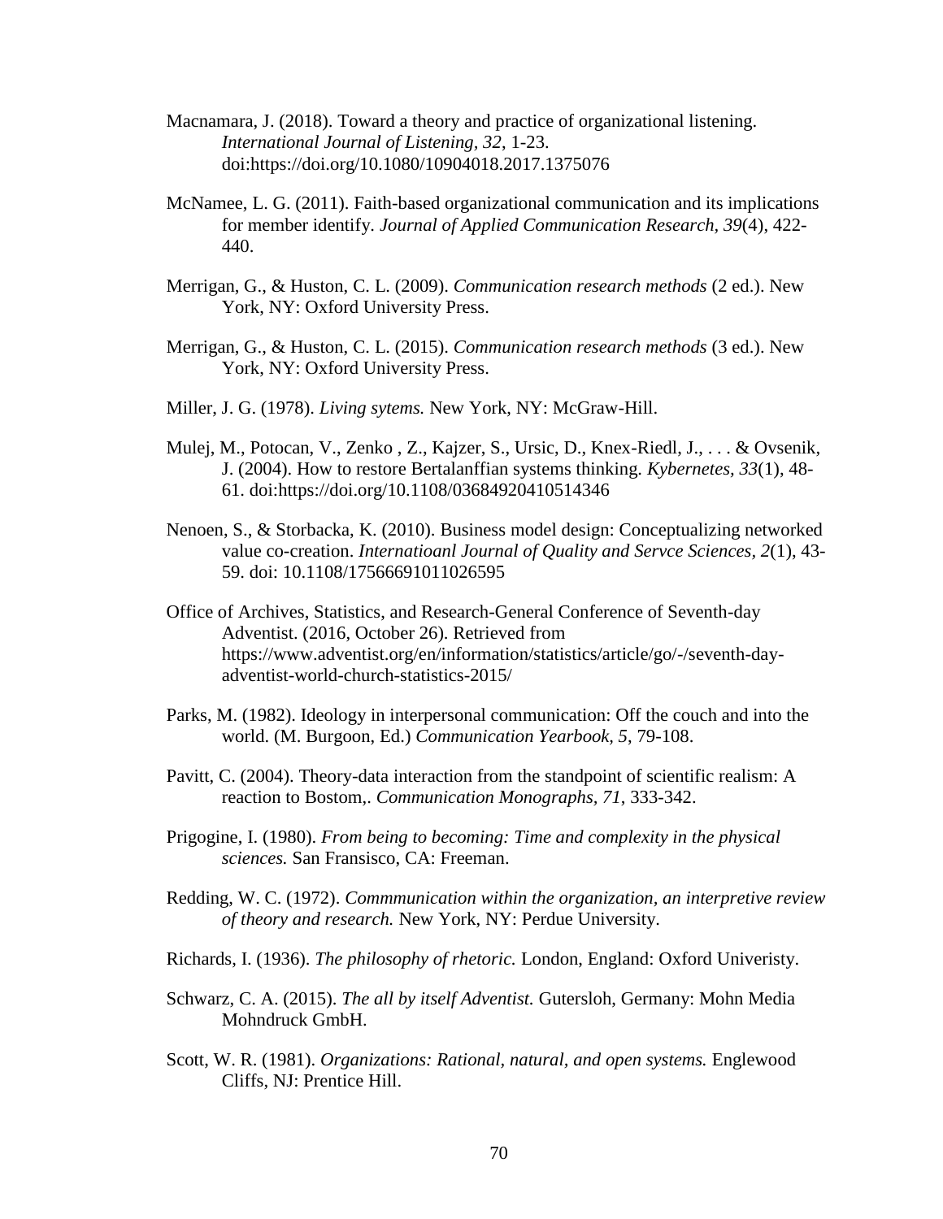Macnamara, J. (2018). Toward a theory and practice of organizational listening. *International Journal of Listening, 32*, 1-23. doi:https://doi.org/10.1080/10904018.2017.1375076

McNamee, L. G. (2011). Faith-based organizational communication and its implications for member identify. *Journal of Applied Communication Research, 39*(4), 422-440.

Merrigan, G., & Huston, C. L. (2009). *Communication research methods* (2 ed.). New York, NY: Oxford University Press.

Merrigan, G., & Huston, C. L. (2015). *Communication research methods* (3 ed.). New York, NY: Oxford University Press.

Miller, J. G. (1978). *Living sytems.* New York, NY: McGraw-Hill.

Mulej, M., Potocan, V., Zenko , Z., Kajzer, S., Ursic, D., Knex-Riedl, J., . . . & Ovsenik, J. (2004). How to restore Bertalanffian systems thinking. *Kybernetes, 33*(1), 48-61. doi:https://doi.org/10.1108/03684920410514346

Nenoen, S., & Storbacka, K. (2010). Business model design: Conceptualizing networked value co-creation. *Internatioanl Journal of Quality and Servce Sciences, 2*(1), 43-59. doi: 10.1108/17566691011026595

Office of Archives, Statistics, and Research-General Conference of Seventh-day Adventist. (2016, October 26). Retrieved from https://www.adventist.org/en/information/statistics/article/go/-/seventh-day-adventist-world-church-statistics-2015/

Parks, M. (1982). Ideology in interpersonal communication: Off the couch and into the world. (M. Burgoon, Ed.) *Communication Yearbook, 5*, 79-108.

Pavitt, C. (2004). Theory-data interaction from the standpoint of scientific realism: A reaction to Bostom,. *Communication Monographs, 71*, 333-342.

Prigogine, I. (1980). *From being to becoming: Time and complexity in the physical sciences.* San Fransisco, CA: Freeman.

Redding, W. C. (1972). *Commmunication within the organization, an interpretive review of theory and research.* New York, NY: Perdue University.

Richards, I. (1936). *The philosophy of rhetoric.* London, England: Oxford Univeristy.

Schwarz, C. A. (2015). *The all by itself Adventist.* Gutersloh, Germany: Mohn Media Mohndruck GmbH.

Scott, W. R. (1981). *Organizations: Rational, natural, and open systems.* Englewood Cliffs, NJ: Prentice Hill.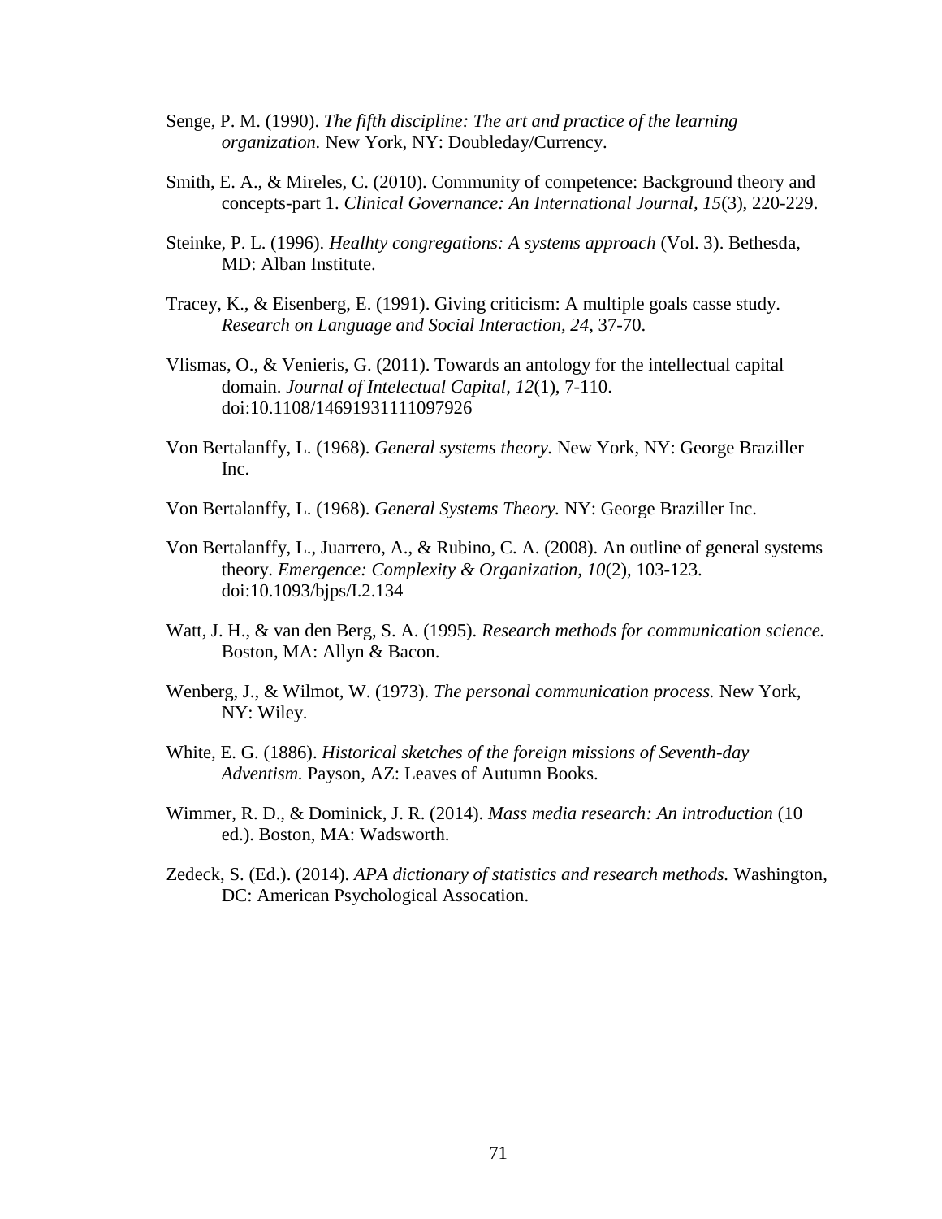Senge, P. M. (1990). *The fifth discipline: The art and practice of the learning organization.* New York, NY: Doubleday/Currency.

Smith, E. A., & Mireles, C. (2010). Community of competence: Background theory and concepts-part 1. *Clinical Governance: An International Journal, 15*(3), 220-229.

Steinke, P. L. (1996). *Healhty congregations: A systems approach* (Vol. 3). Bethesda, MD: Alban Institute.

Tracey, K., & Eisenberg, E. (1991). Giving criticism: A multiple goals casse study. *Research on Language and Social Interaction, 24*, 37-70.

Vlismas, O., & Venieris, G. (2011). Towards an antology for the intellectual capital domain. *Journal of Intelectual Capital, 12*(1), 7-110. doi:10.1108/14691931111097926

Von Bertalanffy, L. (1968). *General systems theory.* New York, NY: George Braziller Inc.

Von Bertalanffy, L. (1968). *General Systems Theory.* NY: George Braziller Inc.

Von Bertalanffy, L., Juarrero, A., & Rubino, C. A. (2008). An outline of general systems theory. *Emergence: Complexity & Organization, 10*(2), 103-123. doi:10.1093/bjps/I.2.134

Watt, J. H., & van den Berg, S. A. (1995). *Research methods for communication science.* Boston, MA: Allyn & Bacon.

Wenberg, J., & Wilmot, W. (1973). *The personal communication process.* New York, NY: Wiley.

White, E. G. (1886). *Historical sketches of the foreign missions of Seventh-day Adventism.* Payson, AZ: Leaves of Autumn Books.

Wimmer, R. D., & Dominick, J. R. (2014). *Mass media research: An introduction* (10 ed.). Boston, MA: Wadsworth.

Zedeck, S. (Ed.). (2014). *APA dictionary of statistics and research methods.* Washington, DC: American Psychological Assocation.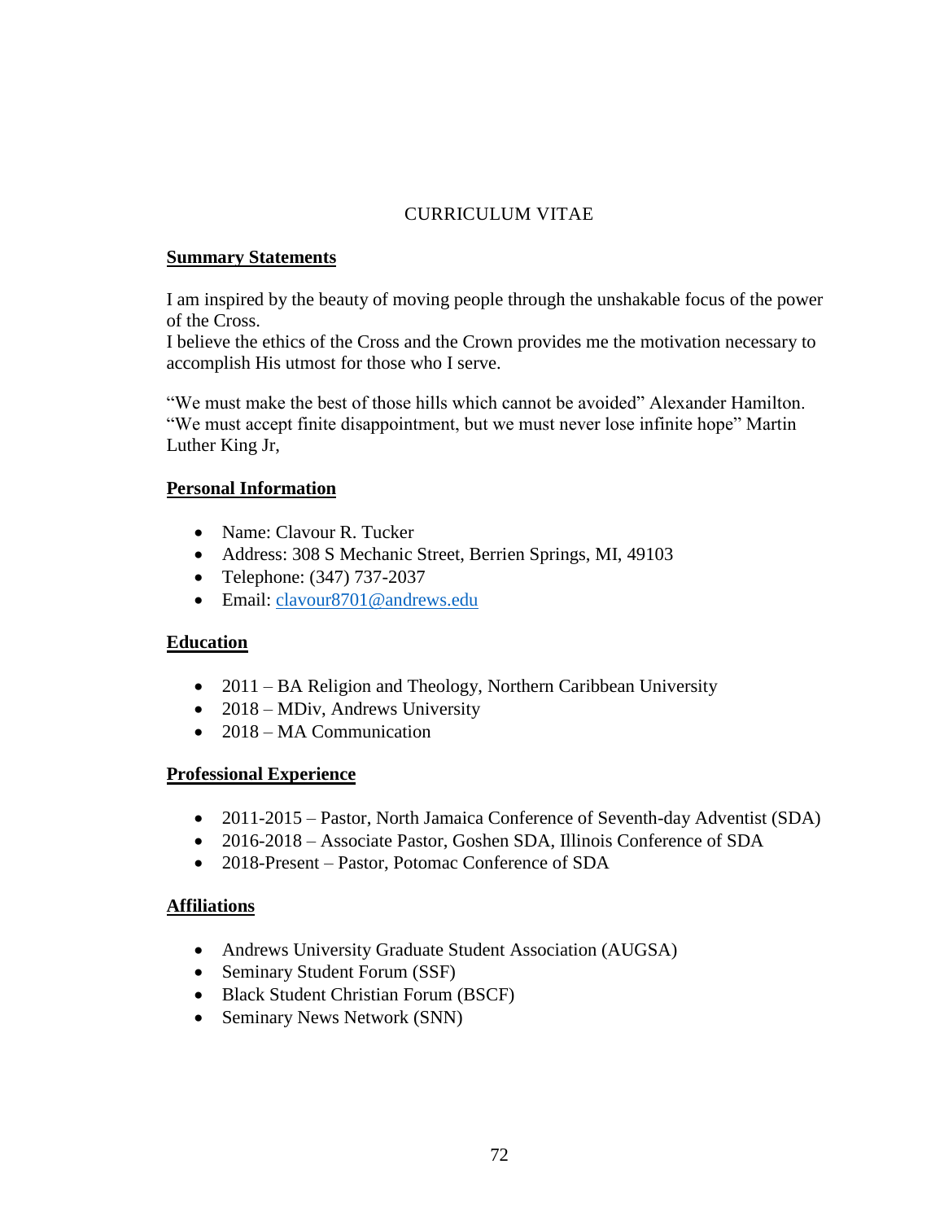# CURRICULUM VITAE

## Summary Statements

I am inspired by the beauty of moving people through the unshakable focus of the power of the Cross.
I believe the ethics of the Cross and the Crown provides me the motivation necessary to accomplish His utmost for those who I serve.

"We must make the best of those hills which cannot be avoided" Alexander Hamilton.
"We must accept finite disappointment, but we must never lose infinite hope" Martin Luther King Jr,

## Personal Information

- Name: Clavour R. Tucker
- Address: 308 S Mechanic Street, Berrien Springs, MI, 49103
- Telephone: (347) 737-2037
- Email: clavour8701@andrews.edu

## Education

- 2011 – BA Religion and Theology, Northern Caribbean University
- 2018 – MDiv, Andrews University
- 2018 – MA Communication

## Professional Experience

- 2011-2015 – Pastor, North Jamaica Conference of Seventh-day Adventist (SDA)
- 2016-2018 – Associate Pastor, Goshen SDA, Illinois Conference of SDA
- 2018-Present – Pastor, Potomac Conference of SDA

## Affiliations

- Andrews University Graduate Student Association (AUGSA)
- Seminary Student Forum (SSF)
- Black Student Christian Forum (BSCF)
- Seminary News Network (SNN)